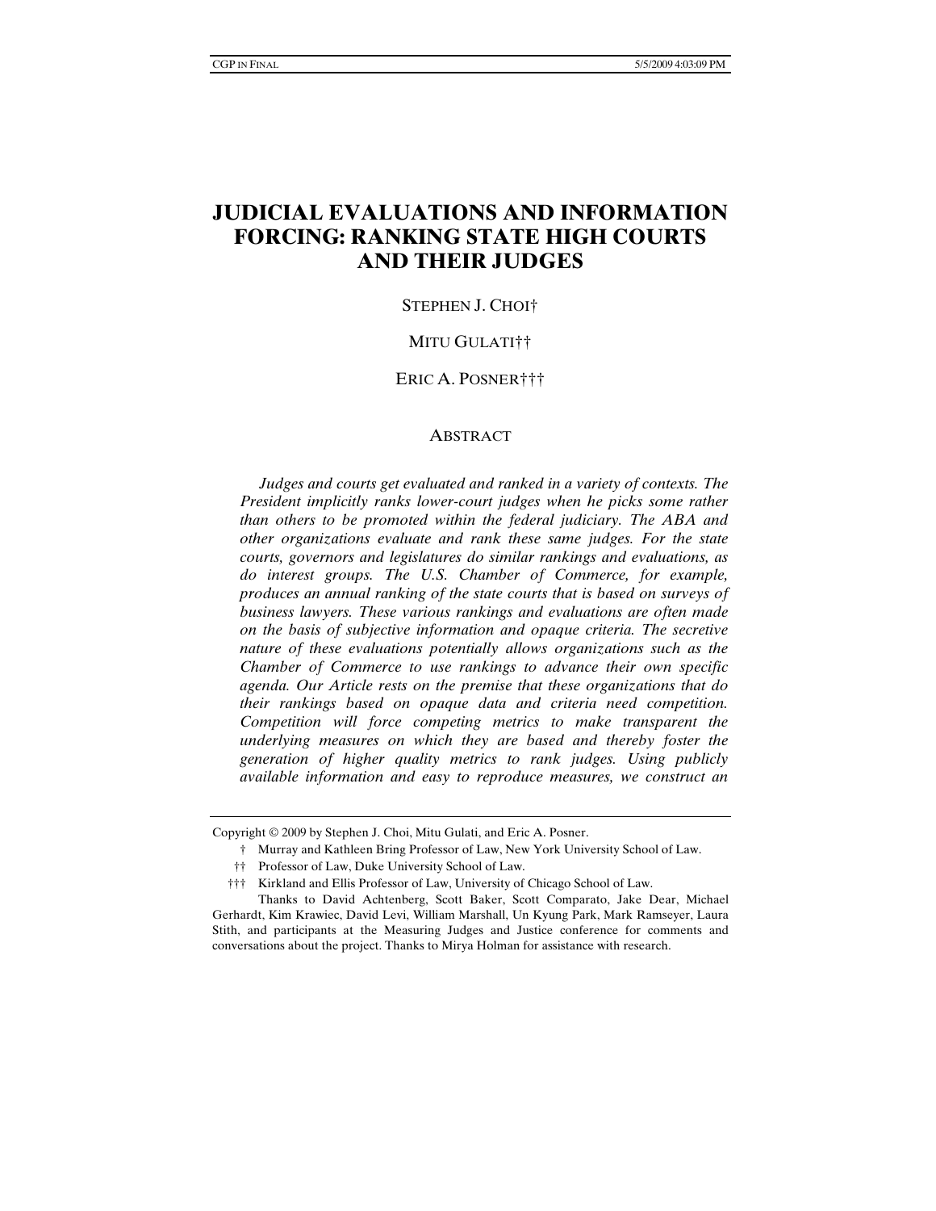# JUDICIAL EVALUATIONS AND INFORMATION FORCING: RANKING STATE HIGH COURTS AND THEIR JUDGES

STEPHEN J. CHOI†

MITU GULATI††

ERIC A. POSNER†††

## ABSTRACT

*Judges and courts get evaluated and ranked in a variety of contexts. The President implicitly ranks lower-court judges when he picks some rather than others to be promoted within the federal judiciary. The ABA and other organizations evaluate and rank these same judges. For the state courts, governors and legislatures do similar rankings and evaluations, as do interest groups. The U.S. Chamber of Commerce, for example, produces an annual ranking of the state courts that is based on surveys of business lawyers. These various rankings and evaluations are often made on the basis of subjective information and opaque criteria. The secretive nature of these evaluations potentially allows organizations such as the Chamber of Commerce to use rankings to advance their own specific agenda. Our Article rests on the premise that these organizations that do their rankings based on opaque data and criteria need competition. Competition will force competing metrics to make transparent the underlying measures on which they are based and thereby foster the generation of higher quality metrics to rank judges. Using publicly available information and easy to reproduce measures, we construct an*

---

Copyright © 2009 by Stephen J. Choi, Mitu Gulati, and Eric A. Posner.

† Murray and Kathleen Bring Professor of Law, New York University School of Law.

†† Professor of Law, Duke University School of Law.

††† Kirkland and Ellis Professor of Law, University of Chicago School of Law.

Thanks to David Achtenberg, Scott Baker, Scott Comparato, Jake Dear, Michael Gerhardt, Kim Krawiec, David Levi, William Marshall, Un Kyung Park, Mark Ramseyer, Laura Stith, and participants at the Measuring Judges and Justice conference for comments and conversations about the project. Thanks to Mirya Holman for assistance with research.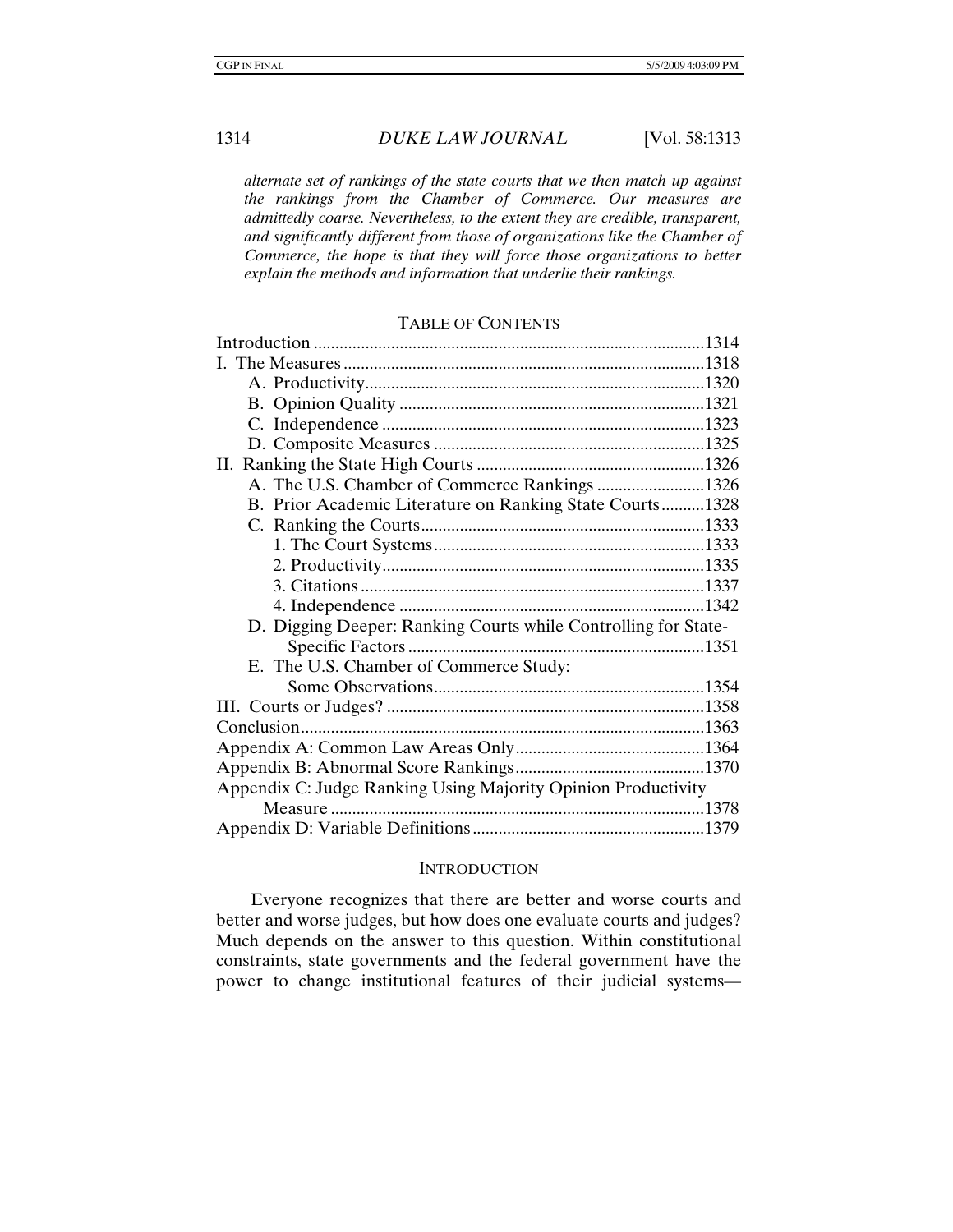*alternate set of rankings of the state courts that we then match up against the rankings from the Chamber of Commerce. Our measures are admittedly coarse. Nevertheless, to the extent they are credible, transparent, and significantly different from those of organizations like the Chamber of Commerce, the hope is that they will force those organizations to better explain the methods and information that underlie their rankings.*

## TABLE OF CONTENTS

Introduction .......... 1314
I. The Measures .......... 1318
  A. Productivity .......... 1320
  B. Opinion Quality .......... 1321
  C. Independence .......... 1323
  D. Composite Measures .......... 1325
II. Ranking the State High Courts .......... 1326
  A. The U.S. Chamber of Commerce Rankings .......... 1326
  B. Prior Academic Literature on Ranking State Courts .......... 1328
  C. Ranking the Courts .......... 1333
    1. The Court Systems .......... 1333
    2. Productivity .......... 1335
    3. Citations .......... 1337
    4. Independence .......... 1342
  D. Digging Deeper: Ranking Courts while Controlling for State-Specific Factors .......... 1351
  E. The U.S. Chamber of Commerce Study: Some Observations .......... 1354
III. Courts or Judges? .......... 1358
Conclusion .......... 1363
Appendix A: Common Law Areas Only .......... 1364
Appendix B: Abnormal Score Rankings .......... 1370
Appendix C: Judge Ranking Using Majority Opinion Productivity Measure .......... 1378
Appendix D: Variable Definitions .......... 1379

## INTRODUCTION

Everyone recognizes that there are better and worse courts and better and worse judges, but how does one evaluate courts and judges? Much depends on the answer to this question. Within constitutional constraints, state governments and the federal government have the power to change institutional features of their judicial systems—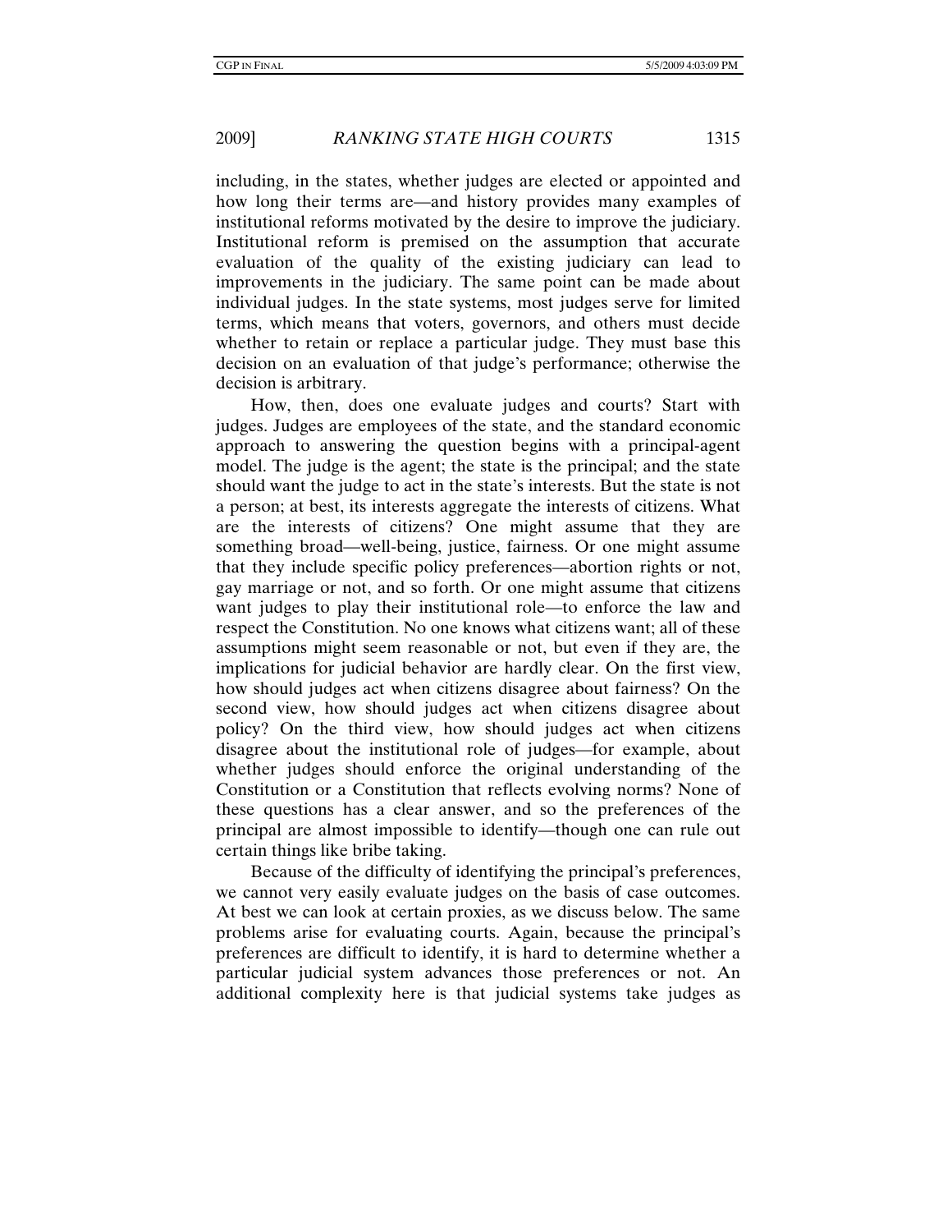including, in the states, whether judges are elected or appointed and how long their terms are—and history provides many examples of institutional reforms motivated by the desire to improve the judiciary. Institutional reform is premised on the assumption that accurate evaluation of the quality of the existing judiciary can lead to improvements in the judiciary. The same point can be made about individual judges. In the state systems, most judges serve for limited terms, which means that voters, governors, and others must decide whether to retain or replace a particular judge. They must base this decision on an evaluation of that judge's performance; otherwise the decision is arbitrary.

How, then, does one evaluate judges and courts? Start with judges. Judges are employees of the state, and the standard economic approach to answering the question begins with a principal-agent model. The judge is the agent; the state is the principal; and the state should want the judge to act in the state's interests. But the state is not a person; at best, its interests aggregate the interests of citizens. What are the interests of citizens? One might assume that they are something broad—well-being, justice, fairness. Or one might assume that they include specific policy preferences—abortion rights or not, gay marriage or not, and so forth. Or one might assume that citizens want judges to play their institutional role—to enforce the law and respect the Constitution. No one knows what citizens want; all of these assumptions might seem reasonable or not, but even if they are, the implications for judicial behavior are hardly clear. On the first view, how should judges act when citizens disagree about fairness? On the second view, how should judges act when citizens disagree about policy? On the third view, how should judges act when citizens disagree about the institutional role of judges—for example, about whether judges should enforce the original understanding of the Constitution or a Constitution that reflects evolving norms? None of these questions has a clear answer, and so the preferences of the principal are almost impossible to identify—though one can rule out certain things like bribe taking.

Because of the difficulty of identifying the principal's preferences, we cannot very easily evaluate judges on the basis of case outcomes. At best we can look at certain proxies, as we discuss below. The same problems arise for evaluating courts. Again, because the principal's preferences are difficult to identify, it is hard to determine whether a particular judicial system advances those preferences or not. An additional complexity here is that judicial systems take judges as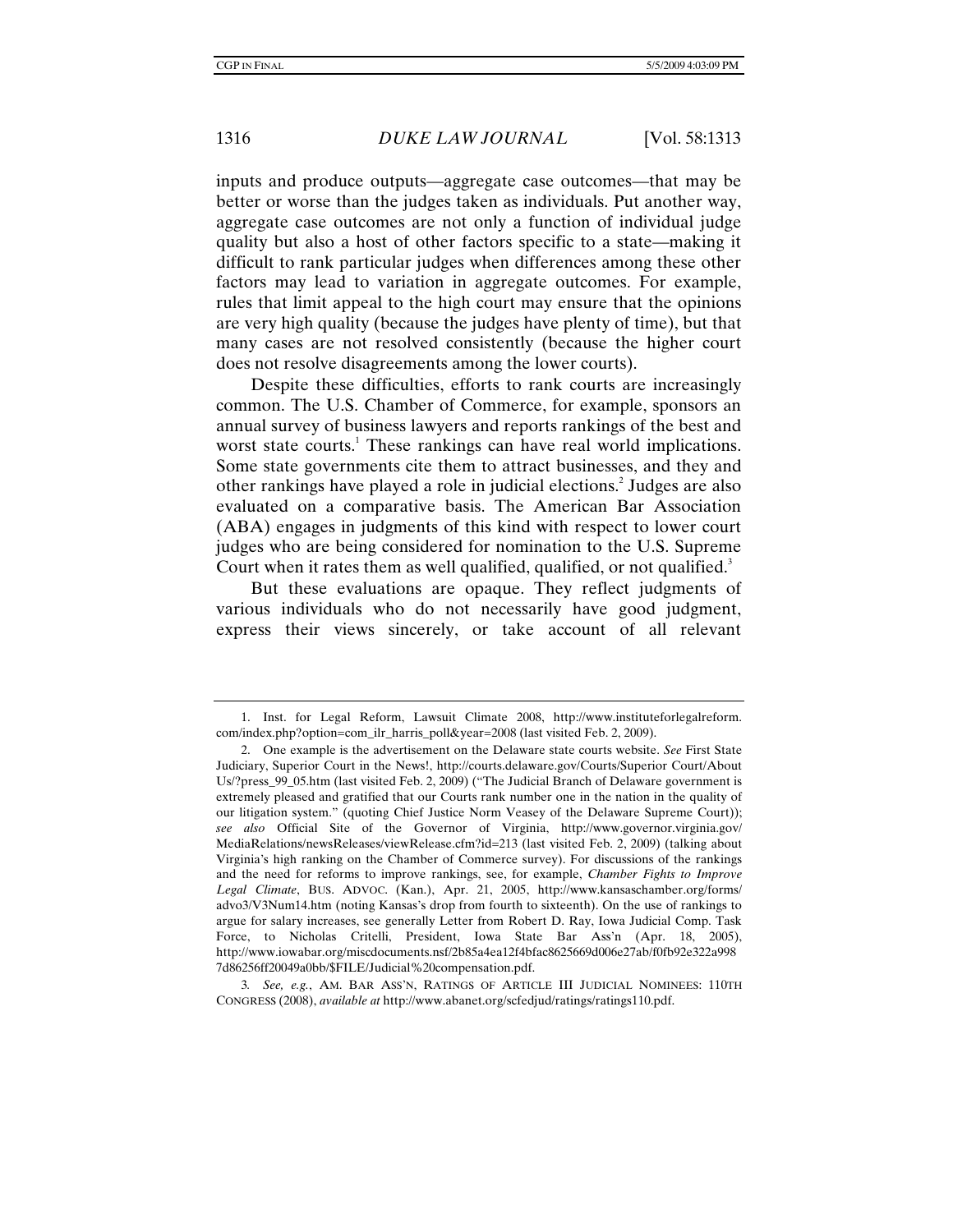inputs and produce outputs—aggregate case outcomes—that may be better or worse than the judges taken as individuals. Put another way, aggregate case outcomes are not only a function of individual judge quality but also a host of other factors specific to a state—making it difficult to rank particular judges when differences among these other factors may lead to variation in aggregate outcomes. For example, rules that limit appeal to the high court may ensure that the opinions are very high quality (because the judges have plenty of time), but that many cases are not resolved consistently (because the higher court does not resolve disagreements among the lower courts).

Despite these difficulties, efforts to rank courts are increasingly common. The U.S. Chamber of Commerce, for example, sponsors an annual survey of business lawyers and reports rankings of the best and worst state courts.[1] These rankings can have real world implications. Some state governments cite them to attract businesses, and they and other rankings have played a role in judicial elections.[2] Judges are also evaluated on a comparative basis. The American Bar Association (ABA) engages in judgments of this kind with respect to lower court judges who are being considered for nomination to the U.S. Supreme Court when it rates them as well qualified, qualified, or not qualified.[3]

But these evaluations are opaque. They reflect judgments of various individuals who do not necessarily have good judgment, express their views sincerely, or take account of all relevant

---

1. Inst. for Legal Reform, Lawsuit Climate 2008, http://www.instituteforlegalreform.com/index.php?option=com_ilr_harris_poll&year=2008 (last visited Feb. 2, 2009).

2. One example is the advertisement on the Delaware state courts website. *See* First State Judiciary, Superior Court in the News!, http://courts.delaware.gov/Courts/Superior Court/About Us/?press_99_05.htm (last visited Feb. 2, 2009) ("The Judicial Branch of Delaware government is extremely pleased and gratified that our Courts rank number one in the nation in the quality of our litigation system." (quoting Chief Justice Norm Veasey of the Delaware Supreme Court)); *see also* Official Site of the Governor of Virginia, http://www.governor.virginia.gov/MediaRelations/newsReleases/viewRelease.cfm?id=213 (last visited Feb. 2, 2009) (talking about Virginia's high ranking on the Chamber of Commerce survey). For discussions of the rankings and the need for reforms to improve rankings, see, for example, *Chamber Fights to Improve Legal Climate*, BUS. ADVOC. (Kan.), Apr. 21, 2005, http://www.kansaschamber.org/forms/advo3/V3Num14.htm (noting Kansas's drop from fourth to sixteenth). On the use of rankings to argue for salary increases, see generally Letter from Robert D. Ray, Iowa Judicial Comp. Task Force, to Nicholas Critelli, President, Iowa State Bar Ass'n (Apr. 18, 2005), http://www.iowabar.org/miscdocuments.nsf/2b85a4ea12f4bfac8625669d006e27ab/f0fb92e322a9987d86256ff20049a0bb/$FILE/Judicial%20compensation.pdf.

3. *See, e.g.*, AM. BAR ASS'N, RATINGS OF ARTICLE III JUDICIAL NOMINEES: 110TH CONGRESS (2008), *available at* http://www.abanet.org/scfedjud/ratings/ratings110.pdf.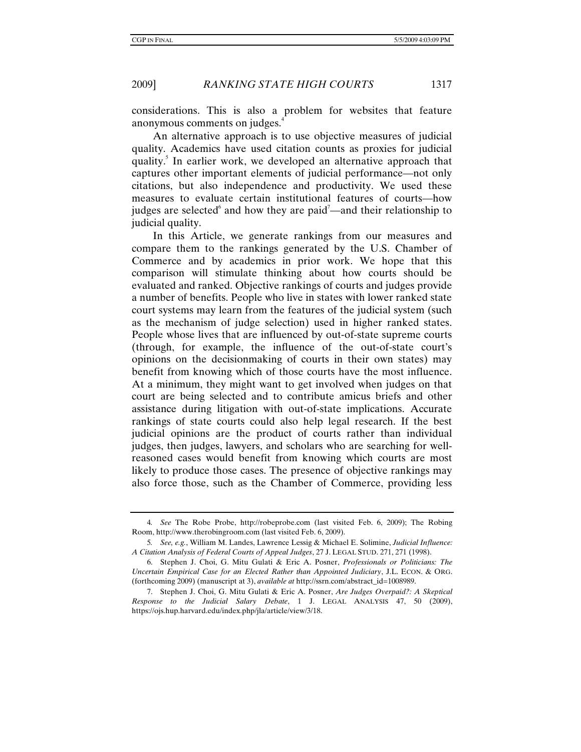considerations. This is also a problem for websites that feature anonymous comments on judges.[4]

An alternative approach is to use objective measures of judicial quality. Academics have used citation counts as proxies for judicial quality.[5] In earlier work, we developed an alternative approach that captures other important elements of judicial performance—not only citations, but also independence and productivity. We used these measures to evaluate certain institutional features of courts—how judges are selected[6] and how they are paid[7]—and their relationship to judicial quality.

In this Article, we generate rankings from our measures and compare them to the rankings generated by the U.S. Chamber of Commerce and by academics in prior work. We hope that this comparison will stimulate thinking about how courts should be evaluated and ranked. Objective rankings of courts and judges provide a number of benefits. People who live in states with lower ranked state court systems may learn from the features of the judicial system (such as the mechanism of judge selection) used in higher ranked states. People whose lives that are influenced by out-of-state supreme courts (through, for example, the influence of the out-of-state court's opinions on the decisionmaking of courts in their own states) may benefit from knowing which of those courts have the most influence. At a minimum, they might want to get involved when judges on that court are being selected and to contribute amicus briefs and other assistance during litigation with out-of-state implications. Accurate rankings of state courts could also help legal research. If the best judicial opinions are the product of courts rather than individual judges, then judges, lawyers, and scholars who are searching for well-reasoned cases would benefit from knowing which courts are most likely to produce those cases. The presence of objective rankings may also force those, such as the Chamber of Commerce, providing less

---

4. *See* The Robe Probe, http://robeprobe.com (last visited Feb. 6, 2009); The Robing Room, http://www.therobingroom.com (last visited Feb. 6, 2009).

5. *See, e.g.*, William M. Landes, Lawrence Lessig & Michael E. Solimine, *Judicial Influence: A Citation Analysis of Federal Courts of Appeal Judges*, 27 J. LEGAL STUD. 271, 271 (1998).

6. Stephen J. Choi, G. Mitu Gulati & Eric A. Posner, *Professionals or Politicians: The Uncertain Empirical Case for an Elected Rather than Appointed Judiciary*, J.L. ECON. & ORG. (forthcoming 2009) (manuscript at 3), *available at* http://ssrn.com/abstract_id=1008989.

7. Stephen J. Choi, G. Mitu Gulati & Eric A. Posner, *Are Judges Overpaid?: A Skeptical Response to the Judicial Salary Debate*, 1 J. LEGAL ANALYSIS 47, 50 (2009), https://ojs.hup.harvard.edu/index.php/jla/article/view/3/18.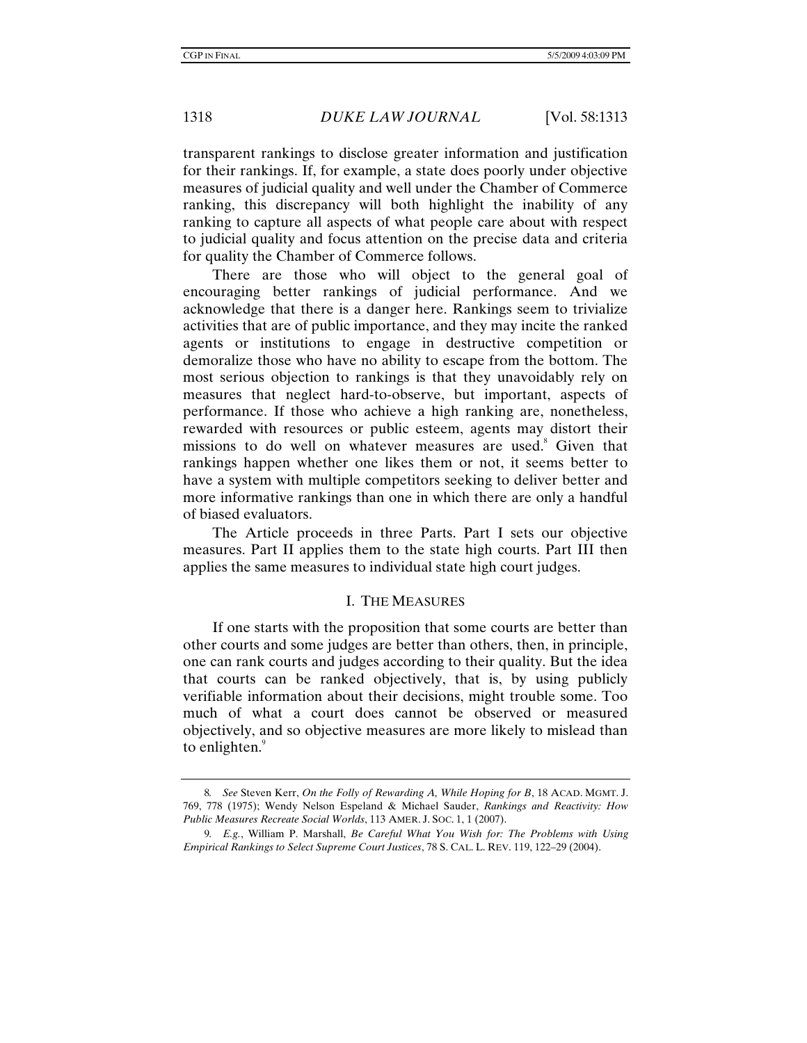transparent rankings to disclose greater information and justification for their rankings. If, for example, a state does poorly under objective measures of judicial quality and well under the Chamber of Commerce ranking, this discrepancy will both highlight the inability of any ranking to capture all aspects of what people care about with respect to judicial quality and focus attention on the precise data and criteria for quality the Chamber of Commerce follows.

There are those who will object to the general goal of encouraging better rankings of judicial performance. And we acknowledge that there is a danger here. Rankings seem to trivialize activities that are of public importance, and they may incite the ranked agents or institutions to engage in destructive competition or demoralize those who have no ability to escape from the bottom. The most serious objection to rankings is that they unavoidably rely on measures that neglect hard-to-observe, but important, aspects of performance. If those who achieve a high ranking are, nonetheless, rewarded with resources or public esteem, agents may distort their missions to do well on whatever measures are used.[8] Given that rankings happen whether one likes them or not, it seems better to have a system with multiple competitors seeking to deliver better and more informative rankings than one in which there are only a handful of biased evaluators.

The Article proceeds in three Parts. Part I sets our objective measures. Part II applies them to the state high courts. Part III then applies the same measures to individual state high court judges.

## I. THE MEASURES

If one starts with the proposition that some courts are better than other courts and some judges are better than others, then, in principle, one can rank courts and judges according to their quality. But the idea that courts can be ranked objectively, that is, by using publicly verifiable information about their decisions, might trouble some. Too much of what a court does cannot be observed or measured objectively, and so objective measures are more likely to mislead than to enlighten.[9]

---

8. *See* Steven Kerr, *On the Folly of Rewarding A, While Hoping for B*, 18 ACAD. MGMT. J. 769, 778 (1975); Wendy Nelson Espeland & Michael Sauder, *Rankings and Reactivity: How Public Measures Recreate Social Worlds*, 113 AMER. J. SOC. 1, 1 (2007).

9. *E.g.*, William P. Marshall, *Be Careful What You Wish for: The Problems with Using Empirical Rankings to Select Supreme Court Justices*, 78 S. CAL. L. REV. 119, 122–29 (2004).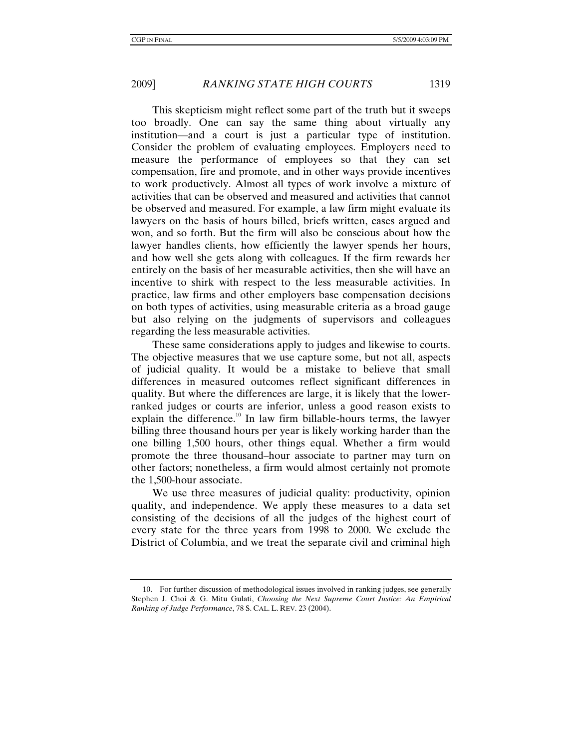This skepticism might reflect some part of the truth but it sweeps too broadly. One can say the same thing about virtually any institution—and a court is just a particular type of institution. Consider the problem of evaluating employees. Employers need to measure the performance of employees so that they can set compensation, fire and promote, and in other ways provide incentives to work productively. Almost all types of work involve a mixture of activities that can be observed and measured and activities that cannot be observed and measured. For example, a law firm might evaluate its lawyers on the basis of hours billed, briefs written, cases argued and won, and so forth. But the firm will also be conscious about how the lawyer handles clients, how efficiently the lawyer spends her hours, and how well she gets along with colleagues. If the firm rewards her entirely on the basis of her measurable activities, then she will have an incentive to shirk with respect to the less measurable activities. In practice, law firms and other employers base compensation decisions on both types of activities, using measurable criteria as a broad gauge but also relying on the judgments of supervisors and colleagues regarding the less measurable activities.

These same considerations apply to judges and likewise to courts. The objective measures that we use capture some, but not all, aspects of judicial quality. It would be a mistake to believe that small differences in measured outcomes reflect significant differences in quality. But where the differences are large, it is likely that the lower-ranked judges or courts are inferior, unless a good reason exists to explain the difference.[10] In law firm billable-hours terms, the lawyer billing three thousand hours per year is likely working harder than the one billing 1,500 hours, other things equal. Whether a firm would promote the three thousand–hour associate to partner may turn on other factors; nonetheless, a firm would almost certainly not promote the 1,500-hour associate.

We use three measures of judicial quality: productivity, opinion quality, and independence. We apply these measures to a data set consisting of the decisions of all the judges of the highest court of every state for the three years from 1998 to 2000. We exclude the District of Columbia, and we treat the separate civil and criminal high

---

10. For further discussion of methodological issues involved in ranking judges, see generally Stephen J. Choi & G. Mitu Gulati, *Choosing the Next Supreme Court Justice: An Empirical Ranking of Judge Performance*, 78 S. CAL. L. REV. 23 (2004).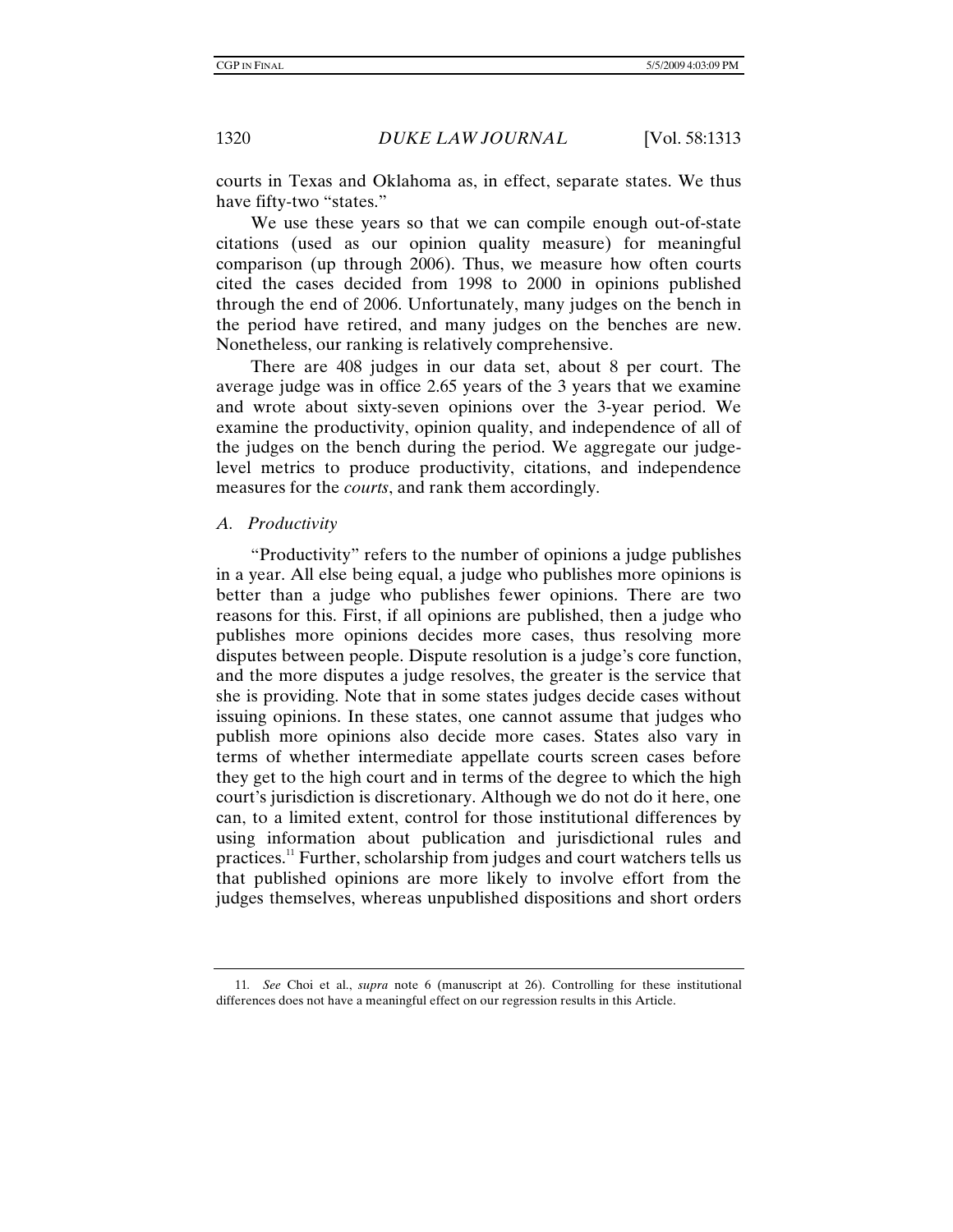courts in Texas and Oklahoma as, in effect, separate states. We thus have fifty-two "states."

We use these years so that we can compile enough out-of-state citations (used as our opinion quality measure) for meaningful comparison (up through 2006). Thus, we measure how often courts cited the cases decided from 1998 to 2000 in opinions published through the end of 2006. Unfortunately, many judges on the bench in the period have retired, and many judges on the benches are new. Nonetheless, our ranking is relatively comprehensive.

There are 408 judges in our data set, about 8 per court. The average judge was in office 2.65 years of the 3 years that we examine and wrote about sixty-seven opinions over the 3-year period. We examine the productivity, opinion quality, and independence of all of the judges on the bench during the period. We aggregate our judge-level metrics to produce productivity, citations, and independence measures for the *courts*, and rank them accordingly.

### *A. Productivity*

"Productivity" refers to the number of opinions a judge publishes in a year. All else being equal, a judge who publishes more opinions is better than a judge who publishes fewer opinions. There are two reasons for this. First, if all opinions are published, then a judge who publishes more opinions decides more cases, thus resolving more disputes between people. Dispute resolution is a judge's core function, and the more disputes a judge resolves, the greater is the service that she is providing. Note that in some states judges decide cases without issuing opinions. In these states, one cannot assume that judges who publish more opinions also decide more cases. States also vary in terms of whether intermediate appellate courts screen cases before they get to the high court and in terms of the degree to which the high court's jurisdiction is discretionary. Although we do not do it here, one can, to a limited extent, control for those institutional differences by using information about publication and jurisdictional rules and practices.[11] Further, scholarship from judges and court watchers tells us that published opinions are more likely to involve effort from the judges themselves, whereas unpublished dispositions and short orders

---

11. *See* Choi et al., *supra* note 6 (manuscript at 26). Controlling for these institutional differences does not have a meaningful effect on our regression results in this Article.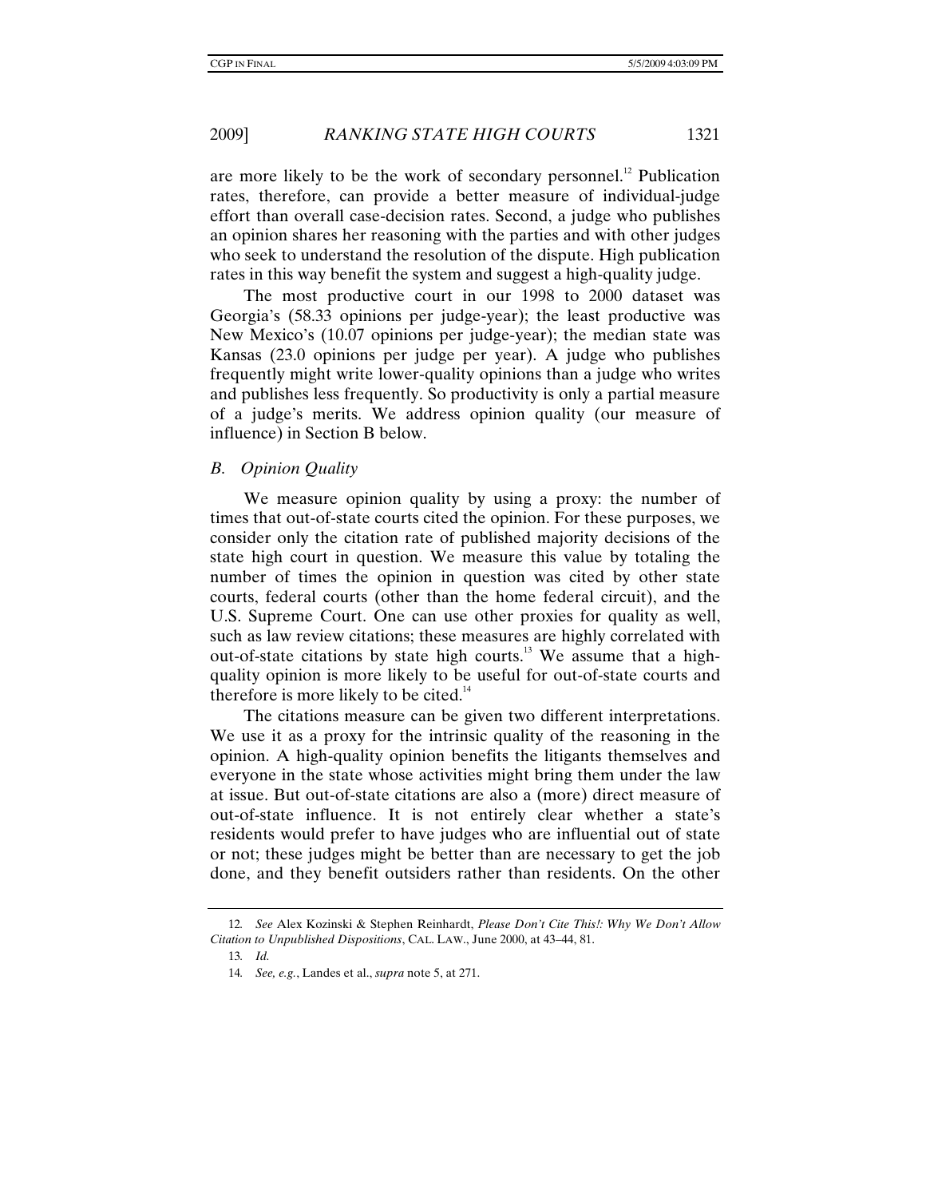are more likely to be the work of secondary personnel.[12] Publication rates, therefore, can provide a better measure of individual-judge effort than overall case-decision rates. Second, a judge who publishes an opinion shares her reasoning with the parties and with other judges who seek to understand the resolution of the dispute. High publication rates in this way benefit the system and suggest a high-quality judge.

The most productive court in our 1998 to 2000 dataset was Georgia's (58.33 opinions per judge-year); the least productive was New Mexico's (10.07 opinions per judge-year); the median state was Kansas (23.0 opinions per judge per year). A judge who publishes frequently might write lower-quality opinions than a judge who writes and publishes less frequently. So productivity is only a partial measure of a judge's merits. We address opinion quality (our measure of influence) in Section B below.

### *B. Opinion Quality*

We measure opinion quality by using a proxy: the number of times that out-of-state courts cited the opinion. For these purposes, we consider only the citation rate of published majority decisions of the state high court in question. We measure this value by totaling the number of times the opinion in question was cited by other state courts, federal courts (other than the home federal circuit), and the U.S. Supreme Court. One can use other proxies for quality as well, such as law review citations; these measures are highly correlated with out-of-state citations by state high courts.[13] We assume that a high-quality opinion is more likely to be useful for out-of-state courts and therefore is more likely to be cited.[14]

The citations measure can be given two different interpretations. We use it as a proxy for the intrinsic quality of the reasoning in the opinion. A high-quality opinion benefits the litigants themselves and everyone in the state whose activities might bring them under the law at issue. But out-of-state citations are also a (more) direct measure of out-of-state influence. It is not entirely clear whether a state's residents would prefer to have judges who are influential out of state or not; these judges might be better than are necessary to get the job done, and they benefit outsiders rather than residents. On the other

---

12. *See* Alex Kozinski & Stephen Reinhardt, *Please Don't Cite This!: Why We Don't Allow Citation to Unpublished Dispositions*, CAL. LAW., June 2000, at 43–44, 81.

13. *Id.*

14. *See, e.g.*, Landes et al., *supra* note 5, at 271.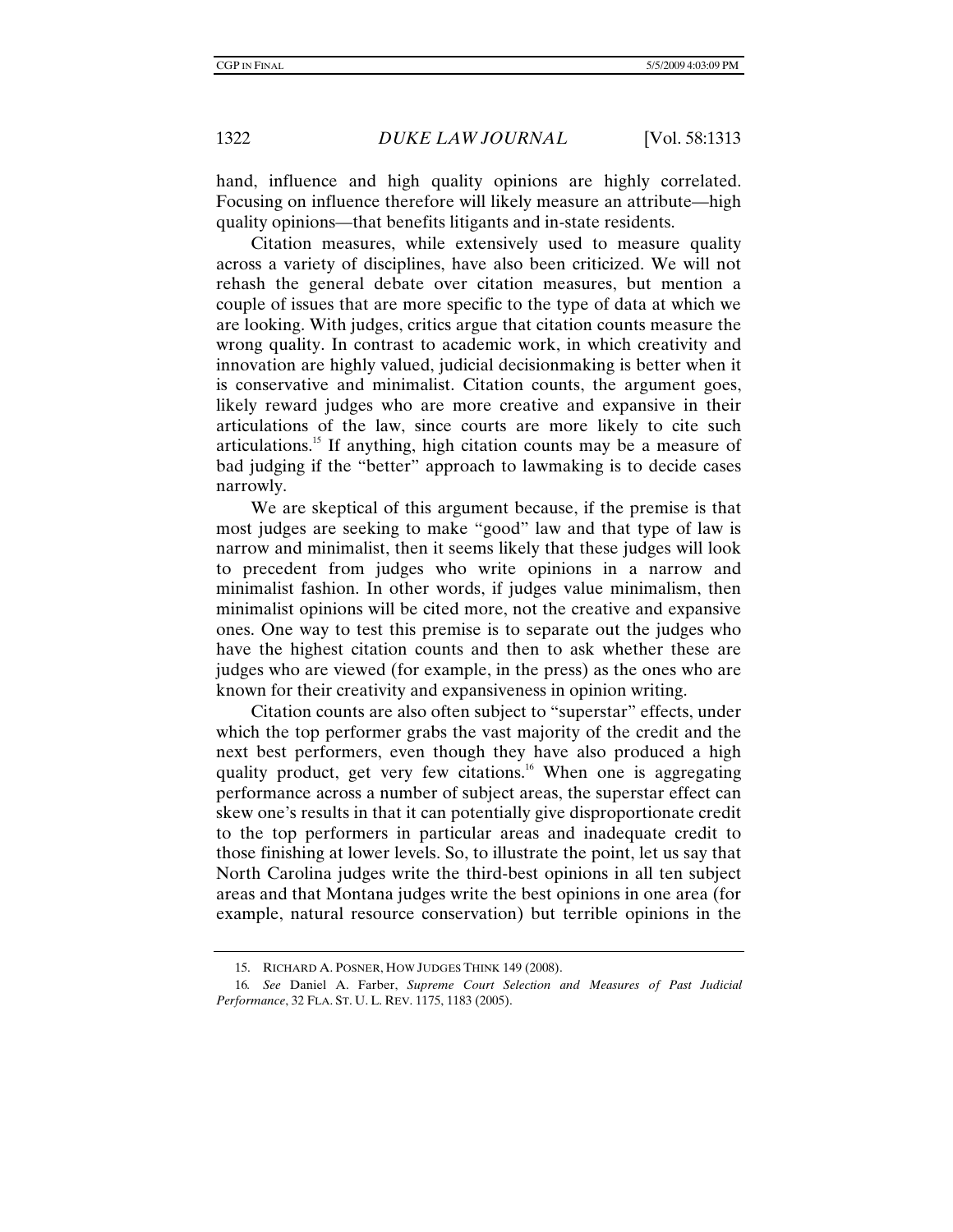hand, influence and high quality opinions are highly correlated. Focusing on influence therefore will likely measure an attribute—high quality opinions—that benefits litigants and in-state residents.

Citation measures, while extensively used to measure quality across a variety of disciplines, have also been criticized. We will not rehash the general debate over citation measures, but mention a couple of issues that are more specific to the type of data at which we are looking. With judges, critics argue that citation counts measure the wrong quality. In contrast to academic work, in which creativity and innovation are highly valued, judicial decisionmaking is better when it is conservative and minimalist. Citation counts, the argument goes, likely reward judges who are more creative and expansive in their articulations of the law, since courts are more likely to cite such articulations.[15] If anything, high citation counts may be a measure of bad judging if the "better" approach to lawmaking is to decide cases narrowly.

We are skeptical of this argument because, if the premise is that most judges are seeking to make "good" law and that type of law is narrow and minimalist, then it seems likely that these judges will look to precedent from judges who write opinions in a narrow and minimalist fashion. In other words, if judges value minimalism, then minimalist opinions will be cited more, not the creative and expansive ones. One way to test this premise is to separate out the judges who have the highest citation counts and then to ask whether these are judges who are viewed (for example, in the press) as the ones who are known for their creativity and expansiveness in opinion writing.

Citation counts are also often subject to "superstar" effects, under which the top performer grabs the vast majority of the credit and the next best performers, even though they have also produced a high quality product, get very few citations.[16] When one is aggregating performance across a number of subject areas, the superstar effect can skew one's results in that it can potentially give disproportionate credit to the top performers in particular areas and inadequate credit to those finishing at lower levels. So, to illustrate the point, let us say that North Carolina judges write the third-best opinions in all ten subject areas and that Montana judges write the best opinions in one area (for example, natural resource conservation) but terrible opinions in the

15. RICHARD A. POSNER, HOW JUDGES THINK 149 (2008).

16. *See* Daniel A. Farber, *Supreme Court Selection and Measures of Past Judicial Performance*, 32 FLA. ST. U. L. REV. 1175, 1183 (2005).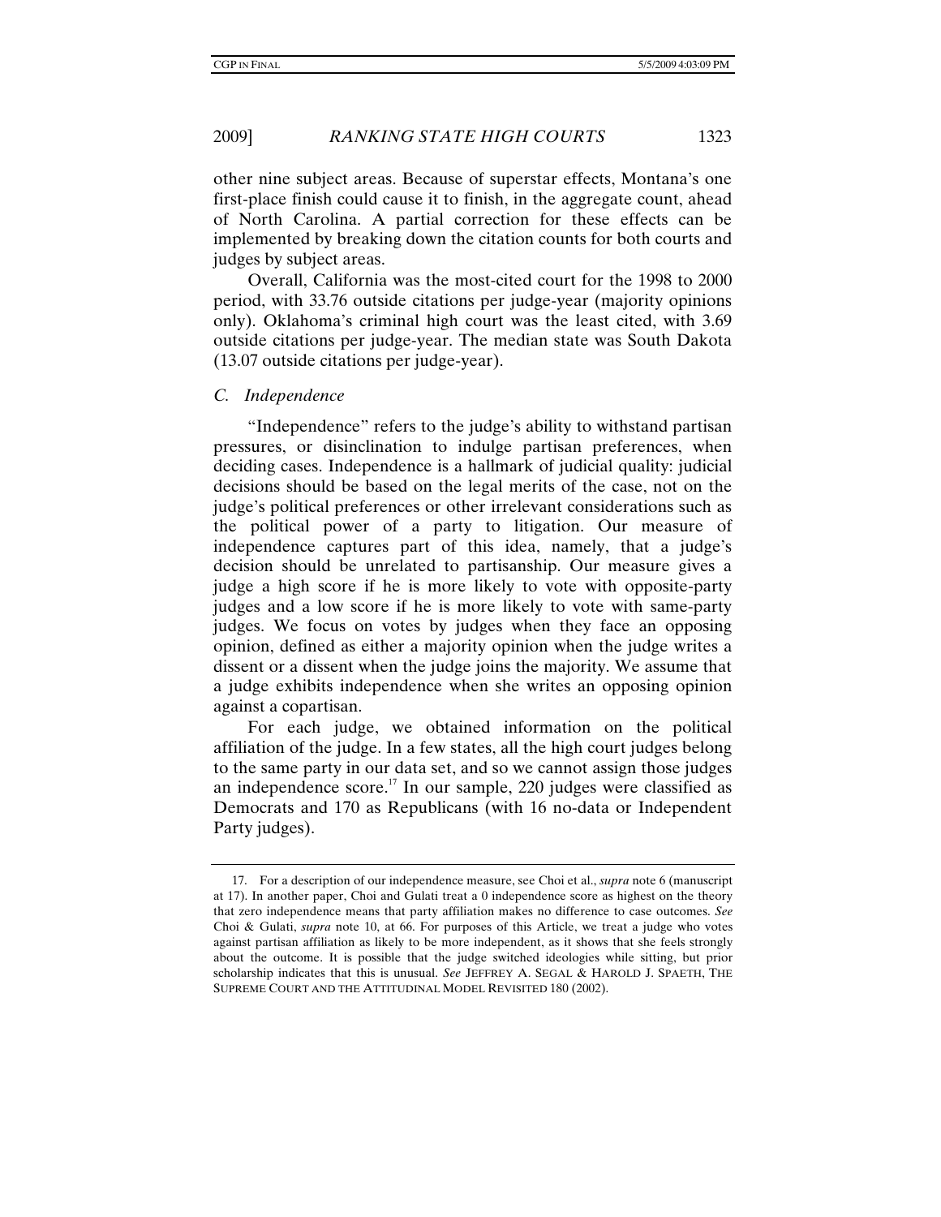other nine subject areas. Because of superstar effects, Montana's one first-place finish could cause it to finish, in the aggregate count, ahead of North Carolina. A partial correction for these effects can be implemented by breaking down the citation counts for both courts and judges by subject areas.

Overall, California was the most-cited court for the 1998 to 2000 period, with 33.76 outside citations per judge-year (majority opinions only). Oklahoma's criminal high court was the least cited, with 3.69 outside citations per judge-year. The median state was South Dakota (13.07 outside citations per judge-year).

### *C. Independence*

"Independence" refers to the judge's ability to withstand partisan pressures, or disinclination to indulge partisan preferences, when deciding cases. Independence is a hallmark of judicial quality: judicial decisions should be based on the legal merits of the case, not on the judge's political preferences or other irrelevant considerations such as the political power of a party to litigation. Our measure of independence captures part of this idea, namely, that a judge's decision should be unrelated to partisanship. Our measure gives a judge a high score if he is more likely to vote with opposite-party judges and a low score if he is more likely to vote with same-party judges. We focus on votes by judges when they face an opposing opinion, defined as either a majority opinion when the judge writes a dissent or a dissent when the judge joins the majority. We assume that a judge exhibits independence when she writes an opposing opinion against a copartisan.

For each judge, we obtained information on the political affiliation of the judge. In a few states, all the high court judges belong to the same party in our data set, and so we cannot assign those judges an independence score.[17] In our sample, 220 judges were classified as Democrats and 170 as Republicans (with 16 no-data or Independent Party judges).

---

17. For a description of our independence measure, see Choi et al., *supra* note 6 (manuscript at 17). In another paper, Choi and Gulati treat a 0 independence score as highest on the theory that zero independence means that party affiliation makes no difference to case outcomes. *See* Choi & Gulati, *supra* note 10, at 66. For purposes of this Article, we treat a judge who votes against partisan affiliation as likely to be more independent, as it shows that she feels strongly about the outcome. It is possible that the judge switched ideologies while sitting, but prior scholarship indicates that this is unusual. *See* JEFFREY A. SEGAL & HAROLD J. SPAETH, THE SUPREME COURT AND THE ATTITUDINAL MODEL REVISITED 180 (2002).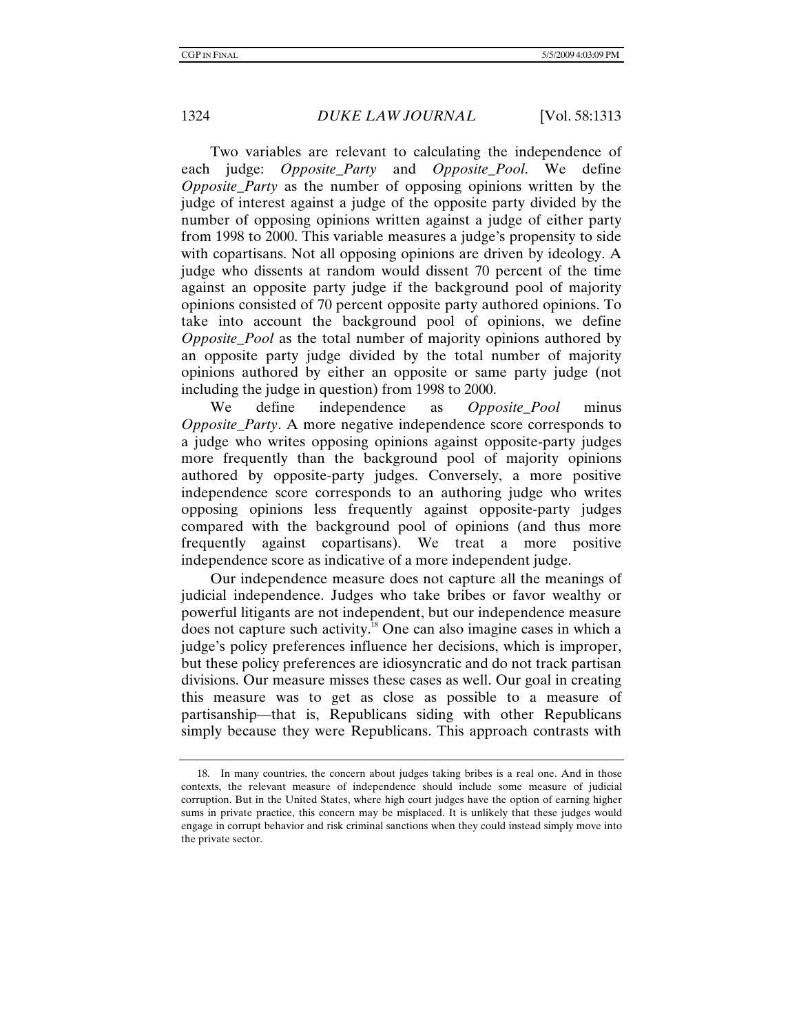Two variables are relevant to calculating the independence of each judge: *Opposite_Party* and *Opposite_Pool*. We define *Opposite_Party* as the number of opposing opinions written by the judge of interest against a judge of the opposite party divided by the number of opposing opinions written against a judge of either party from 1998 to 2000. This variable measures a judge's propensity to side with copartisans. Not all opposing opinions are driven by ideology. A judge who dissents at random would dissent 70 percent of the time against an opposite party judge if the background pool of majority opinions consisted of 70 percent opposite party authored opinions. To take into account the background pool of opinions, we define *Opposite_Pool* as the total number of majority opinions authored by an opposite party judge divided by the total number of majority opinions authored by either an opposite or same party judge (not including the judge in question) from 1998 to 2000.

We define independence as *Opposite_Pool* minus *Opposite_Party*. A more negative independence score corresponds to a judge who writes opposing opinions against opposite-party judges more frequently than the background pool of majority opinions authored by opposite-party judges. Conversely, a more positive independence score corresponds to an authoring judge who writes opposing opinions less frequently against opposite-party judges compared with the background pool of opinions (and thus more frequently against copartisans). We treat a more positive independence score as indicative of a more independent judge.

Our independence measure does not capture all the meanings of judicial independence. Judges who take bribes or favor wealthy or powerful litigants are not independent, but our independence measure does not capture such activity.[18] One can also imagine cases in which a judge's policy preferences influence her decisions, which is improper, but these policy preferences are idiosyncratic and do not track partisan divisions. Our measure misses these cases as well. Our goal in creating this measure was to get as close as possible to a measure of partisanship—that is, Republicans siding with other Republicans simply because they were Republicans. This approach contrasts with

---

18. In many countries, the concern about judges taking bribes is a real one. And in those contexts, the relevant measure of independence should include some measure of judicial corruption. But in the United States, where high court judges have the option of earning higher sums in private practice, this concern may be misplaced. It is unlikely that these judges would engage in corrupt behavior and risk criminal sanctions when they could instead simply move into the private sector.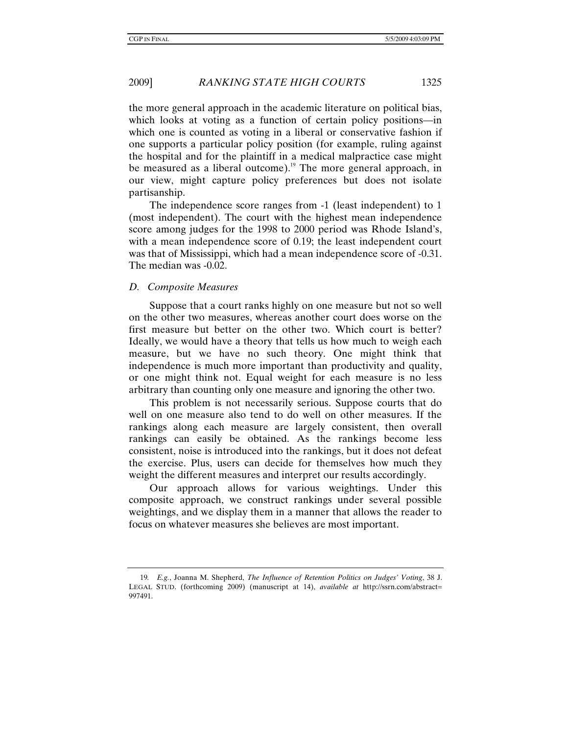the more general approach in the academic literature on political bias, which looks at voting as a function of certain policy positions—in which one is counted as voting in a liberal or conservative fashion if one supports a particular policy position (for example, ruling against the hospital and for the plaintiff in a medical malpractice case might be measured as a liberal outcome).[19] The more general approach, in our view, might capture policy preferences but does not isolate partisanship.

The independence score ranges from -1 (least independent) to 1 (most independent). The court with the highest mean independence score among judges for the 1998 to 2000 period was Rhode Island's, with a mean independence score of 0.19; the least independent court was that of Mississippi, which had a mean independence score of -0.31. The median was -0.02.

### *D. Composite Measures*

Suppose that a court ranks highly on one measure but not so well on the other two measures, whereas another court does worse on the first measure but better on the other two. Which court is better? Ideally, we would have a theory that tells us how much to weigh each measure, but we have no such theory. One might think that independence is much more important than productivity and quality, or one might think not. Equal weight for each measure is no less arbitrary than counting only one measure and ignoring the other two.

This problem is not necessarily serious. Suppose courts that do well on one measure also tend to do well on other measures. If the rankings along each measure are largely consistent, then overall rankings can easily be obtained. As the rankings become less consistent, noise is introduced into the rankings, but it does not defeat the exercise. Plus, users can decide for themselves how much they weight the different measures and interpret our results accordingly.

Our approach allows for various weightings. Under this composite approach, we construct rankings under several possible weightings, and we display them in a manner that allows the reader to focus on whatever measures she believes are most important.

---

19. *E.g.*, Joanna M. Shepherd, *The Influence of Retention Politics on Judges' Voting*, 38 J. LEGAL STUD. (forthcoming 2009) (manuscript at 14), *available at* http://ssrn.com/abstract=997491.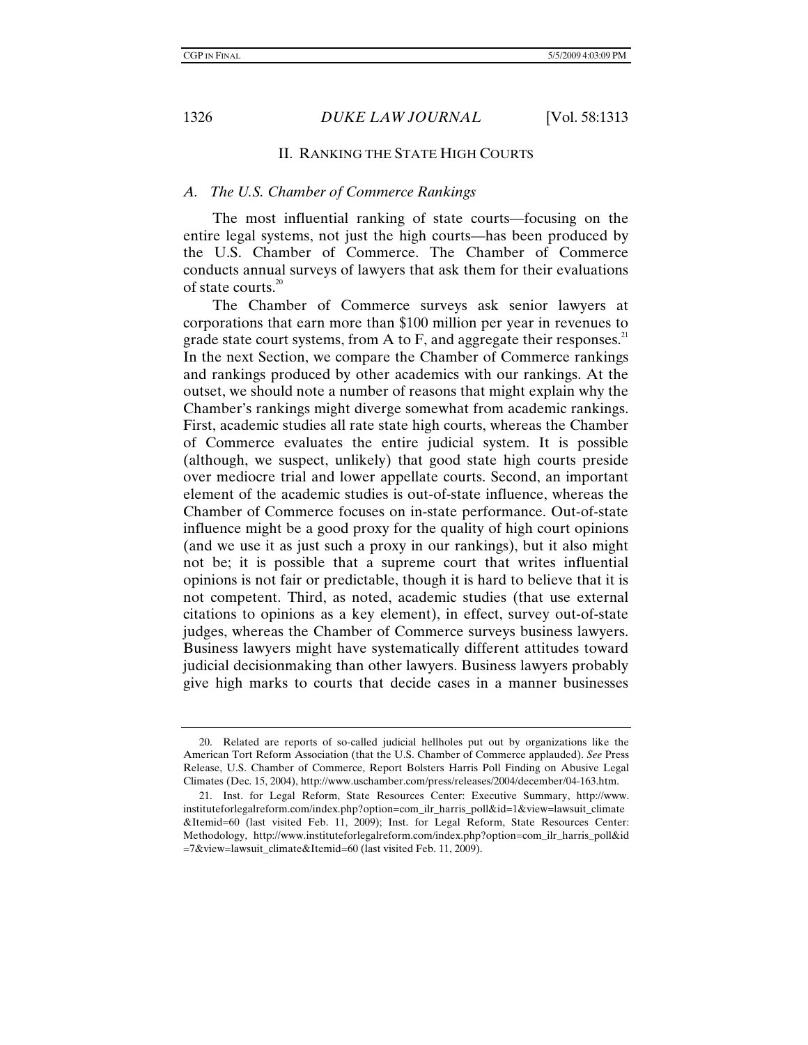## II. RANKING THE STATE HIGH COURTS

### *A. The U.S. Chamber of Commerce Rankings*

The most influential ranking of state courts—focusing on the entire legal systems, not just the high courts—has been produced by the U.S. Chamber of Commerce. The Chamber of Commerce conducts annual surveys of lawyers that ask them for their evaluations of state courts.[20]

The Chamber of Commerce surveys ask senior lawyers at corporations that earn more than $100 million per year in revenues to grade state court systems, from A to F, and aggregate their responses.[21] In the next Section, we compare the Chamber of Commerce rankings and rankings produced by other academics with our rankings. At the outset, we should note a number of reasons that might explain why the Chamber's rankings might diverge somewhat from academic rankings. First, academic studies all rate state high courts, whereas the Chamber of Commerce evaluates the entire judicial system. It is possible (although, we suspect, unlikely) that good state high courts preside over mediocre trial and lower appellate courts. Second, an important element of the academic studies is out-of-state influence, whereas the Chamber of Commerce focuses on in-state performance. Out-of-state influence might be a good proxy for the quality of high court opinions (and we use it as just such a proxy in our rankings), but it also might not be; it is possible that a supreme court that writes influential opinions is not fair or predictable, though it is hard to believe that it is not competent. Third, as noted, academic studies (that use external citations to opinions as a key element), in effect, survey out-of-state judges, whereas the Chamber of Commerce surveys business lawyers. Business lawyers might have systematically different attitudes toward judicial decisionmaking than other lawyers. Business lawyers probably give high marks to courts that decide cases in a manner businesses

---

20. Related are reports of so-called judicial hellholes put out by organizations like the American Tort Reform Association (that the U.S. Chamber of Commerce applauded). *See* Press Release, U.S. Chamber of Commerce, Report Bolsters Harris Poll Finding on Abusive Legal Climates (Dec. 15, 2004), http://www.uschamber.com/press/releases/2004/december/04-163.htm.

21. Inst. for Legal Reform, State Resources Center: Executive Summary, http://www.instituteforlegalreform.com/index.php?option=com_ilr_harris_poll&id=1&view=lawsuit_climate&Itemid=60 (last visited Feb. 11, 2009); Inst. for Legal Reform, State Resources Center: Methodology, http://www.instituteforlegalreform.com/index.php?option=com_ilr_harris_poll&id=7&view=lawsuit_climate&Itemid=60 (last visited Feb. 11, 2009).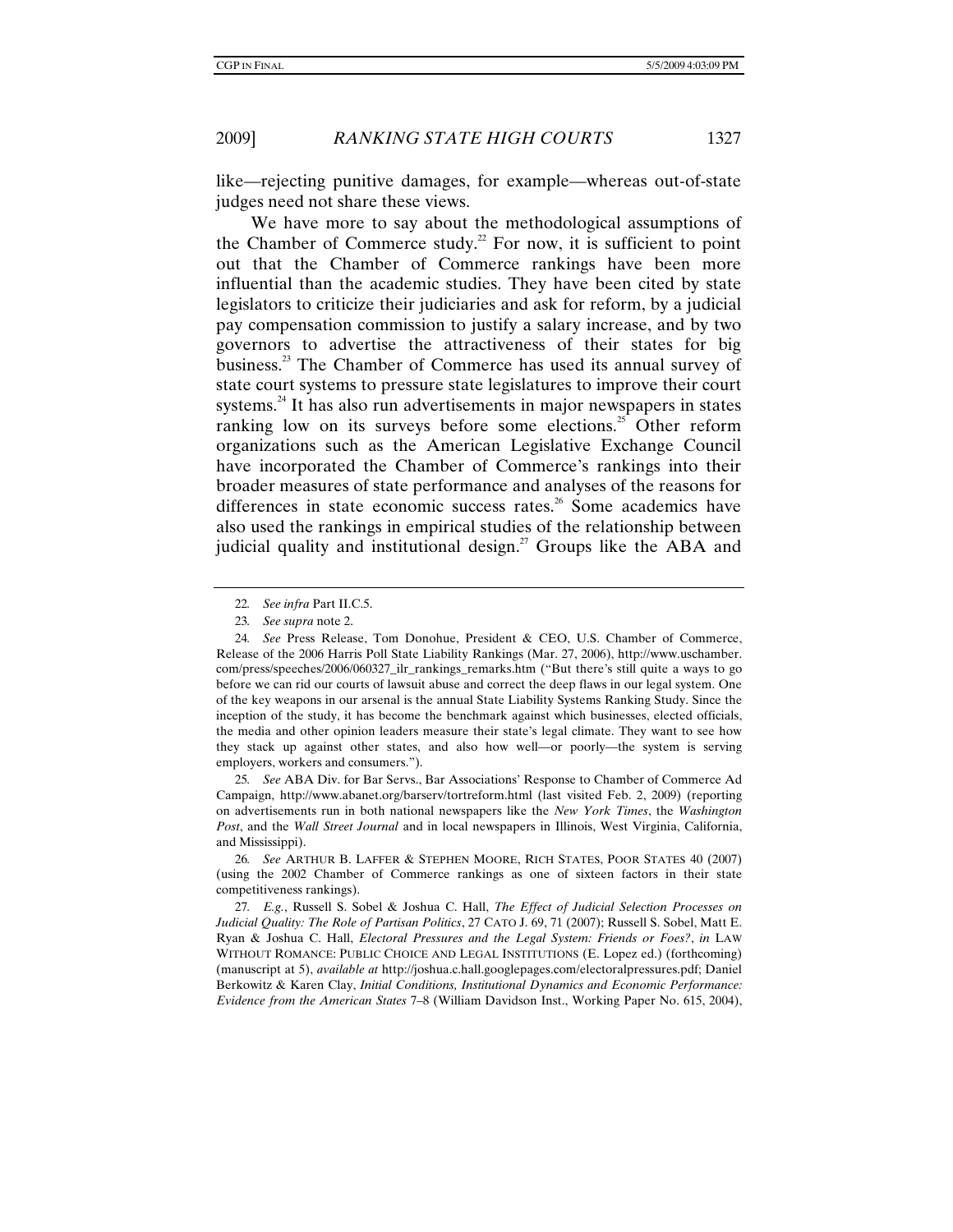like—rejecting punitive damages, for example—whereas out-of-state judges need not share these views.

We have more to say about the methodological assumptions of the Chamber of Commerce study.[22] For now, it is sufficient to point out that the Chamber of Commerce rankings have been more influential than the academic studies. They have been cited by state legislators to criticize their judiciaries and ask for reform, by a judicial pay compensation commission to justify a salary increase, and by two governors to advertise the attractiveness of their states for big business.[23] The Chamber of Commerce has used its annual survey of state court systems to pressure state legislatures to improve their court systems.[24] It has also run advertisements in major newspapers in states ranking low on its surveys before some elections.[25] Other reform organizations such as the American Legislative Exchange Council have incorporated the Chamber of Commerce's rankings into their broader measures of state performance and analyses of the reasons for differences in state economic success rates.[26] Some academics have also used the rankings in empirical studies of the relationship between judicial quality and institutional design.[27] Groups like the ABA and

---

22. *See infra* Part II.C.5.

23. *See supra* note 2.

24. *See* Press Release, Tom Donohue, President & CEO, U.S. Chamber of Commerce, Release of the 2006 Harris Poll State Liability Rankings (Mar. 27, 2006), http://www.uschamber.com/press/speeches/2006/060327_ilr_rankings_remarks.htm ("But there's still quite a ways to go before we can rid our courts of lawsuit abuse and correct the deep flaws in our legal system. One of the key weapons in our arsenal is the annual State Liability Systems Ranking Study. Since the inception of the study, it has become the benchmark against which businesses, elected officials, the media and other opinion leaders measure their state's legal climate. They want to see how they stack up against other states, and also how well—or poorly—the system is serving employers, workers and consumers.").

25. *See* ABA Div. for Bar Servs., Bar Associations' Response to Chamber of Commerce Ad Campaign, http://www.abanet.org/barserv/tortreform.html (last visited Feb. 2, 2009) (reporting on advertisements run in both national newspapers like the *New York Times*, the *Washington Post*, and the *Wall Street Journal* and in local newspapers in Illinois, West Virginia, California, and Mississippi).

26. *See* ARTHUR B. LAFFER & STEPHEN MOORE, RICH STATES, POOR STATES 40 (2007) (using the 2002 Chamber of Commerce rankings as one of sixteen factors in their state competitiveness rankings).

27. *E.g.*, Russell S. Sobel & Joshua C. Hall, *The Effect of Judicial Selection Processes on Judicial Quality: The Role of Partisan Politics*, 27 CATO J. 69, 71 (2007); Russell S. Sobel, Matt E. Ryan & Joshua C. Hall, *Electoral Pressures and the Legal System: Friends or Foes?*, *in* LAW WITHOUT ROMANCE: PUBLIC CHOICE AND LEGAL INSTITUTIONS (E. Lopez ed.) (forthcoming) (manuscript at 5), *available at* http://joshua.c.hall.googlepages.com/electoralpressures.pdf; Daniel Berkowitz & Karen Clay, *Initial Conditions, Institutional Dynamics and Economic Performance: Evidence from the American States* 7–8 (William Davidson Inst., Working Paper No. 615, 2004),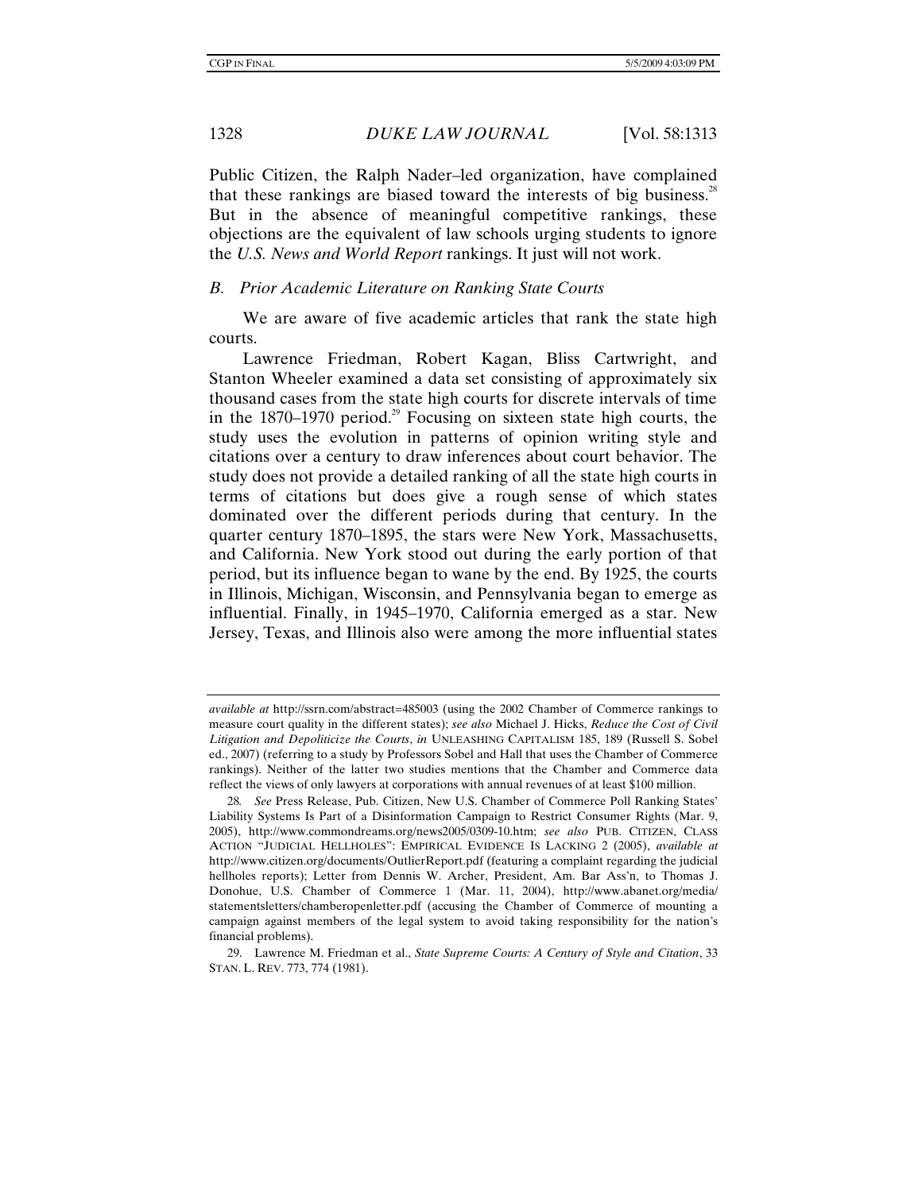Public Citizen, the Ralph Nader–led organization, have complained that these rankings are biased toward the interests of big business.[28] But in the absence of meaningful competitive rankings, these objections are the equivalent of law schools urging students to ignore the *U.S. News and World Report* rankings. It just will not work.

### *B. Prior Academic Literature on Ranking State Courts*

We are aware of five academic articles that rank the state high courts.

Lawrence Friedman, Robert Kagan, Bliss Cartwright, and Stanton Wheeler examined a data set consisting of approximately six thousand cases from the state high courts for discrete intervals of time in the 1870–1970 period.[29] Focusing on sixteen state high courts, the study uses the evolution in patterns of opinion writing style and citations over a century to draw inferences about court behavior. The study does not provide a detailed ranking of all the state high courts in terms of citations but does give a rough sense of which states dominated over the different periods during that century. In the quarter century 1870–1895, the stars were New York, Massachusetts, and California. New York stood out during the early portion of that period, but its influence began to wane by the end. By 1925, the courts in Illinois, Michigan, Wisconsin, and Pennsylvania began to emerge as influential. Finally, in 1945–1970, California emerged as a star. New Jersey, Texas, and Illinois also were among the more influential states

---

*available at* http://ssrn.com/abstract=485003 (using the 2002 Chamber of Commerce rankings to measure court quality in the different states); *see also* Michael J. Hicks, *Reduce the Cost of Civil Litigation and Depoliticize the Courts*, *in* UNLEASHING CAPITALISM 185, 189 (Russell S. Sobel ed., 2007) (referring to a study by Professors Sobel and Hall that uses the Chamber of Commerce rankings). Neither of the latter two studies mentions that the Chamber and Commerce data reflect the views of only lawyers at corporations with annual revenues of at least $100 million.

28. *See* Press Release, Pub. Citizen, New U.S. Chamber of Commerce Poll Ranking States' Liability Systems Is Part of a Disinformation Campaign to Restrict Consumer Rights (Mar. 9, 2005), http://www.commondreams.org/news2005/0309-10.htm; *see also* PUB. CITIZEN, CLASS ACTION "JUDICIAL HELLHOLES": EMPIRICAL EVIDENCE IS LACKING 2 (2005), *available at* http://www.citizen.org/documents/OutlierReport.pdf (featuring a complaint regarding the judicial hellholes reports); Letter from Dennis W. Archer, President, Am. Bar Ass'n, to Thomas J. Donohue, U.S. Chamber of Commerce 1 (Mar. 11, 2004), http://www.abanet.org/media/statementsletters/chamberopenletter.pdf (accusing the Chamber of Commerce of mounting a campaign against members of the legal system to avoid taking responsibility for the nation's financial problems).

29. Lawrence M. Friedman et al., *State Supreme Courts: A Century of Style and Citation*, 33 STAN. L. REV. 773, 774 (1981).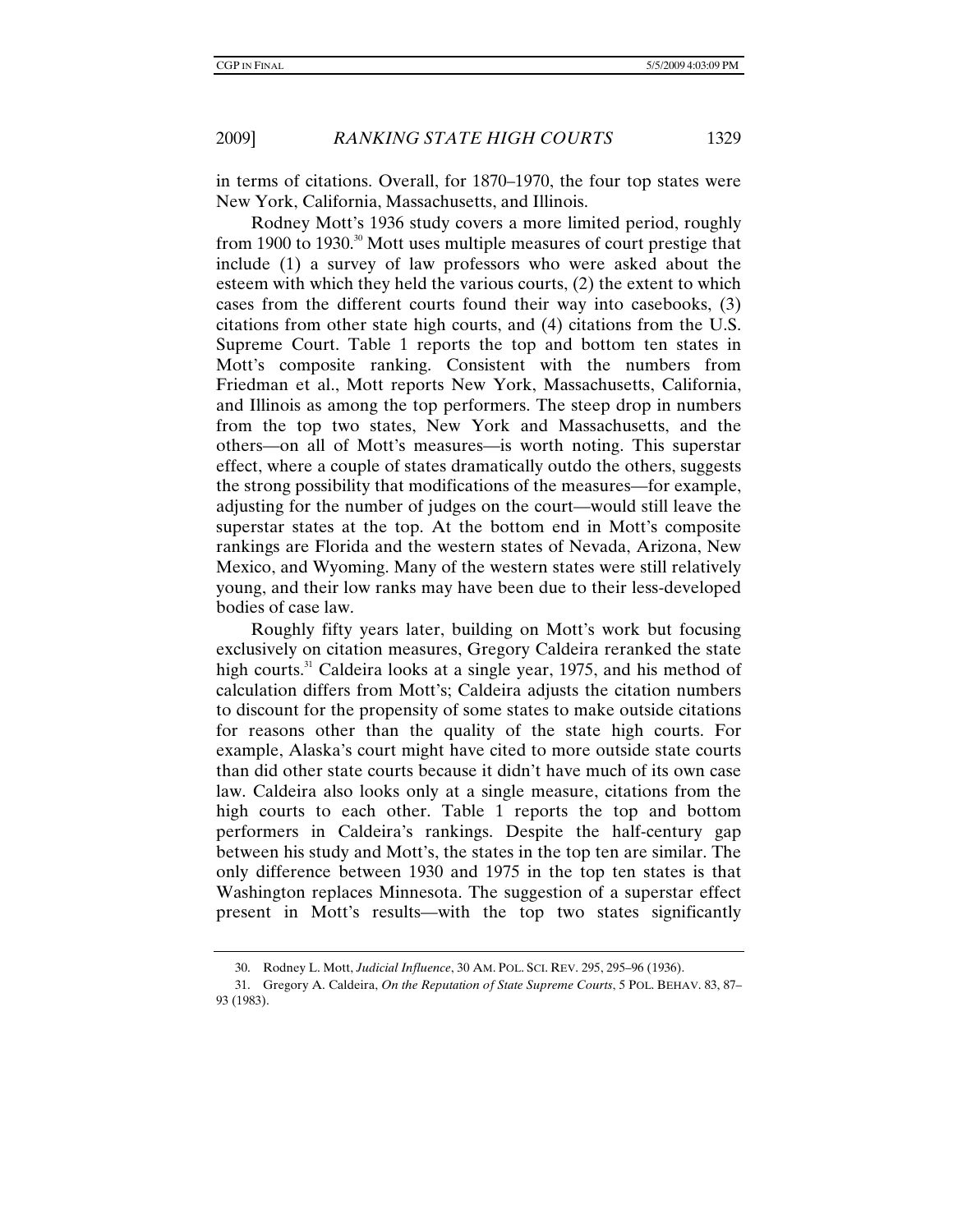in terms of citations. Overall, for 1870–1970, the four top states were New York, California, Massachusetts, and Illinois.

Rodney Mott's 1936 study covers a more limited period, roughly from 1900 to 1930.[30] Mott uses multiple measures of court prestige that include (1) a survey of law professors who were asked about the esteem with which they held the various courts, (2) the extent to which cases from the different courts found their way into casebooks, (3) citations from other state high courts, and (4) citations from the U.S. Supreme Court. Table 1 reports the top and bottom ten states in Mott's composite ranking. Consistent with the numbers from Friedman et al., Mott reports New York, Massachusetts, California, and Illinois as among the top performers. The steep drop in numbers from the top two states, New York and Massachusetts, and the others—on all of Mott's measures—is worth noting. This superstar effect, where a couple of states dramatically outdo the others, suggests the strong possibility that modifications of the measures—for example, adjusting for the number of judges on the court—would still leave the superstar states at the top. At the bottom end in Mott's composite rankings are Florida and the western states of Nevada, Arizona, New Mexico, and Wyoming. Many of the western states were still relatively young, and their low ranks may have been due to their less-developed bodies of case law.

Roughly fifty years later, building on Mott's work but focusing exclusively on citation measures, Gregory Caldeira reranked the state high courts.[31] Caldeira looks at a single year, 1975, and his method of calculation differs from Mott's; Caldeira adjusts the citation numbers to discount for the propensity of some states to make outside citations for reasons other than the quality of the state high courts. For example, Alaska's court might have cited to more outside state courts than did other state courts because it didn't have much of its own case law. Caldeira also looks only at a single measure, citations from the high courts to each other. Table 1 reports the top and bottom performers in Caldeira's rankings. Despite the half-century gap between his study and Mott's, the states in the top ten are similar. The only difference between 1930 and 1975 in the top ten states is that Washington replaces Minnesota. The suggestion of a superstar effect present in Mott's results—with the top two states significantly

---

30. Rodney L. Mott, *Judicial Influence*, 30 AM. POL. SCI. REV. 295, 295–96 (1936).

31. Gregory A. Caldeira, *On the Reputation of State Supreme Courts*, 5 POL. BEHAV. 83, 87–93 (1983).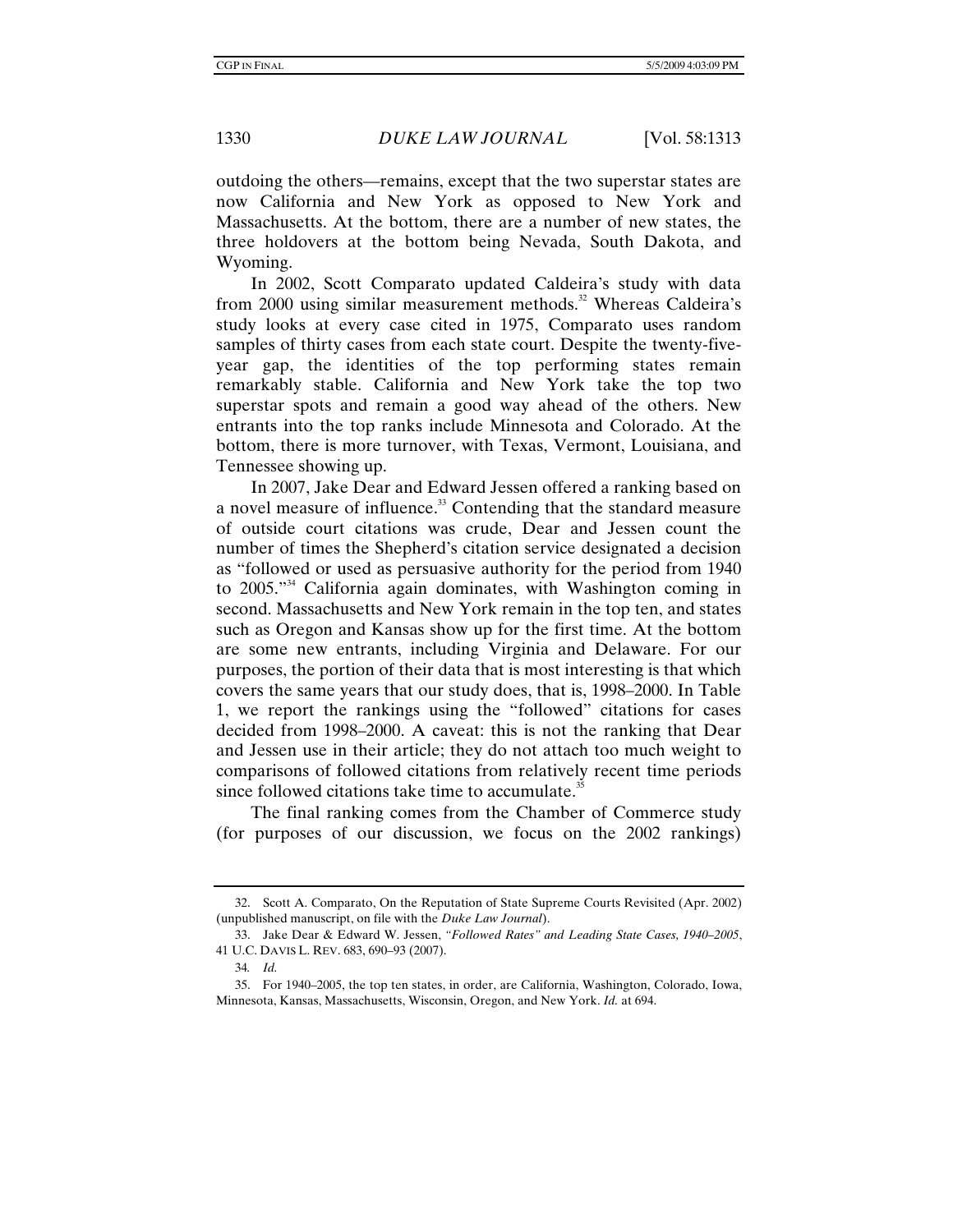outdoing the others—remains, except that the two superstar states are now California and New York as opposed to New York and Massachusetts. At the bottom, there are a number of new states, the three holdovers at the bottom being Nevada, South Dakota, and Wyoming.

In 2002, Scott Comparato updated Caldeira's study with data from 2000 using similar measurement methods.[32] Whereas Caldeira's study looks at every case cited in 1975, Comparato uses random samples of thirty cases from each state court. Despite the twenty-five-year gap, the identities of the top performing states remain remarkably stable. California and New York take the top two superstar spots and remain a good way ahead of the others. New entrants into the top ranks include Minnesota and Colorado. At the bottom, there is more turnover, with Texas, Vermont, Louisiana, and Tennessee showing up.

In 2007, Jake Dear and Edward Jessen offered a ranking based on a novel measure of influence.[33] Contending that the standard measure of outside court citations was crude, Dear and Jessen count the number of times the Shepherd's citation service designated a decision as "followed or used as persuasive authority for the period from 1940 to 2005."[34] California again dominates, with Washington coming in second. Massachusetts and New York remain in the top ten, and states such as Oregon and Kansas show up for the first time. At the bottom are some new entrants, including Virginia and Delaware. For our purposes, the portion of their data that is most interesting is that which covers the same years that our study does, that is, 1998–2000. In Table 1, we report the rankings using the "followed" citations for cases decided from 1998–2000. A caveat: this is not the ranking that Dear and Jessen use in their article; they do not attach too much weight to comparisons of followed citations from relatively recent time periods since followed citations take time to accumulate.[35]

The final ranking comes from the Chamber of Commerce study (for purposes of our discussion, we focus on the 2002 rankings)

---

32. Scott A. Comparato, On the Reputation of State Supreme Courts Revisited (Apr. 2002) (unpublished manuscript, on file with the *Duke Law Journal*).

33. Jake Dear & Edward W. Jessen, *"Followed Rates" and Leading State Cases, 1940–2005*, 41 U.C. DAVIS L. REV. 683, 690–93 (2007).

34. *Id.*

35. For 1940–2005, the top ten states, in order, are California, Washington, Colorado, Iowa, Minnesota, Kansas, Massachusetts, Wisconsin, Oregon, and New York. *Id.* at 694.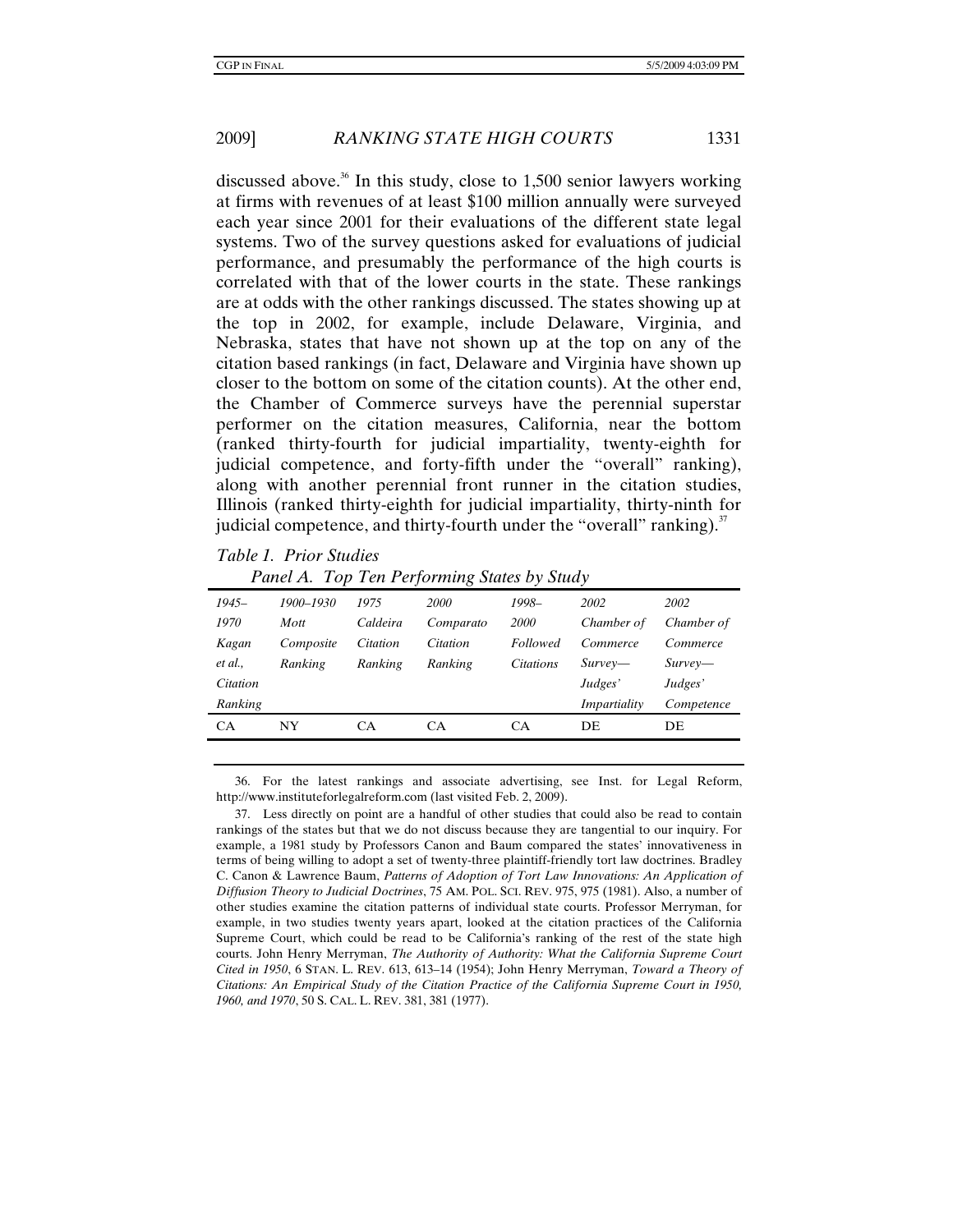discussed above.[36] In this study, close to 1,500 senior lawyers working at firms with revenues of at least $100 million annually were surveyed each year since 2001 for their evaluations of the different state legal systems. Two of the survey questions asked for evaluations of judicial performance, and presumably the performance of the high courts is correlated with that of the lower courts in the state. These rankings are at odds with the other rankings discussed. The states showing up at the top in 2002, for example, include Delaware, Virginia, and Nebraska, states that have not shown up at the top on any of the citation based rankings (in fact, Delaware and Virginia have shown up closer to the bottom on some of the citation counts). At the other end, the Chamber of Commerce surveys have the perennial superstar performer on the citation measures, California, near the bottom (ranked thirty-fourth for judicial impartiality, twenty-eighth for judicial competence, and forty-fifth under the "overall" ranking), along with another perennial front runner in the citation studies, Illinois (ranked thirty-eighth for judicial impartiality, thirty-ninth for judicial competence, and thirty-fourth under the "overall" ranking).[37]

*Table 1. Prior Studies*

*Panel A. Top Ten Performing States by Study*

| *1945–1970 Kagan et al., Citation Ranking* | *1900–1930 Mott Composite Ranking* | *1975 Caldeira Citation Ranking* | *2000 Comparato Citation Ranking* | *1998–2000 Followed Citations* | *2002 Chamber of Commerce Survey—Judges' Impartiality* | *2002 Chamber of Commerce Survey—Judges' Competence* |
|---|---|---|---|---|---|---|
| CA | NY | CA | CA | CA | DE | DE |

36. For the latest rankings and associate advertising, see Inst. for Legal Reform, http://www.instituteforlegalreform.com (last visited Feb. 2, 2009).

37. Less directly on point are a handful of other studies that could also be read to contain rankings of the states but that we do not discuss because they are tangential to our inquiry. For example, a 1981 study by Professors Canon and Baum compared the states' innovativeness in terms of being willing to adopt a set of twenty-three plaintiff-friendly tort law doctrines. Bradley C. Canon & Lawrence Baum, *Patterns of Adoption of Tort Law Innovations: An Application of Diffusion Theory to Judicial Doctrines*, 75 AM. POL. SCI. REV. 975, 975 (1981). Also, a number of other studies examine the citation patterns of individual state courts. Professor Merryman, for example, in two studies twenty years apart, looked at the citation practices of the California Supreme Court, which could be read to be California's ranking of the rest of the state high courts. John Henry Merryman, *The Authority of Authority: What the California Supreme Court Cited in 1950*, 6 STAN. L. REV. 613, 613–14 (1954); John Henry Merryman, *Toward a Theory of Citations: An Empirical Study of the Citation Practice of the California Supreme Court in 1950, 1960, and 1970*, 50 S. CAL. L. REV. 381, 381 (1977).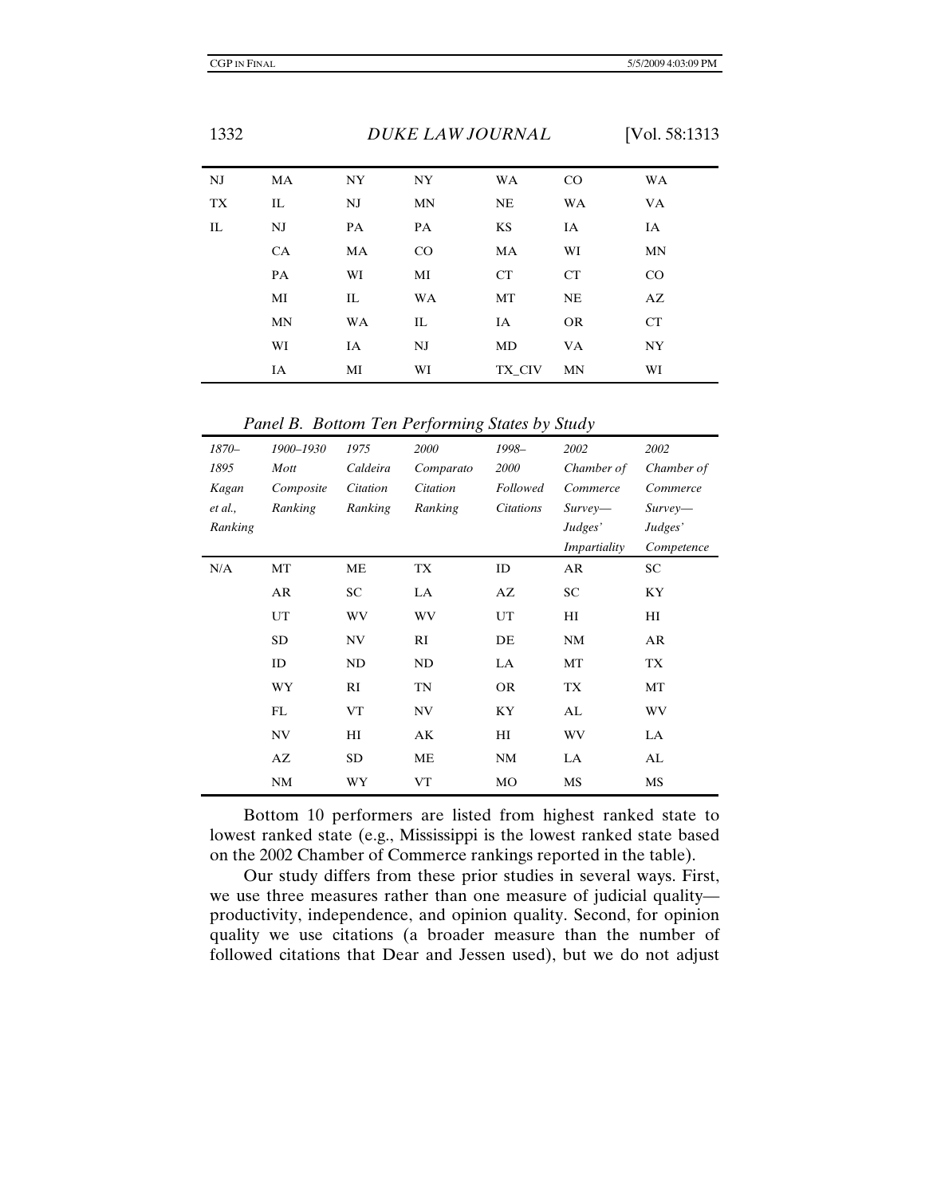| | | | | | | |
|---|---|---|---|---|---|---|
| NJ | MA | NY | NY | WA | CO | WA |
| TX | IL | NJ | MN | NE | WA | VA |
| IL | NJ | PA | PA | KS | IA | IA |
| | CA | MA | CO | MA | WI | MN |
| | PA | WI | MI | CT | CT | CO |
| | MI | IL | WA | MT | NE | AZ |
| | MN | WA | IL | IA | OR | CT |
| | WI | IA | NJ | MD | VA | NY |
| | IA | MI | WI | TX_CIV | MN | WI |

*Panel B. Bottom Ten Performing States by Study*

| *1870–1895 Kagan et al., Ranking* | *1900–1930 Mott Composite Ranking* | *1975 Caldeira Citation Ranking* | *2000 Comparato Citation Ranking* | *1998–2000 Followed Citations* | *2002 Chamber of Commerce Survey—Judges' Impartiality* | *2002 Chamber of Commerce Survey—Judges' Competence* |
|---|---|---|---|---|---|---|
| N/A | MT | ME | TX | ID | AR | SC |
| | AR | SC | LA | AZ | SC | KY |
| | UT | WV | WV | UT | HI | HI |
| | SD | NV | RI | DE | NM | AR |
| | ID | ND | ND | LA | MT | TX |
| | WY | RI | TN | OR | TX | MT |
| | FL | VT | NV | KY | AL | WV |
| | NV | HI | AK | HI | WV | LA |
| | AZ | SD | ME | NM | LA | AL |
| | NM | WY | VT | MO | MS | MS |

Bottom 10 performers are listed from highest ranked state to lowest ranked state (e.g., Mississippi is the lowest ranked state based on the 2002 Chamber of Commerce rankings reported in the table).

Our study differs from these prior studies in several ways. First, we use three measures rather than one measure of judicial quality—productivity, independence, and opinion quality. Second, for opinion quality we use citations (a broader measure than the number of followed citations that Dear and Jessen used), but we do not adjust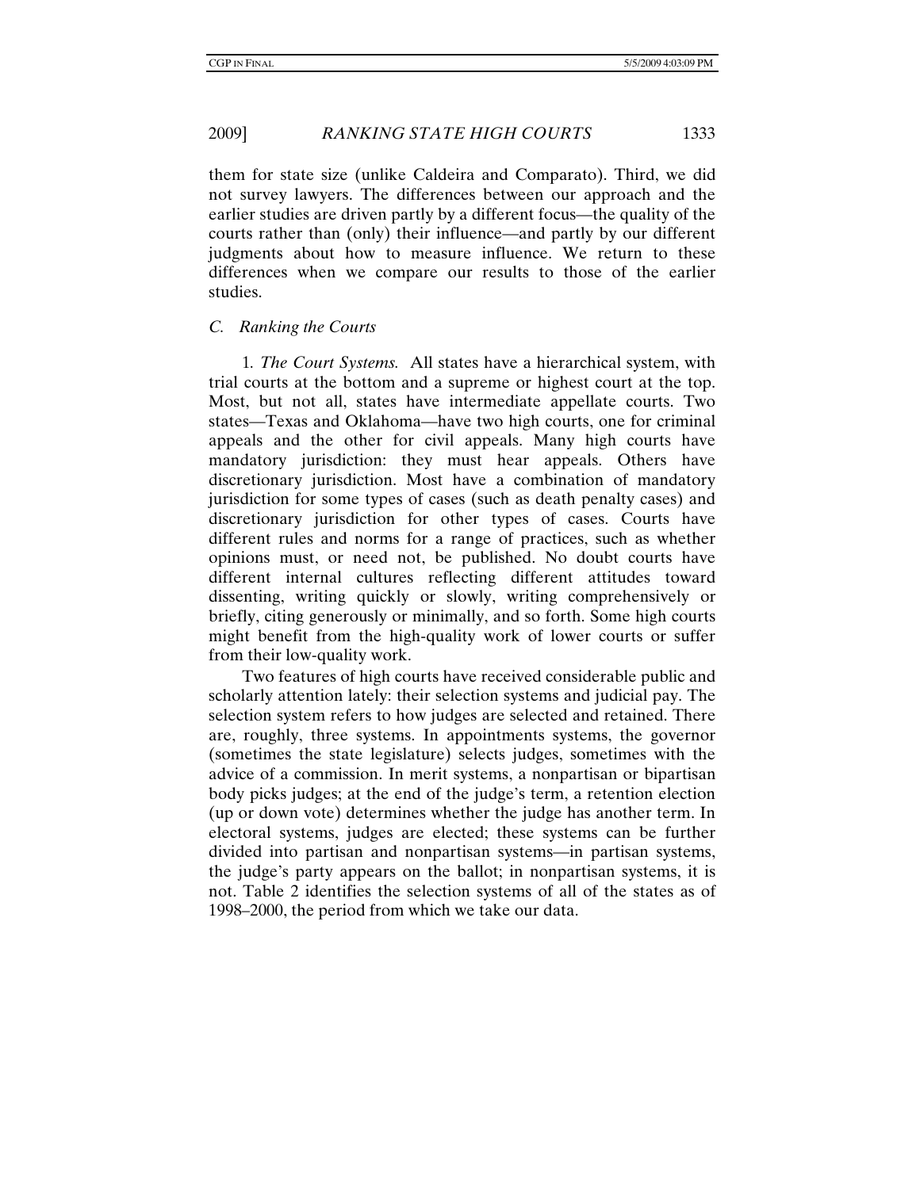them for state size (unlike Caldeira and Comparato). Third, we did not survey lawyers. The differences between our approach and the earlier studies are driven partly by a different focus—the quality of the courts rather than (only) their influence—and partly by our different judgments about how to measure influence. We return to these differences when we compare our results to those of the earlier studies.

### *C. Ranking the Courts*

1. *The Court Systems.* All states have a hierarchical system, with trial courts at the bottom and a supreme or highest court at the top. Most, but not all, states have intermediate appellate courts. Two states—Texas and Oklahoma—have two high courts, one for criminal appeals and the other for civil appeals. Many high courts have mandatory jurisdiction: they must hear appeals. Others have discretionary jurisdiction. Most have a combination of mandatory jurisdiction for some types of cases (such as death penalty cases) and discretionary jurisdiction for other types of cases. Courts have different rules and norms for a range of practices, such as whether opinions must, or need not, be published. No doubt courts have different internal cultures reflecting different attitudes toward dissenting, writing quickly or slowly, writing comprehensively or briefly, citing generously or minimally, and so forth. Some high courts might benefit from the high-quality work of lower courts or suffer from their low-quality work.

Two features of high courts have received considerable public and scholarly attention lately: their selection systems and judicial pay. The selection system refers to how judges are selected and retained. There are, roughly, three systems. In appointments systems, the governor (sometimes the state legislature) selects judges, sometimes with the advice of a commission. In merit systems, a nonpartisan or bipartisan body picks judges; at the end of the judge's term, a retention election (up or down vote) determines whether the judge has another term. In electoral systems, judges are elected; these systems can be further divided into partisan and nonpartisan systems—in partisan systems, the judge's party appears on the ballot; in nonpartisan systems, it is not. Table 2 identifies the selection systems of all of the states as of 1998–2000, the period from which we take our data.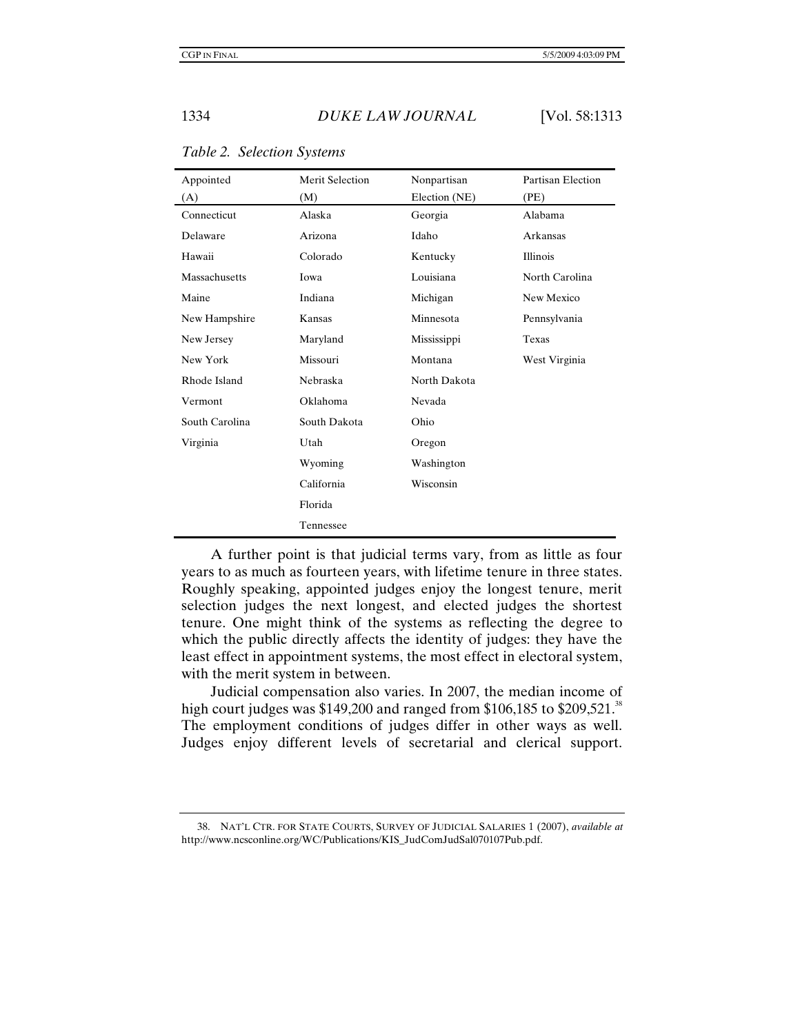*Table 2. Selection Systems*

| Appointed (A) | Merit Selection (M) | Nonpartisan Election (NE) | Partisan Election (PE) |
|---|---|---|---|
| Connecticut | Alaska | Georgia | Alabama |
| Delaware | Arizona | Idaho | Arkansas |
| Hawaii | Colorado | Kentucky | Illinois |
| Massachusetts | Iowa | Louisiana | North Carolina |
| Maine | Indiana | Michigan | New Mexico |
| New Hampshire | Kansas | Minnesota | Pennsylvania |
| New Jersey | Maryland | Mississippi | Texas |
| New York | Missouri | Montana | West Virginia |
| Rhode Island | Nebraska | North Dakota | |
| Vermont | Oklahoma | Nevada | |
| South Carolina | South Dakota | Ohio | |
| Virginia | Utah | Oregon | |
| | Wyoming | Washington | |
| | California | Wisconsin | |
| | Florida | | |
| | Tennessee | | |

A further point is that judicial terms vary, from as little as four years to as much as fourteen years, with lifetime tenure in three states. Roughly speaking, appointed judges enjoy the longest tenure, merit selection judges the next longest, and elected judges the shortest tenure. One might think of the systems as reflecting the degree to which the public directly affects the identity of judges: they have the least effect in appointment systems, the most effect in electoral system, with the merit system in between.

Judicial compensation also varies. In 2007, the median income of high court judges was $149,200 and ranged from $106,185 to $209,521.[38] The employment conditions of judges differ in other ways as well. Judges enjoy different levels of secretarial and clerical support.

38. NAT'L CTR. FOR STATE COURTS, SURVEY OF JUDICIAL SALARIES 1 (2007), *available at* http://www.ncsconline.org/WC/Publications/KIS_JudComJudSal070107Pub.pdf.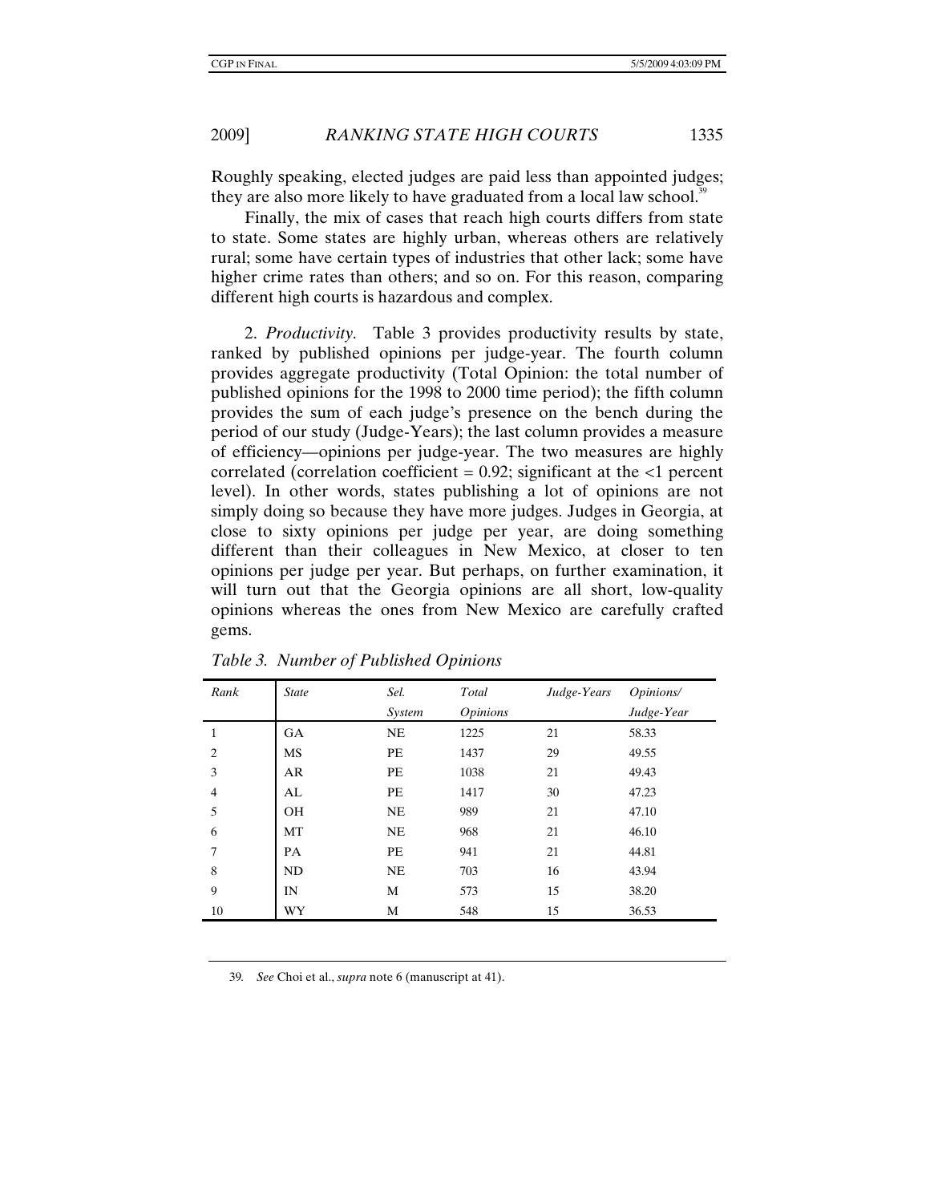Roughly speaking, elected judges are paid less than appointed judges; they are also more likely to have graduated from a local law school.[39]

Finally, the mix of cases that reach high courts differs from state to state. Some states are highly urban, whereas others are relatively rural; some have certain types of industries that other lack; some have higher crime rates than others; and so on. For this reason, comparing different high courts is hazardous and complex.

2. *Productivity.* Table 3 provides productivity results by state, ranked by published opinions per judge-year. The fourth column provides aggregate productivity (Total Opinion: the total number of published opinions for the 1998 to 2000 time period); the fifth column provides the sum of each judge's presence on the bench during the period of our study (Judge-Years); the last column provides a measure of efficiency—opinions per judge-year. The two measures are highly correlated (correlation coefficient = 0.92; significant at the <1 percent level). In other words, states publishing a lot of opinions are not simply doing so because they have more judges. Judges in Georgia, at close to sixty opinions per judge per year, are doing something different than their colleagues in New Mexico, at closer to ten opinions per judge per year. But perhaps, on further examination, it will turn out that the Georgia opinions are all short, low-quality opinions whereas the ones from New Mexico are carefully crafted gems.

*Table 3. Number of Published Opinions*

| *Rank* | *State* | *Sel. System* | *Total Opinions* | *Judge-Years* | *Opinions/ Judge-Year* |
|---|---|---|---|---|---|
| 1 | GA | NE | 1225 | 21 | 58.33 |
| 2 | MS | PE | 1437 | 29 | 49.55 |
| 3 | AR | PE | 1038 | 21 | 49.43 |
| 4 | AL | PE | 1417 | 30 | 47.23 |
| 5 | OH | NE | 989 | 21 | 47.10 |
| 6 | MT | NE | 968 | 21 | 46.10 |
| 7 | PA | PE | 941 | 21 | 44.81 |
| 8 | ND | NE | 703 | 16 | 43.94 |
| 9 | IN | M | 573 | 15 | 38.20 |
| 10 | WY | M | 548 | 15 | 36.53 |

39. *See* Choi et al., *supra* note 6 (manuscript at 41).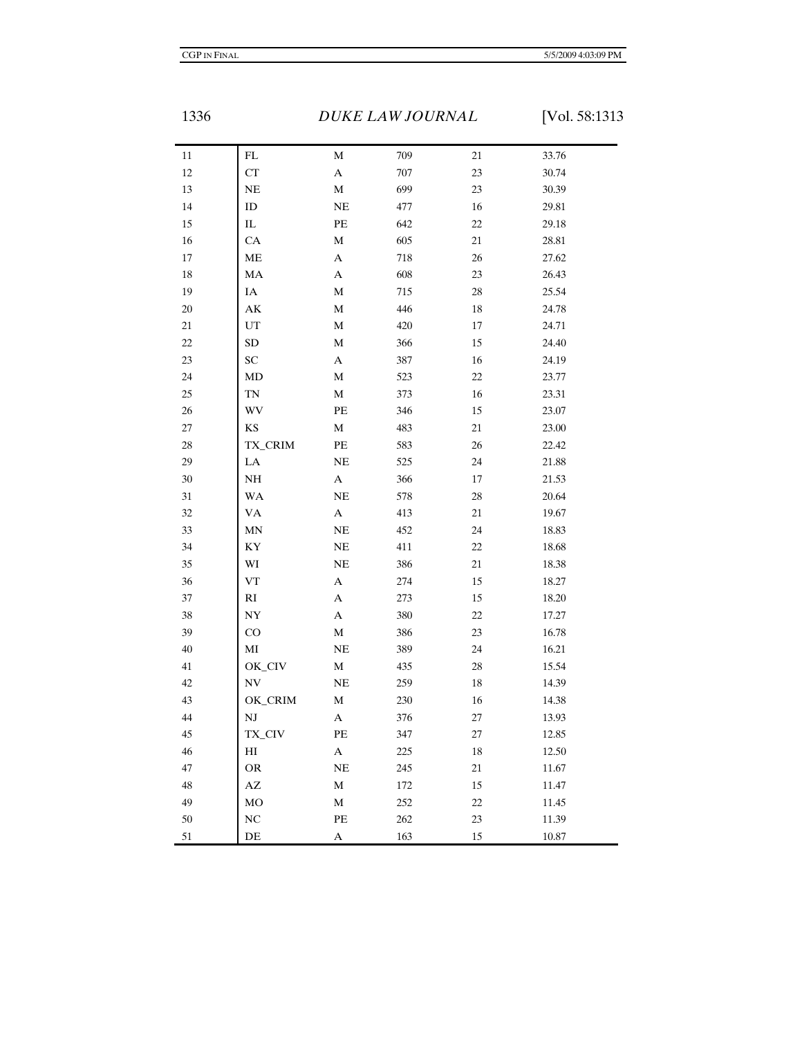| | | | | | |
|---|---|---|---|---|---|
| 11 | FL | M | 709 | 21 | 33.76 |
| 12 | CT | A | 707 | 23 | 30.74 |
| 13 | NE | M | 699 | 23 | 30.39 |
| 14 | ID | NE | 477 | 16 | 29.81 |
| 15 | IL | PE | 642 | 22 | 29.18 |
| 16 | CA | M | 605 | 21 | 28.81 |
| 17 | ME | A | 718 | 26 | 27.62 |
| 18 | MA | A | 608 | 23 | 26.43 |
| 19 | IA | M | 715 | 28 | 25.54 |
| 20 | AK | M | 446 | 18 | 24.78 |
| 21 | UT | M | 420 | 17 | 24.71 |
| 22 | SD | M | 366 | 15 | 24.40 |
| 23 | SC | A | 387 | 16 | 24.19 |
| 24 | MD | M | 523 | 22 | 23.77 |
| 25 | TN | M | 373 | 16 | 23.31 |
| 26 | WV | PE | 346 | 15 | 23.07 |
| 27 | KS | M | 483 | 21 | 23.00 |
| 28 | TX_CRIM | PE | 583 | 26 | 22.42 |
| 29 | LA | NE | 525 | 24 | 21.88 |
| 30 | NH | A | 366 | 17 | 21.53 |
| 31 | WA | NE | 578 | 28 | 20.64 |
| 32 | VA | A | 413 | 21 | 19.67 |
| 33 | MN | NE | 452 | 24 | 18.83 |
| 34 | KY | NE | 411 | 22 | 18.68 |
| 35 | WI | NE | 386 | 21 | 18.38 |
| 36 | VT | A | 274 | 15 | 18.27 |
| 37 | RI | A | 273 | 15 | 18.20 |
| 38 | NY | A | 380 | 22 | 17.27 |
| 39 | CO | M | 386 | 23 | 16.78 |
| 40 | MI | NE | 389 | 24 | 16.21 |
| 41 | OK_CIV | M | 435 | 28 | 15.54 |
| 42 | NV | NE | 259 | 18 | 14.39 |
| 43 | OK_CRIM | M | 230 | 16 | 14.38 |
| 44 | NJ | A | 376 | 27 | 13.93 |
| 45 | TX_CIV | PE | 347 | 27 | 12.85 |
| 46 | HI | A | 225 | 18 | 12.50 |
| 47 | OR | NE | 245 | 21 | 11.67 |
| 48 | AZ | M | 172 | 15 | 11.47 |
| 49 | MO | M | 252 | 22 | 11.45 |
| 50 | NC | PE | 262 | 23 | 11.39 |
| 51 | DE | A | 163 | 15 | 10.87 |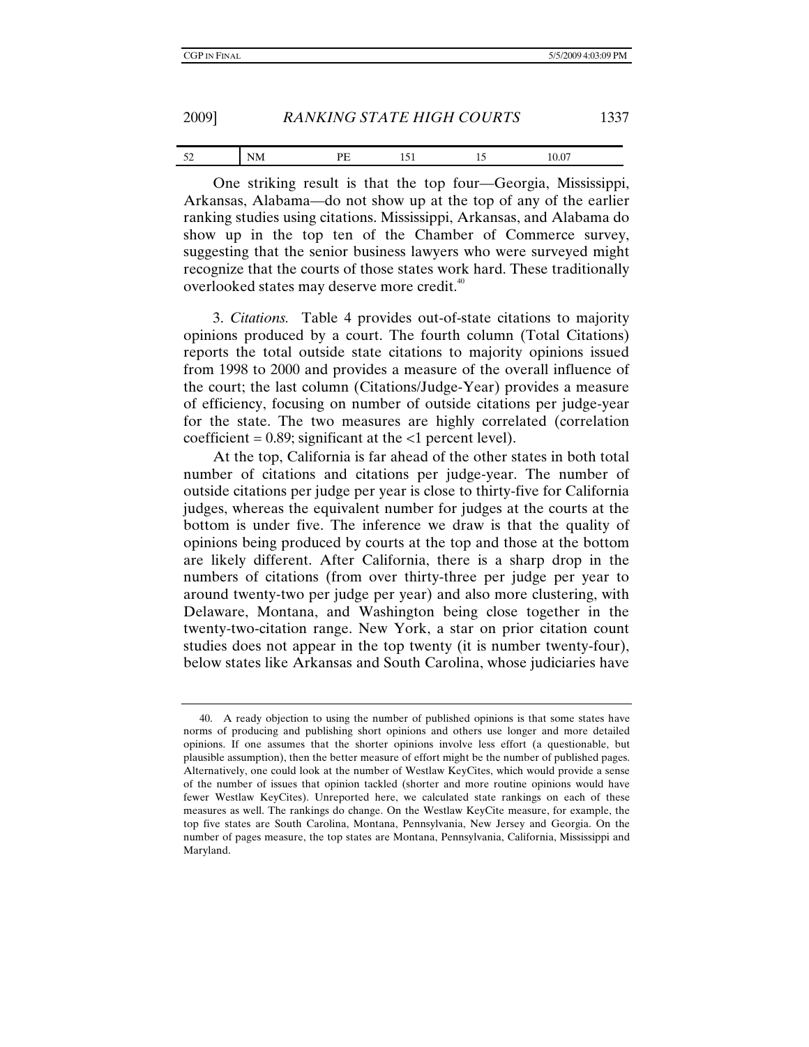| 52 | NM | PE | 151 | 15 | 10.07 |
|---|---|---|---|---|---|

One striking result is that the top four—Georgia, Mississippi, Arkansas, Alabama—do not show up at the top of any of the earlier ranking studies using citations. Mississippi, Arkansas, and Alabama do show up in the top ten of the Chamber of Commerce survey, suggesting that the senior business lawyers who were surveyed might recognize that the courts of those states work hard. These traditionally overlooked states may deserve more credit.[40]

3. *Citations.* Table 4 provides out-of-state citations to majority opinions produced by a court. The fourth column (Total Citations) reports the total outside state citations to majority opinions issued from 1998 to 2000 and provides a measure of the overall influence of the court; the last column (Citations/Judge-Year) provides a measure of efficiency, focusing on number of outside citations per judge-year for the state. The two measures are highly correlated (correlation coefficient = 0.89; significant at the <1 percent level).

At the top, California is far ahead of the other states in both total number of citations and citations per judge-year. The number of outside citations per judge per year is close to thirty-five for California judges, whereas the equivalent number for judges at the courts at the bottom is under five. The inference we draw is that the quality of opinions being produced by courts at the top and those at the bottom are likely different. After California, there is a sharp drop in the numbers of citations (from over thirty-three per judge per year to around twenty-two per judge per year) and also more clustering, with Delaware, Montana, and Washington being close together in the twenty-two-citation range. New York, a star on prior citation count studies does not appear in the top twenty (it is number twenty-four), below states like Arkansas and South Carolina, whose judiciaries have

40. A ready objection to using the number of published opinions is that some states have norms of producing and publishing short opinions and others use longer and more detailed opinions. If one assumes that the shorter opinions involve less effort (a questionable, but plausible assumption), then the better measure of effort might be the number of published pages. Alternatively, one could look at the number of Westlaw KeyCites, which would provide a sense of the number of issues that opinion tackled (shorter and more routine opinions would have fewer Westlaw KeyCites). Unreported here, we calculated state rankings on each of these measures as well. The rankings do change. On the Westlaw KeyCite measure, for example, the top five states are South Carolina, Montana, Pennsylvania, New Jersey and Georgia. On the number of pages measure, the top states are Montana, Pennsylvania, California, Mississippi and Maryland.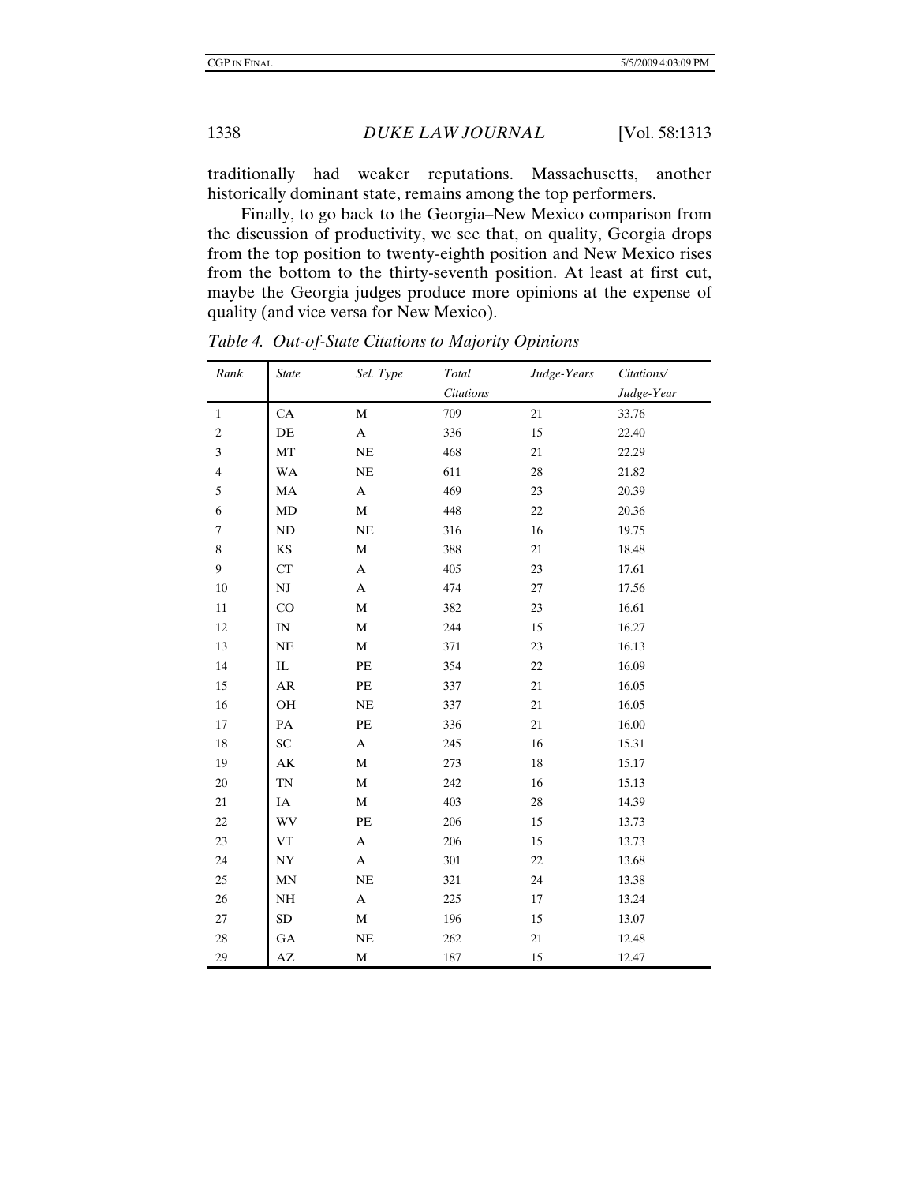traditionally had weaker reputations. Massachusetts, another historically dominant state, remains among the top performers.

Finally, to go back to the Georgia–New Mexico comparison from the discussion of productivity, we see that, on quality, Georgia drops from the top position to twenty-eighth position and New Mexico rises from the bottom to the thirty-seventh position. At least at first cut, maybe the Georgia judges produce more opinions at the expense of quality (and vice versa for New Mexico).

*Table 4. Out-of-State Citations to Majority Opinions*

| *Rank* | *State* | *Sel. Type* | *Total Citations* | *Judge-Years* | *Citations/ Judge-Year* |
|---|---|---|---|---|---|
| 1 | CA | M | 709 | 21 | 33.76 |
| 2 | DE | A | 336 | 15 | 22.40 |
| 3 | MT | NE | 468 | 21 | 22.29 |
| 4 | WA | NE | 611 | 28 | 21.82 |
| 5 | MA | A | 469 | 23 | 20.39 |
| 6 | MD | M | 448 | 22 | 20.36 |
| 7 | ND | NE | 316 | 16 | 19.75 |
| 8 | KS | M | 388 | 21 | 18.48 |
| 9 | CT | A | 405 | 23 | 17.61 |
| 10 | NJ | A | 474 | 27 | 17.56 |
| 11 | CO | M | 382 | 23 | 16.61 |
| 12 | IN | M | 244 | 15 | 16.27 |
| 13 | NE | M | 371 | 23 | 16.13 |
| 14 | IL | PE | 354 | 22 | 16.09 |
| 15 | AR | PE | 337 | 21 | 16.05 |
| 16 | OH | NE | 337 | 21 | 16.05 |
| 17 | PA | PE | 336 | 21 | 16.00 |
| 18 | SC | A | 245 | 16 | 15.31 |
| 19 | AK | M | 273 | 18 | 15.17 |
| 20 | TN | M | 242 | 16 | 15.13 |
| 21 | IA | M | 403 | 28 | 14.39 |
| 22 | WV | PE | 206 | 15 | 13.73 |
| 23 | VT | A | 206 | 15 | 13.73 |
| 24 | NY | A | 301 | 22 | 13.68 |
| 25 | MN | NE | 321 | 24 | 13.38 |
| 26 | NH | A | 225 | 17 | 13.24 |
| 27 | SD | M | 196 | 15 | 13.07 |
| 28 | GA | NE | 262 | 21 | 12.48 |
| 29 | AZ | M | 187 | 15 | 12.47 |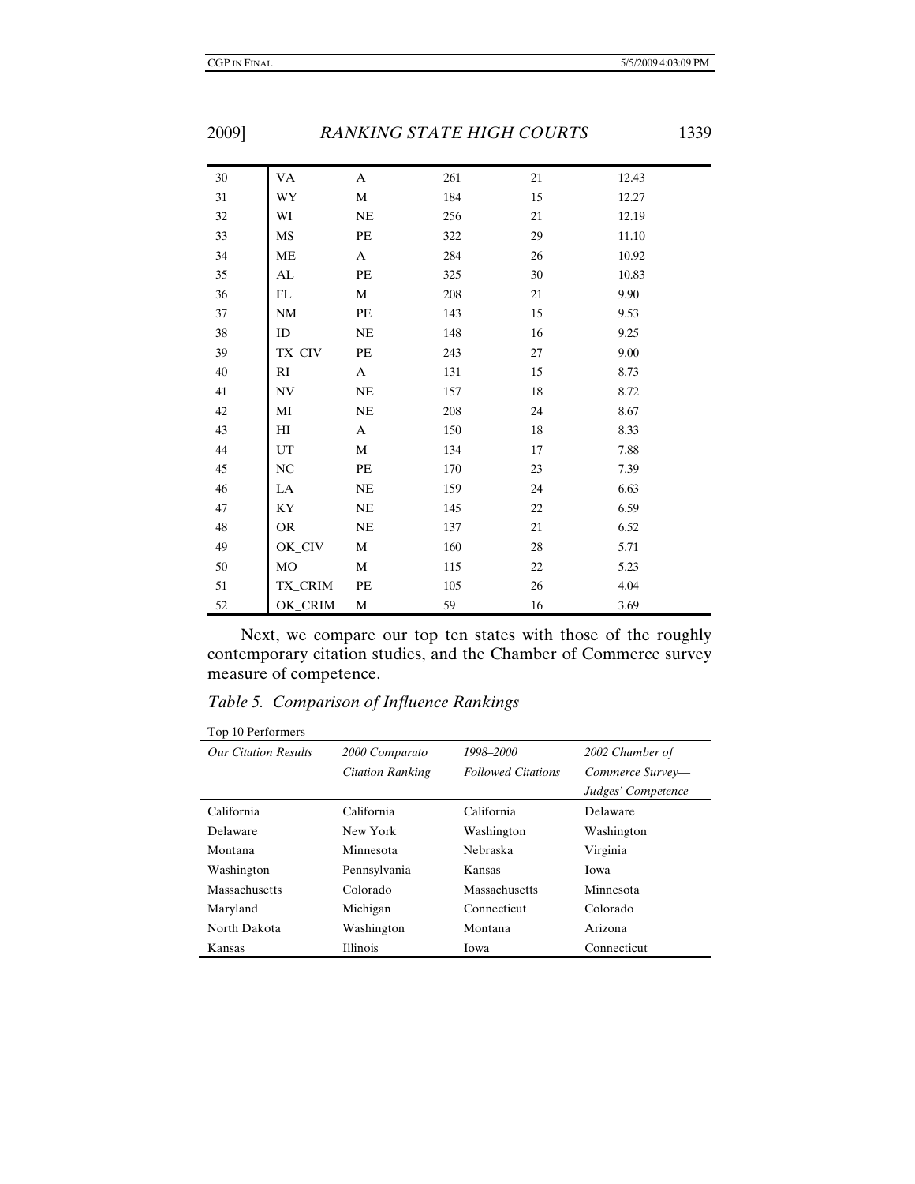| | | | | | |
|---|---|---|---|---|---|
| 30 | VA | A | 261 | 21 | 12.43 |
| 31 | WY | M | 184 | 15 | 12.27 |
| 32 | WI | NE | 256 | 21 | 12.19 |
| 33 | MS | PE | 322 | 29 | 11.10 |
| 34 | ME | A | 284 | 26 | 10.92 |
| 35 | AL | PE | 325 | 30 | 10.83 |
| 36 | FL | M | 208 | 21 | 9.90 |
| 37 | NM | PE | 143 | 15 | 9.53 |
| 38 | ID | NE | 148 | 16 | 9.25 |
| 39 | TX_CIV | PE | 243 | 27 | 9.00 |
| 40 | RI | A | 131 | 15 | 8.73 |
| 41 | NV | NE | 157 | 18 | 8.72 |
| 42 | MI | NE | 208 | 24 | 8.67 |
| 43 | HI | A | 150 | 18 | 8.33 |
| 44 | UT | M | 134 | 17 | 7.88 |
| 45 | NC | PE | 170 | 23 | 7.39 |
| 46 | LA | NE | 159 | 24 | 6.63 |
| 47 | KY | NE | 145 | 22 | 6.59 |
| 48 | OR | NE | 137 | 21 | 6.52 |
| 49 | OK_CIV | M | 160 | 28 | 5.71 |
| 50 | MO | M | 115 | 22 | 5.23 |
| 51 | TX_CRIM | PE | 105 | 26 | 4.04 |
| 52 | OK_CRIM | M | 59 | 16 | 3.69 |

Next, we compare our top ten states with those of the roughly contemporary citation studies, and the Chamber of Commerce survey measure of competence.

*Table 5. Comparison of Influence Rankings*

Top 10 Performers

| *Our Citation Results* | *2000 Comparato Citation Ranking* | *1998–2000 Followed Citations* | *2002 Chamber of Commerce Survey—Judges' Competence* |
|---|---|---|---|
| California | California | California | Delaware |
| Delaware | New York | Washington | Washington |
| Montana | Minnesota | Nebraska | Virginia |
| Washington | Pennsylvania | Kansas | Iowa |
| Massachusetts | Colorado | Massachusetts | Minnesota |
| Maryland | Michigan | Connecticut | Colorado |
| North Dakota | Washington | Montana | Arizona |
| Kansas | Illinois | Iowa | Connecticut |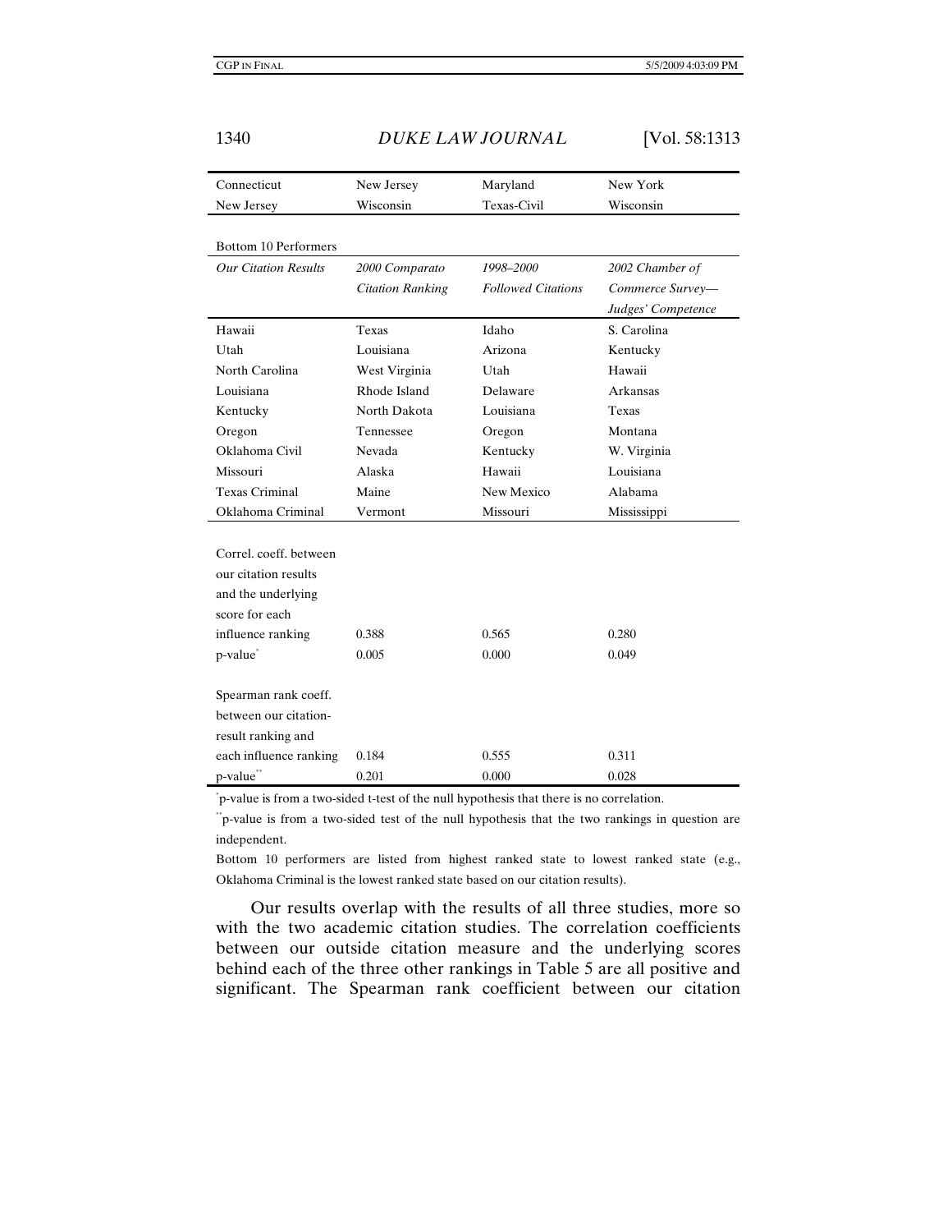| | | | |
|---|---|---|---|
| Connecticut | New Jersey | Maryland | New York |
| New Jersey | Wisconsin | Texas-Civil | Wisconsin |
| **Bottom 10 Performers** | | | |
| *Our Citation Results* | *2000 Comparato Citation Ranking* | *1998–2000 Followed Citations* | *2002 Chamber of Commerce Survey—Judges' Competence* |
| Hawaii | Texas | Idaho | S. Carolina |
| Utah | Louisiana | Arizona | Kentucky |
| North Carolina | West Virginia | Utah | Hawaii |
| Louisiana | Rhode Island | Delaware | Arkansas |
| Kentucky | North Dakota | Louisiana | Texas |
| Oregon | Tennessee | Oregon | Montana |
| Oklahoma Civil | Nevada | Kentucky | W. Virginia |
| Missouri | Alaska | Hawaii | Louisiana |
| Texas Criminal | Maine | New Mexico | Alabama |
| Oklahoma Criminal | Vermont | Missouri | Mississippi |
| Correl. coeff. between our citation results and the underlying score for each influence ranking | 0.388 | 0.565 | 0.280 |
| p-value* | 0.005 | 0.000 | 0.049 |
| Spearman rank coeff. between our citation-result ranking and each influence ranking | 0.184 | 0.555 | 0.311 |
| p-value** | 0.201 | 0.000 | 0.028 |

*p-value is from a two-sided t-test of the null hypothesis that there is no correlation.

**p-value is from a two-sided test of the null hypothesis that the two rankings in question are independent.

Bottom 10 performers are listed from highest ranked state to lowest ranked state (e.g., Oklahoma Criminal is the lowest ranked state based on our citation results).

Our results overlap with the results of all three studies, more so with the two academic citation studies. The correlation coefficients between our outside citation measure and the underlying scores behind each of the three other rankings in Table 5 are all positive and significant. The Spearman rank coefficient between our citation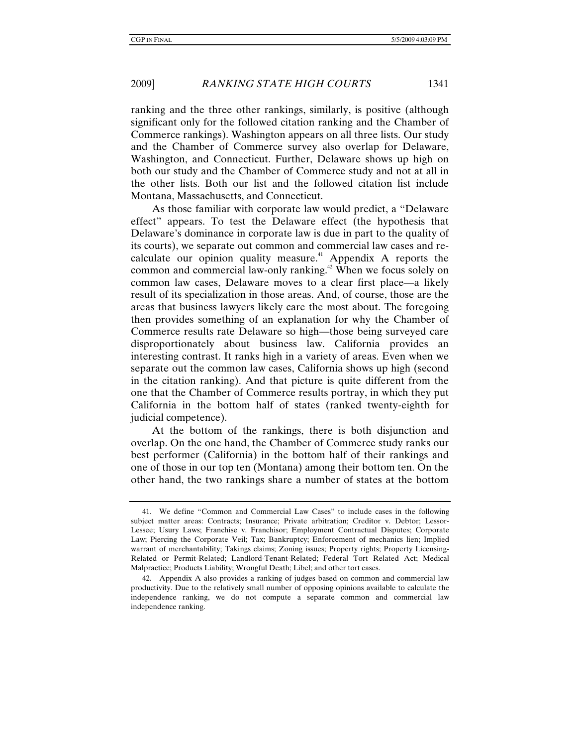ranking and the three other rankings, similarly, is positive (although significant only for the followed citation ranking and the Chamber of Commerce rankings). Washington appears on all three lists. Our study and the Chamber of Commerce survey also overlap for Delaware, Washington, and Connecticut. Further, Delaware shows up high on both our study and the Chamber of Commerce study and not at all in the other lists. Both our list and the followed citation list include Montana, Massachusetts, and Connecticut.

As those familiar with corporate law would predict, a "Delaware effect" appears. To test the Delaware effect (the hypothesis that Delaware's dominance in corporate law is due in part to the quality of its courts), we separate out common and commercial law cases and re-calculate our opinion quality measure.[41] Appendix A reports the common and commercial law-only ranking.[42] When we focus solely on common law cases, Delaware moves to a clear first place—a likely result of its specialization in those areas. And, of course, those are the areas that business lawyers likely care the most about. The foregoing then provides something of an explanation for why the Chamber of Commerce results rate Delaware so high—those being surveyed care disproportionately about business law. California provides an interesting contrast. It ranks high in a variety of areas. Even when we separate out the common law cases, California shows up high (second in the citation ranking). And that picture is quite different from the one that the Chamber of Commerce results portray, in which they put California in the bottom half of states (ranked twenty-eighth for judicial competence).

At the bottom of the rankings, there is both disjunction and overlap. On the one hand, the Chamber of Commerce study ranks our best performer (California) in the bottom half of their rankings and one of those in our top ten (Montana) among their bottom ten. On the other hand, the two rankings share a number of states at the bottom

---

41. We define "Common and Commercial Law Cases" to include cases in the following subject matter areas: Contracts; Insurance; Private arbitration; Creditor v. Debtor; Lessor-Lessee; Usury Laws; Franchise v. Franchisor; Employment Contractual Disputes; Corporate Law; Piercing the Corporate Veil; Tax; Bankruptcy; Enforcement of mechanics lien; Implied warrant of merchantability; Takings claims; Zoning issues; Property rights; Property Licensing-Related or Permit-Related; Landlord-Tenant-Related; Federal Tort Related Act; Medical Malpractice; Products Liability; Wrongful Death; Libel; and other tort cases.

42. Appendix A also provides a ranking of judges based on common and commercial law productivity. Due to the relatively small number of opposing opinions available to calculate the independence ranking, we do not compute a separate common and commercial law independence ranking.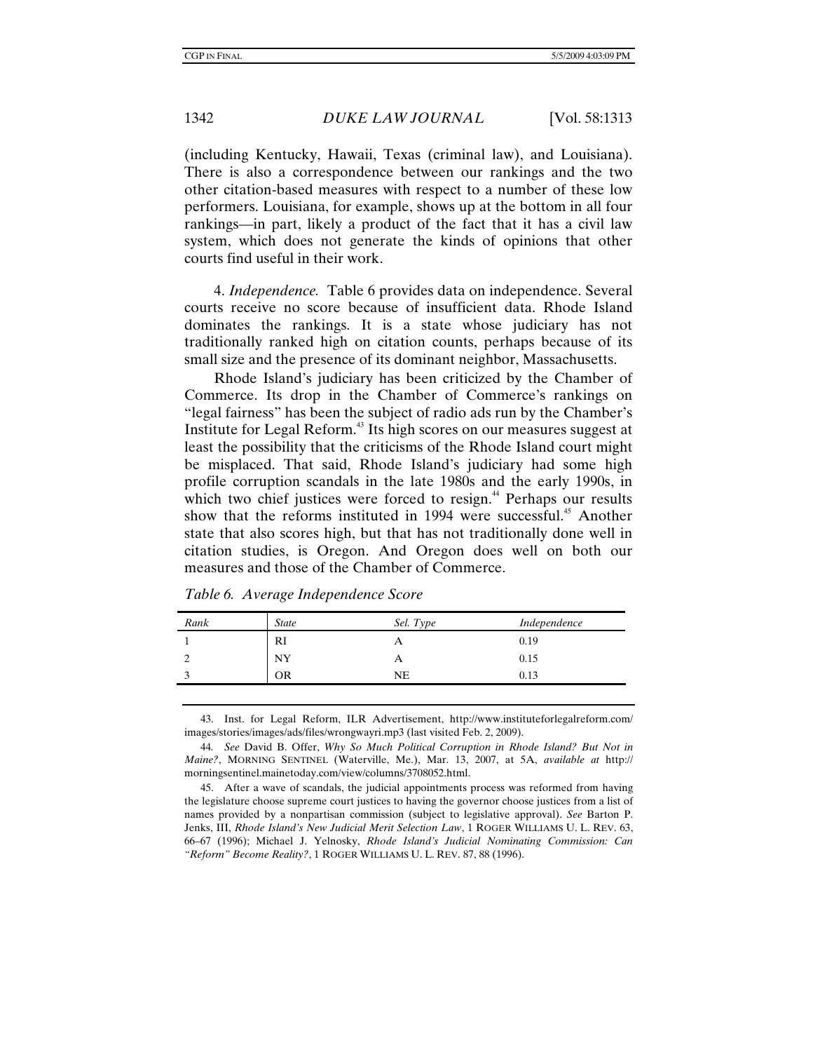(including Kentucky, Hawaii, Texas (criminal law), and Louisiana). There is also a correspondence between our rankings and the two other citation-based measures with respect to a number of these low performers. Louisiana, for example, shows up at the bottom in all four rankings—in part, likely a product of the fact that it has a civil law system, which does not generate the kinds of opinions that other courts find useful in their work.

4. *Independence.* Table 6 provides data on independence. Several courts receive no score because of insufficient data. Rhode Island dominates the rankings. It is a state whose judiciary has not traditionally ranked high on citation counts, perhaps because of its small size and the presence of its dominant neighbor, Massachusetts.

Rhode Island's judiciary has been criticized by the Chamber of Commerce. Its drop in the Chamber of Commerce's rankings on "legal fairness" has been the subject of radio ads run by the Chamber's Institute for Legal Reform.[43] Its high scores on our measures suggest at least the possibility that the criticisms of the Rhode Island court might be misplaced. That said, Rhode Island's judiciary had some high profile corruption scandals in the late 1980s and the early 1990s, in which two chief justices were forced to resign.[44] Perhaps our results show that the reforms instituted in 1994 were successful.[45] Another state that also scores high, but that has not traditionally done well in citation studies, is Oregon. And Oregon does well on both our measures and those of the Chamber of Commerce.

*Table 6. Average Independence Score*

| *Rank* | *State* | *Sel. Type* | *Independence* |
|---|---|---|---|
| 1 | RI | A | 0.19 |
| 2 | NY | A | 0.15 |
| 3 | OR | NE | 0.13 |

43. Inst. for Legal Reform, ILR Advertisement, http://www.instituteforlegalreform.com/images/stories/images/ads/files/wrongwayri.mp3 (last visited Feb. 2, 2009).

44. *See* David B. Offer, *Why So Much Political Corruption in Rhode Island? But Not in Maine?*, MORNING SENTINEL (Waterville, Me.), Mar. 13, 2007, at 5A, *available at* http://morningsentinel.mainetoday.com/view/columns/3708052.html.

45. After a wave of scandals, the judicial appointments process was reformed from having the legislature choose supreme court justices to having the governor choose justices from a list of names provided by a nonpartisan commission (subject to legislative approval). *See* Barton P. Jenks, III, *Rhode Island's New Judicial Merit Selection Law*, 1 ROGER WILLIAMS U. L. REV. 63, 66–67 (1996); Michael J. Yelnosky, *Rhode Island's Judicial Nominating Commission: Can "Reform" Become Reality?*, 1 ROGER WILLIAMS U. L. REV. 87, 88 (1996).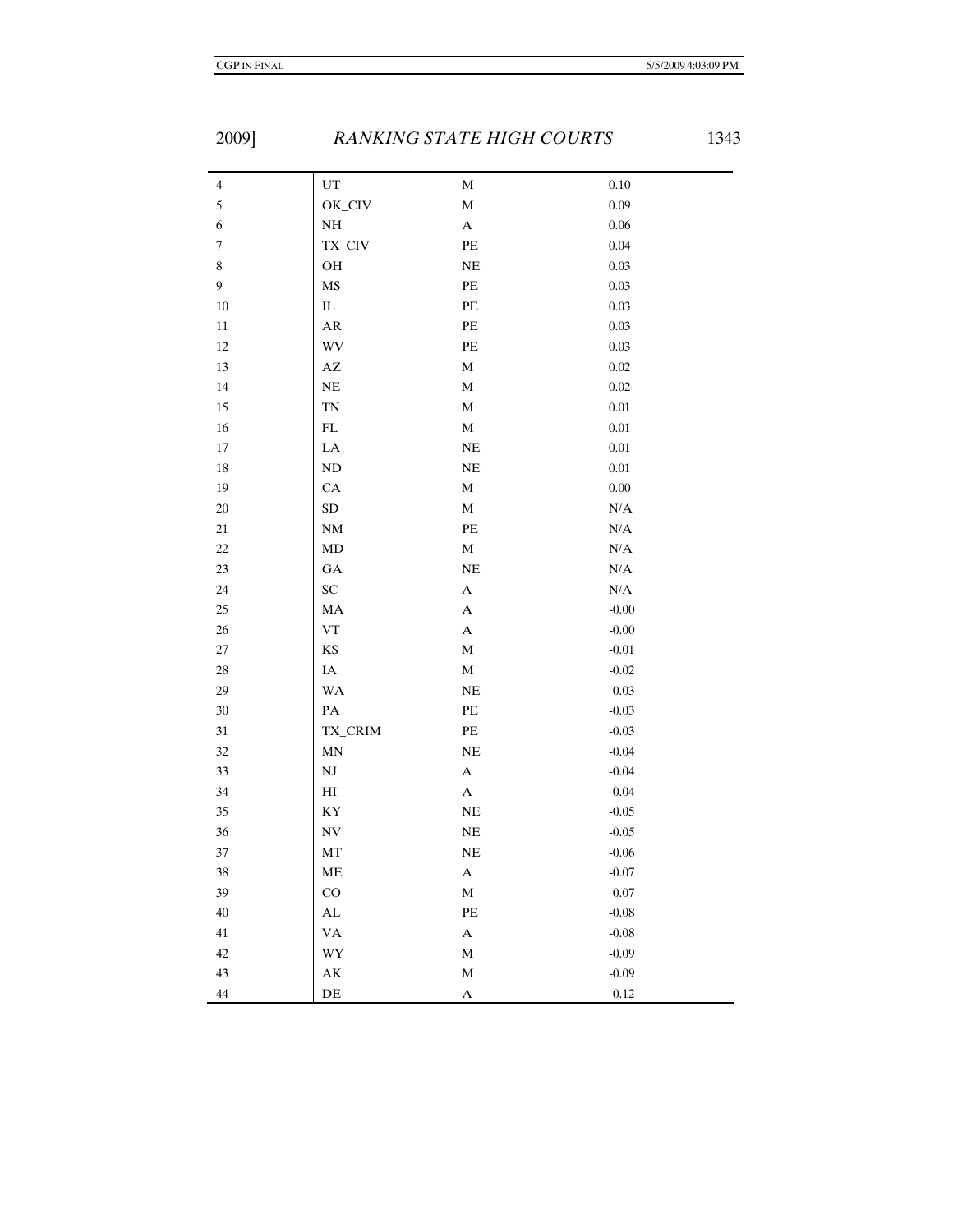| | | | |
|---|---|---|---|
| 4 | UT | M | 0.10 |
| 5 | OK_CIV | M | 0.09 |
| 6 | NH | A | 0.06 |
| 7 | TX_CIV | PE | 0.04 |
| 8 | OH | NE | 0.03 |
| 9 | MS | PE | 0.03 |
| 10 | IL | PE | 0.03 |
| 11 | AR | PE | 0.03 |
| 12 | WV | PE | 0.03 |
| 13 | AZ | M | 0.02 |
| 14 | NE | M | 0.02 |
| 15 | TN | M | 0.01 |
| 16 | FL | M | 0.01 |
| 17 | LA | NE | 0.01 |
| 18 | ND | NE | 0.01 |
| 19 | CA | M | 0.00 |
| 20 | SD | M | N/A |
| 21 | NM | PE | N/A |
| 22 | MD | M | N/A |
| 23 | GA | NE | N/A |
| 24 | SC | A | N/A |
| 25 | MA | A | -0.00 |
| 26 | VT | A | -0.00 |
| 27 | KS | M | -0.01 |
| 28 | IA | M | -0.02 |
| 29 | WA | NE | -0.03 |
| 30 | PA | PE | -0.03 |
| 31 | TX_CRIM | PE | -0.03 |
| 32 | MN | NE | -0.04 |
| 33 | NJ | A | -0.04 |
| 34 | HI | A | -0.04 |
| 35 | KY | NE | -0.05 |
| 36 | NV | NE | -0.05 |
| 37 | MT | NE | -0.06 |
| 38 | ME | A | -0.07 |
| 39 | CO | M | -0.07 |
| 40 | AL | PE | -0.08 |
| 41 | VA | A | -0.08 |
| 42 | WY | M | -0.09 |
| 43 | AK | M | -0.09 |
| 44 | DE | A | -0.12 |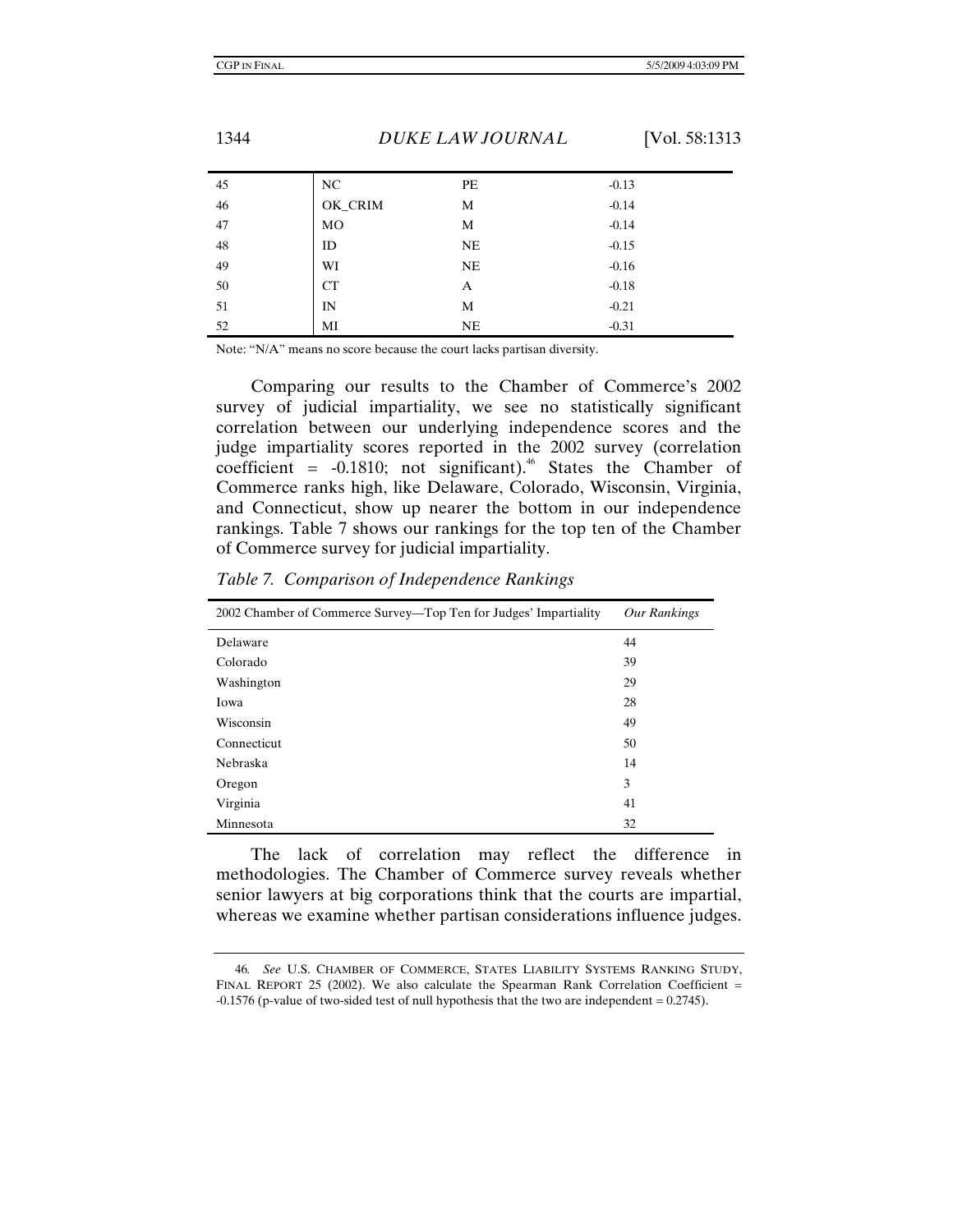| | | | |
|---|---|---|---|
| 45 | NC | PE | -0.13 |
| 46 | OK_CRIM | M | -0.14 |
| 47 | MO | M | -0.14 |
| 48 | ID | NE | -0.15 |
| 49 | WI | NE | -0.16 |
| 50 | CT | A | -0.18 |
| 51 | IN | M | -0.21 |
| 52 | MI | NE | -0.31 |

Note: "N/A" means no score because the court lacks partisan diversity.

Comparing our results to the Chamber of Commerce's 2002 survey of judicial impartiality, we see no statistically significant correlation between our underlying independence scores and the judge impartiality scores reported in the 2002 survey (correlation coefficient = -0.1810; not significant).[46] States the Chamber of Commerce ranks high, like Delaware, Colorado, Wisconsin, Virginia, and Connecticut, show up nearer the bottom in our independence rankings. Table 7 shows our rankings for the top ten of the Chamber of Commerce survey for judicial impartiality.

*Table 7. Comparison of Independence Rankings*

| 2002 Chamber of Commerce Survey—Top Ten for Judges' Impartiality | *Our Rankings* |
|---|---|
| Delaware | 44 |
| Colorado | 39 |
| Washington | 29 |
| Iowa | 28 |
| Wisconsin | 49 |
| Connecticut | 50 |
| Nebraska | 14 |
| Oregon | 3 |
| Virginia | 41 |
| Minnesota | 32 |

The lack of correlation may reflect the difference in methodologies. The Chamber of Commerce survey reveals whether senior lawyers at big corporations think that the courts are impartial, whereas we examine whether partisan considerations influence judges.

46. *See* U.S. CHAMBER OF COMMERCE, STATES LIABILITY SYSTEMS RANKING STUDY, FINAL REPORT 25 (2002). We also calculate the Spearman Rank Correlation Coefficient = -0.1576 (p-value of two-sided test of null hypothesis that the two are independent = 0.2745).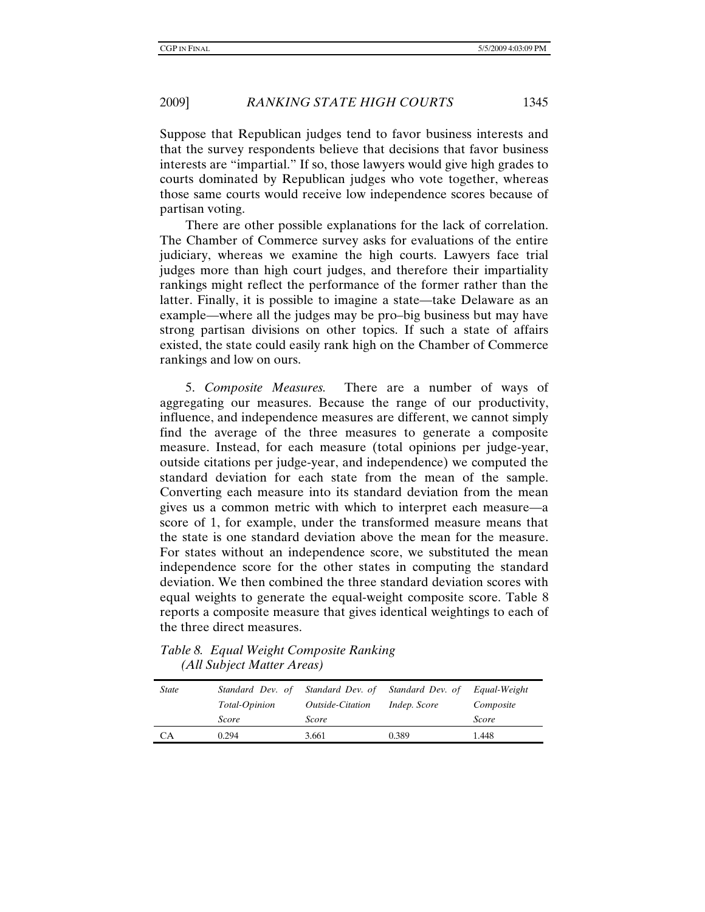Suppose that Republican judges tend to favor business interests and that the survey respondents believe that decisions that favor business interests are "impartial." If so, those lawyers would give high grades to courts dominated by Republican judges who vote together, whereas those same courts would receive low independence scores because of partisan voting.

There are other possible explanations for the lack of correlation. The Chamber of Commerce survey asks for evaluations of the entire judiciary, whereas we examine the high courts. Lawyers face trial judges more than high court judges, and therefore their impartiality rankings might reflect the performance of the former rather than the latter. Finally, it is possible to imagine a state—take Delaware as an example—where all the judges may be pro–big business but may have strong partisan divisions on other topics. If such a state of affairs existed, the state could easily rank high on the Chamber of Commerce rankings and low on ours.

5. *Composite Measures.* There are a number of ways of aggregating our measures. Because the range of our productivity, influence, and independence measures are different, we cannot simply find the average of the three measures to generate a composite measure. Instead, for each measure (total opinions per judge-year, outside citations per judge-year, and independence) we computed the standard deviation for each state from the mean of the sample. Converting each measure into its standard deviation from the mean gives us a common metric with which to interpret each measure—a score of 1, for example, under the transformed measure means that the state is one standard deviation above the mean for the measure. For states without an independence score, we substituted the mean independence score for the other states in computing the standard deviation. We then combined the three standard deviation scores with equal weights to generate the equal-weight composite score. Table 8 reports a composite measure that gives identical weightings to each of the three direct measures.

*Table 8. Equal Weight Composite Ranking (All Subject Matter Areas)*

| *State* | *Standard Dev. of Total-Opinion Score* | *Standard Dev. of Outside-Citation Score* | *Standard Dev. of Indep. Score* | *Equal-Weight Composite Score* |
|---|---|---|---|---|
| CA | 0.294 | 3.661 | 0.389 | 1.448 |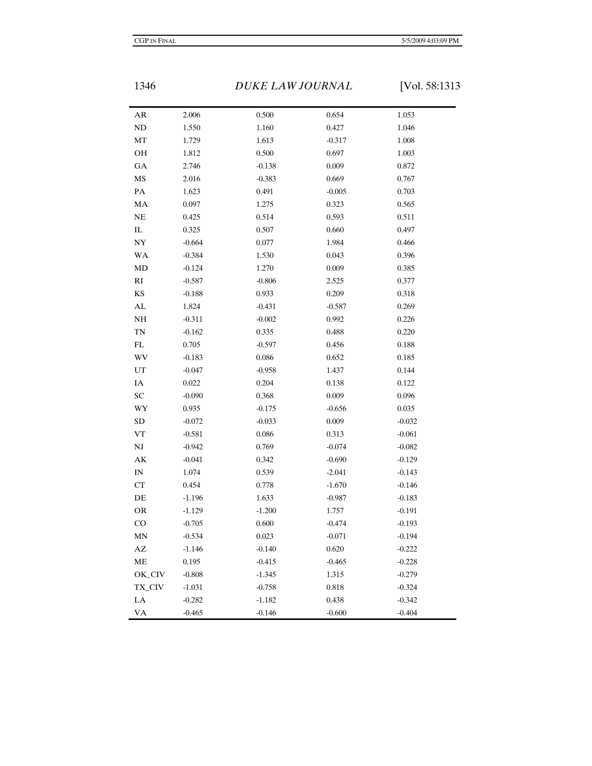| | | | | |
|---|---|---|---|---|
| AR | 2.006 | 0.500 | 0.654 | 1.053 |
| ND | 1.550 | 1.160 | 0.427 | 1.046 |
| MT | 1.729 | 1.613 | -0.317 | 1.008 |
| OH | 1.812 | 0.500 | 0.697 | 1.003 |
| GA | 2.746 | -0.138 | 0.009 | 0.872 |
| MS | 2.016 | -0.383 | 0.669 | 0.767 |
| PA | 1.623 | 0.491 | -0.005 | 0.703 |
| MA | 0.097 | 1.275 | 0.323 | 0.565 |
| NE | 0.425 | 0.514 | 0.593 | 0.511 |
| IL | 0.325 | 0.507 | 0.660 | 0.497 |
| NY | -0.664 | 0.077 | 1.984 | 0.466 |
| WA | -0.384 | 1.530 | 0.043 | 0.396 |
| MD | -0.124 | 1.270 | 0.009 | 0.385 |
| RI | -0.587 | -0.806 | 2.525 | 0.377 |
| KS | -0.188 | 0.933 | 0.209 | 0.318 |
| AL | 1.824 | -0.431 | -0.587 | 0.269 |
| NH | -0.311 | -0.002 | 0.992 | 0.226 |
| TN | -0.162 | 0.335 | 0.488 | 0.220 |
| FL | 0.705 | -0.597 | 0.456 | 0.188 |
| WV | -0.183 | 0.086 | 0.652 | 0.185 |
| UT | -0.047 | -0.958 | 1.437 | 0.144 |
| IA | 0.022 | 0.204 | 0.138 | 0.122 |
| SC | -0.090 | 0.368 | 0.009 | 0.096 |
| WY | 0.935 | -0.175 | -0.656 | 0.035 |
| SD | -0.072 | -0.033 | 0.009 | -0.032 |
| VT | -0.581 | 0.086 | 0.313 | -0.061 |
| NJ | -0.942 | 0.769 | -0.074 | -0.082 |
| AK | -0.041 | 0.342 | -0.690 | -0.129 |
| IN | 1.074 | 0.539 | -2.041 | -0.143 |
| CT | 0.454 | 0.778 | -1.670 | -0.146 |
| DE | -1.196 | 1.633 | -0.987 | -0.183 |
| OR | -1.129 | -1.200 | 1.757 | -0.191 |
| CO | -0.705 | 0.600 | -0.474 | -0.193 |
| MN | -0.534 | 0.023 | -0.071 | -0.194 |
| AZ | -1.146 | -0.140 | 0.620 | -0.222 |
| ME | 0.195 | -0.415 | -0.465 | -0.228 |
| OK_CIV | -0.808 | -1.345 | 1.315 | -0.279 |
| TX_CIV | -1.031 | -0.758 | 0.818 | -0.324 |
| LA | -0.282 | -1.182 | 0.438 | -0.342 |
| VA | -0.465 | -0.146 | -0.600 | -0.404 |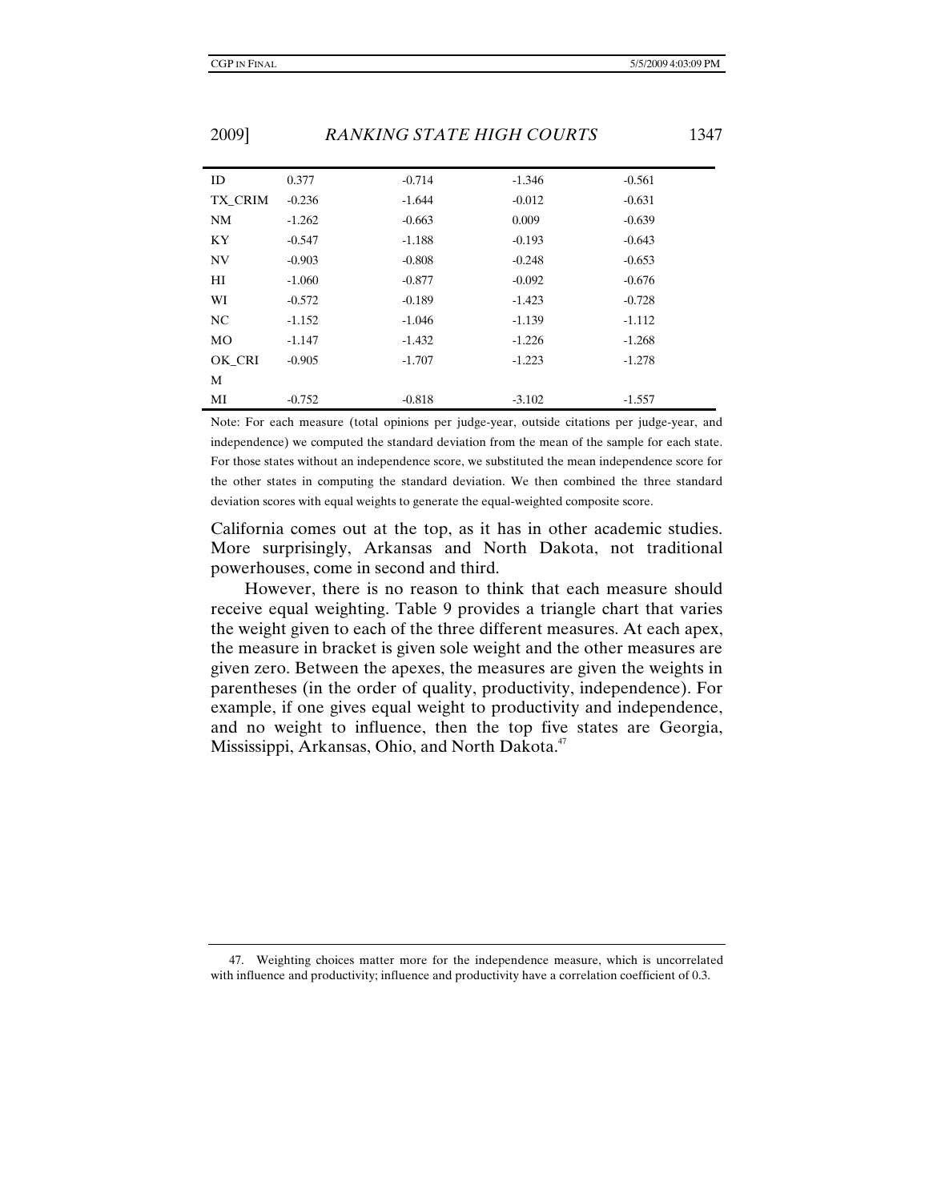| | | | | |
|---|---|---|---|---|
| ID | 0.377 | -0.714 | -1.346 | -0.561 |
| TX_CRIM | -0.236 | -1.644 | -0.012 | -0.631 |
| NM | -1.262 | -0.663 | 0.009 | -0.639 |
| KY | -0.547 | -1.188 | -0.193 | -0.643 |
| NV | -0.903 | -0.808 | -0.248 | -0.653 |
| HI | -1.060 | -0.877 | -0.092 | -0.676 |
| WI | -0.572 | -0.189 | -1.423 | -0.728 |
| NC | -1.152 | -1.046 | -1.139 | -1.112 |
| MO | -1.147 | -1.432 | -1.226 | -1.268 |
| OK_CRIM | -0.905 | -1.707 | -1.223 | -1.278 |
| MI | -0.752 | -0.818 | -3.102 | -1.557 |

Note: For each measure (total opinions per judge-year, outside citations per judge-year, and independence) we computed the standard deviation from the mean of the sample for each state. For those states without an independence score, we substituted the mean independence score for the other states in computing the standard deviation. We then combined the three standard deviation scores with equal weights to generate the equal-weighted composite score.

California comes out at the top, as it has in other academic studies. More surprisingly, Arkansas and North Dakota, not traditional powerhouses, come in second and third.

However, there is no reason to think that each measure should receive equal weighting. Table 9 provides a triangle chart that varies the weight given to each of the three different measures. At each apex, the measure in bracket is given sole weight and the other measures are given zero. Between the apexes, the measures are given the weights in parentheses (in the order of quality, productivity, independence). For example, if one gives equal weight to productivity and independence, and no weight to influence, then the top five states are Georgia, Mississippi, Arkansas, Ohio, and North Dakota.[47]

---

47. Weighting choices matter more for the independence measure, which is uncorrelated with influence and productivity; influence and productivity have a correlation coefficient of 0.3.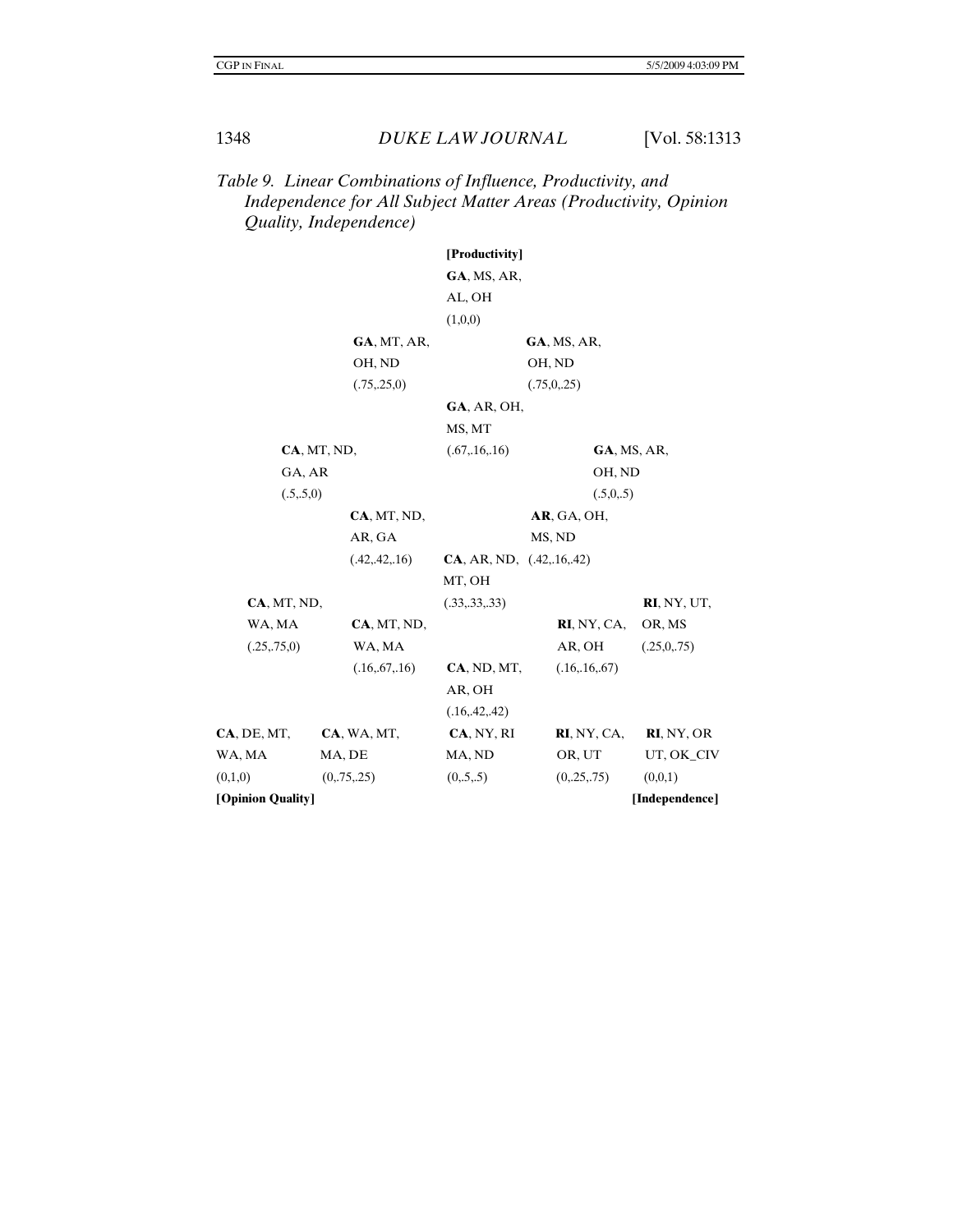*Table 9. Linear Combinations of Influence, Productivity, and Independence for All Subject Matter Areas (Productivity, Opinion Quality, Independence)*

Vertices: **[Productivity]** (1,0,0) at top; **[Opinion Quality]** (0,1,0) at bottom left; **[Independence]** (0,0,1) at bottom right.

| Weights (Productivity, Opinion Quality, Independence) | States |
|---|---|
| (1,0,0) [Productivity] | **GA**, MS, AR, AL, OH |
| (.75,.25,0) | **GA**, MT, AR, OH, ND |
| (.75,0,.25) | **GA**, MS, AR, OH, ND |
| (.67,.16,.16) | **GA**, AR, OH, MS, MT |
| (.5,.5,0) | **CA**, MT, ND, GA, AR |
| (.5,0,.5) | **GA**, MS, AR, OH, ND |
| (.42,.42,.16) | **CA**, MT, ND, AR, GA |
| (.42,.16,.42) | **AR**, GA, OH, MS, ND |
| (.33,.33,.33) | **CA**, AR, ND, MT, OH |
| (.25,.75,0) | **CA**, MT, ND, WA, MA |
| (.25,0,.75) | **RI**, NY, UT, OR, MS |
| (.16,.67,.16) | **CA**, MT, ND, WA, MA |
| (.16,.16,.67) | **RI**, NY, CA, AR, OH |
| (.16,.42,.42) | **CA**, ND, MT, AR, OH |
| (0,1,0) [Opinion Quality] | **CA**, DE, MT, WA, MA |
| (0,.75,.25) | **CA**, WA, MT, MA, DE |
| (0,.5,.5) | **CA**, NY, RI MA, ND |
| (0,.25,.75) | **RI**, NY, CA, OR, UT |
| (0,0,1) [Independence] | **RI**, NY, OR UT, OK_CIV |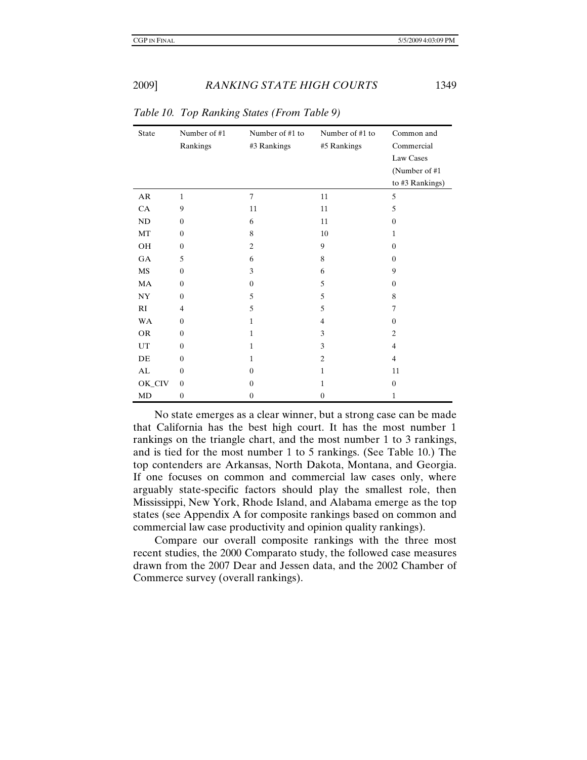*Table 10. Top Ranking States (From Table 9)*

| State | Number of #1 Rankings | Number of #1 to #3 Rankings | Number of #1 to #5 Rankings | Common and Commercial Law Cases (Number of #1 to #3 Rankings) |
|---|---|---|---|---|
| AR | 1 | 7 | 11 | 5 |
| CA | 9 | 11 | 11 | 5 |
| ND | 0 | 6 | 11 | 0 |
| MT | 0 | 8 | 10 | 1 |
| OH | 0 | 2 | 9 | 0 |
| GA | 5 | 6 | 8 | 0 |
| MS | 0 | 3 | 6 | 9 |
| MA | 0 | 0 | 5 | 0 |
| NY | 0 | 5 | 5 | 8 |
| RI | 4 | 5 | 5 | 7 |
| WA | 0 | 1 | 4 | 0 |
| OR | 0 | 1 | 3 | 2 |
| UT | 0 | 1 | 3 | 4 |
| DE | 0 | 1 | 2 | 4 |
| AL | 0 | 0 | 1 | 11 |
| OK_CIV | 0 | 0 | 1 | 0 |
| MD | 0 | 0 | 0 | 1 |

No state emerges as a clear winner, but a strong case can be made that California has the best high court. It has the most number 1 rankings on the triangle chart, and the most number 1 to 3 rankings, and is tied for the most number 1 to 5 rankings. (See Table 10.) The top contenders are Arkansas, North Dakota, Montana, and Georgia. If one focuses on common and commercial law cases only, where arguably state-specific factors should play the smallest role, then Mississippi, New York, Rhode Island, and Alabama emerge as the top states (see Appendix A for composite rankings based on common and commercial law case productivity and opinion quality rankings).

Compare our overall composite rankings with the three most recent studies, the 2000 Comparato study, the followed case measures drawn from the 2007 Dear and Jessen data, and the 2002 Chamber of Commerce survey (overall rankings).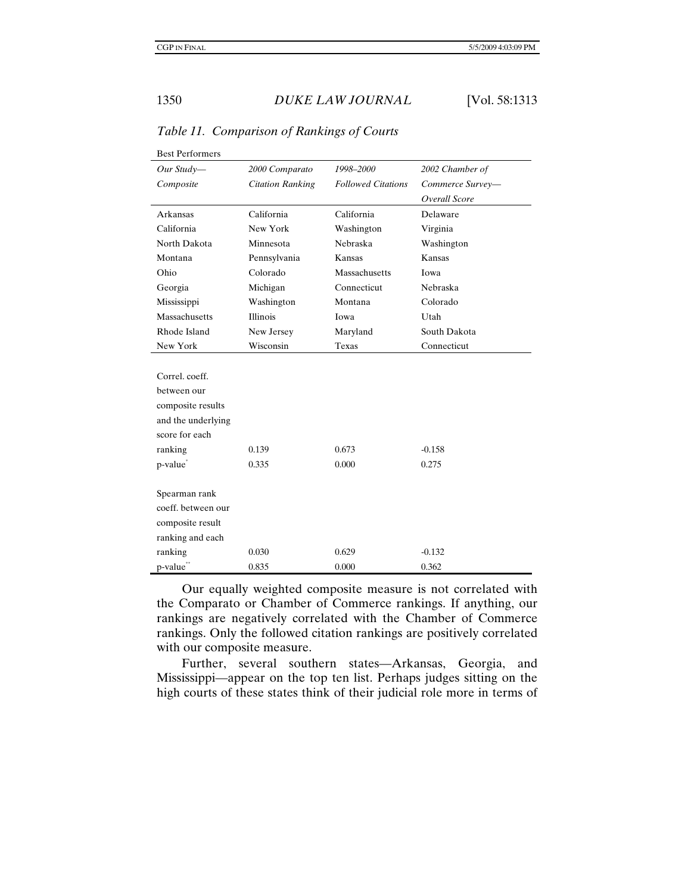*Table 11. Comparison of Rankings of Courts*

| Best Performers | | | |
|---|---|---|---|
| *Our Study—Composite* | *2000 Comparato Citation Ranking* | *1998–2000 Followed Citations* | *2002 Chamber of Commerce Survey—Overall Score* |
| Arkansas | California | California | Delaware |
| California | New York | Washington | Virginia |
| North Dakota | Minnesota | Nebraska | Washington |
| Montana | Pennsylvania | Kansas | Kansas |
| Ohio | Colorado | Massachusetts | Iowa |
| Georgia | Michigan | Connecticut | Nebraska |
| Mississippi | Washington | Montana | Colorado |
| Massachusetts | Illinois | Iowa | Utah |
| Rhode Island | New Jersey | Maryland | South Dakota |
| New York | Wisconsin | Texas | Connecticut |
| Correl. coeff. between our composite results and the underlying score for each ranking | 0.139 | 0.673 | -0.158 |
| p-value* | 0.335 | 0.000 | 0.275 |
| Spearman rank coeff. between our composite result ranking and each ranking | 0.030 | 0.629 | -0.132 |
| p-value** | 0.835 | 0.000 | 0.362 |

Our equally weighted composite measure is not correlated with the Comparato or Chamber of Commerce rankings. If anything, our rankings are negatively correlated with the Chamber of Commerce rankings. Only the followed citation rankings are positively correlated with our composite measure.

Further, several southern states—Arkansas, Georgia, and Mississippi—appear on the top ten list. Perhaps judges sitting on the high courts of these states think of their judicial role more in terms of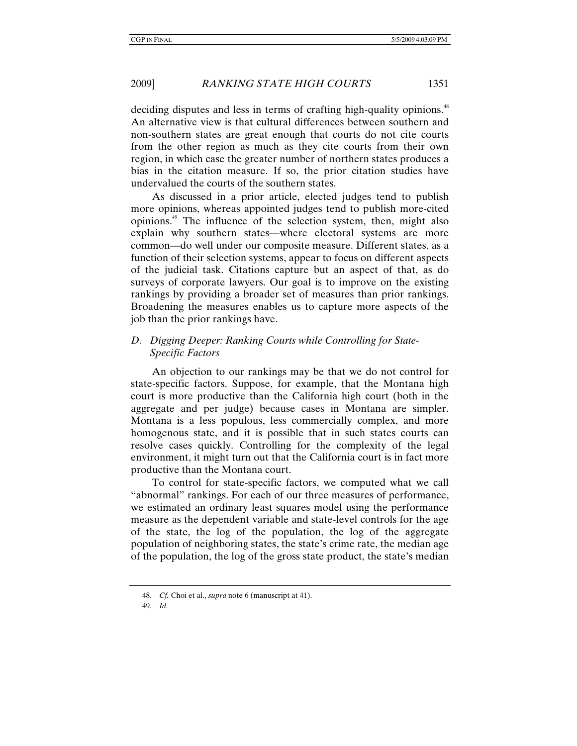deciding disputes and less in terms of crafting high-quality opinions.[48] An alternative view is that cultural differences between southern and non-southern states are great enough that courts do not cite courts from the other region as much as they cite courts from their own region, in which case the greater number of northern states produces a bias in the citation measure. If so, the prior citation studies have undervalued the courts of the southern states.

As discussed in a prior article, elected judges tend to publish more opinions, whereas appointed judges tend to publish more-cited opinions.[49] The influence of the selection system, then, might also explain why southern states—where electoral systems are more common—do well under our composite measure. Different states, as a function of their selection systems, appear to focus on different aspects of the judicial task. Citations capture but an aspect of that, as do surveys of corporate lawyers. Our goal is to improve on the existing rankings by providing a broader set of measures than prior rankings. Broadening the measures enables us to capture more aspects of the job than the prior rankings have.

### *D. Digging Deeper: Ranking Courts while Controlling for State-Specific Factors*

An objection to our rankings may be that we do not control for state-specific factors. Suppose, for example, that the Montana high court is more productive than the California high court (both in the aggregate and per judge) because cases in Montana are simpler. Montana is a less populous, less commercially complex, and more homogenous state, and it is possible that in such states courts can resolve cases quickly. Controlling for the complexity of the legal environment, it might turn out that the California court is in fact more productive than the Montana court.

To control for state-specific factors, we computed what we call "abnormal" rankings. For each of our three measures of performance, we estimated an ordinary least squares model using the performance measure as the dependent variable and state-level controls for the age of the state, the log of the population, the log of the aggregate population of neighboring states, the state's crime rate, the median age of the population, the log of the gross state product, the state's median

---

48. *Cf.* Choi et al., *supra* note 6 (manuscript at 41).

49. *Id.*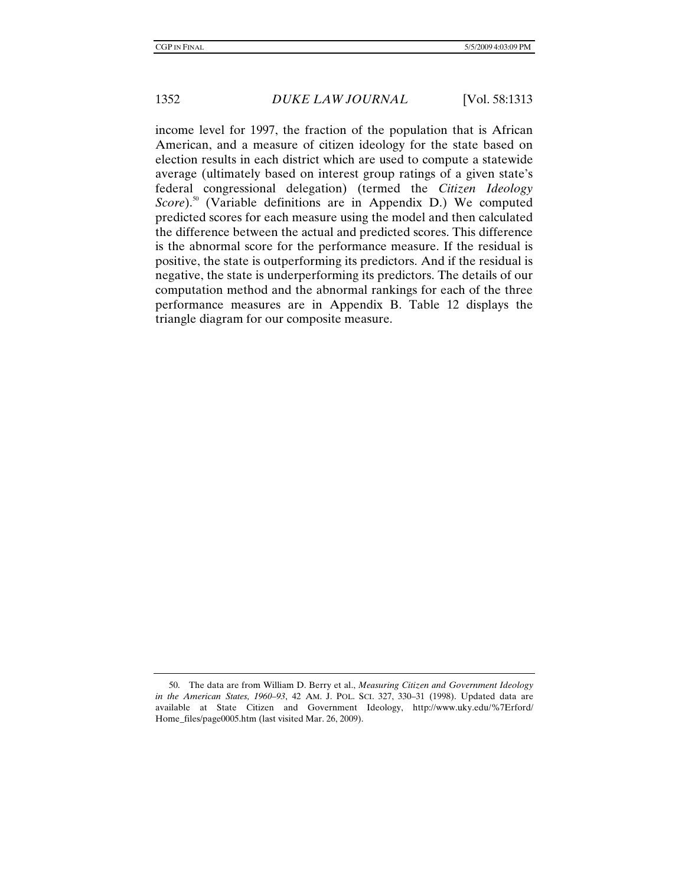income level for 1997, the fraction of the population that is African American, and a measure of citizen ideology for the state based on election results in each district which are used to compute a statewide average (ultimately based on interest group ratings of a given state's federal congressional delegation) (termed the *Citizen Ideology Score*).[50] (Variable definitions are in Appendix D.) We computed predicted scores for each measure using the model and then calculated the difference between the actual and predicted scores. This difference is the abnormal score for the performance measure. If the residual is positive, the state is outperforming its predictors. And if the residual is negative, the state is underperforming its predictors. The details of our computation method and the abnormal rankings for each of the three performance measures are in Appendix B. Table 12 displays the triangle diagram for our composite measure.

---

50. The data are from William D. Berry et al., *Measuring Citizen and Government Ideology in the American States, 1960–93*, 42 AM. J. POL. SCI. 327, 330–31 (1998). Updated data are available at State Citizen and Government Ideology, http://www.uky.edu/%7Erford/Home_files/page0005.htm (last visited Mar. 26, 2009).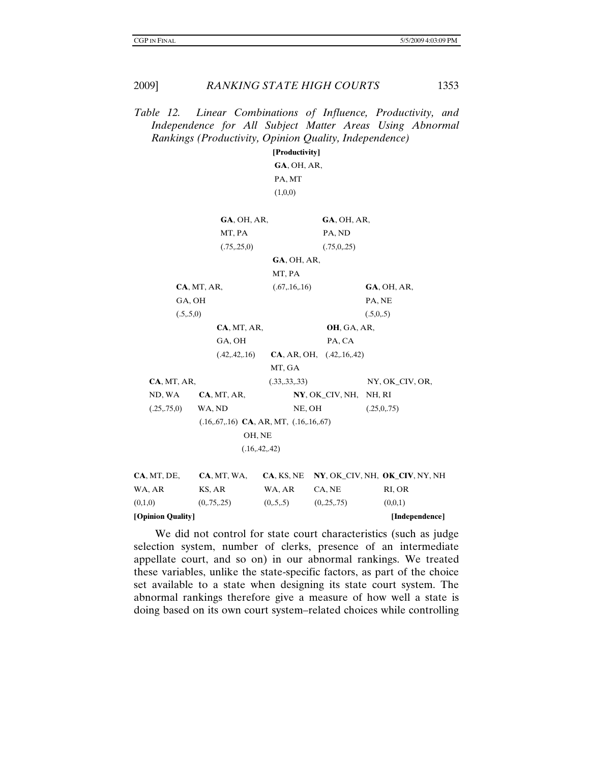*Table 12. Linear Combinations of Influence, Productivity, and Independence for All Subject Matter Areas Using Abnormal Rankings (Productivity, Opinion Quality, Independence)*

**[Productivity]**

**GA**, OH, AR, PA, MT (1,0,0)

**GA**, OH, AR, MT, PA (.75,.25,0)

**GA**, OH, AR, PA, ND (.75,0,.25)

**GA**, OH, AR, MT, PA (.67,.16,.16)

**CA**, MT, AR, GA, OH (.5,.5,0)

**GA**, OH, AR, PA, NE (.5,0,.5)

**CA**, MT, AR, GA, OH (.42,.42,.16)

**OH**, GA, AR, PA, CA (.42,.16,.42)

**CA**, AR, OH, MT, GA (.33,.33,.33)

**CA**, MT, AR, ND, WA (.25,.75,0)

NY, OK_CIV, OR, NH, RI (.25,0,.75)

**CA**, MT, AR, WA, ND (.16,.67,.16)

**NY**, OK_CIV, NH, NE, OH (.16,.16,.67)

**CA**, AR, MT, OH, NE (.16,.42,.42)

**CA**, MT, DE, WA, AR (0,1,0)

**CA**, MT, WA, KS, AR (0,.75,.25)

**CA**, KS, NE WA, AR (0,.5,.5)

**NY**, OK_CIV, NH, CA, NE (0,.25,.75)

**OK_CIV**, NY, NH RI, OR (0,0,1)

**[Opinion Quality]** **[Independence]**

We did not control for state court characteristics (such as judge selection system, number of clerks, presence of an intermediate appellate court, and so on) in our abnormal rankings. We treated these variables, unlike the state-specific factors, as part of the choice set available to a state when designing its state court system. The abnormal rankings therefore give a measure of how well a state is doing based on its own court system–related choices while controlling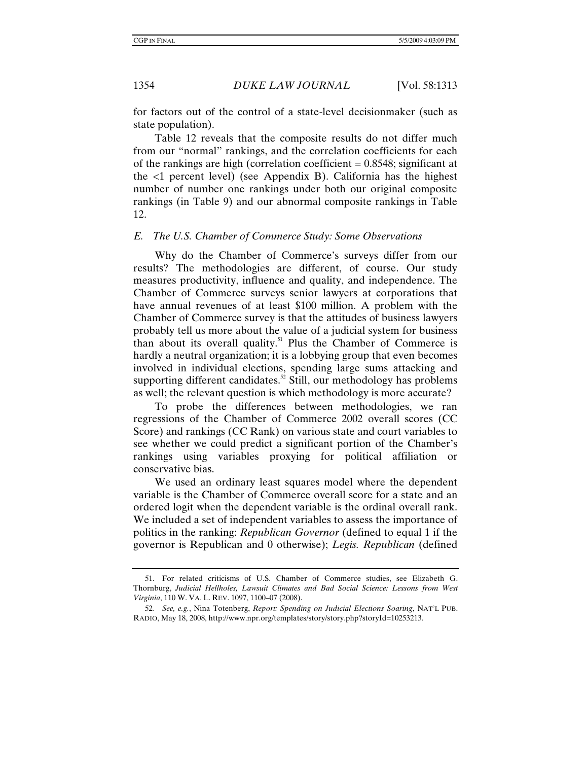for factors out of the control of a state-level decisionmaker (such as state population).

Table 12 reveals that the composite results do not differ much from our "normal" rankings, and the correlation coefficients for each of the rankings are high (correlation coefficient = 0.8548; significant at the <1 percent level) (see Appendix B). California has the highest number of number one rankings under both our original composite rankings (in Table 9) and our abnormal composite rankings in Table 12.

### *E. The U.S. Chamber of Commerce Study: Some Observations*

Why do the Chamber of Commerce's surveys differ from our results? The methodologies are different, of course. Our study measures productivity, influence and quality, and independence. The Chamber of Commerce surveys senior lawyers at corporations that have annual revenues of at least $100 million. A problem with the Chamber of Commerce survey is that the attitudes of business lawyers probably tell us more about the value of a judicial system for business than about its overall quality.[51] Plus the Chamber of Commerce is hardly a neutral organization; it is a lobbying group that even becomes involved in individual elections, spending large sums attacking and supporting different candidates.[52] Still, our methodology has problems as well; the relevant question is which methodology is more accurate?

To probe the differences between methodologies, we ran regressions of the Chamber of Commerce 2002 overall scores (CC Score) and rankings (CC Rank) on various state and court variables to see whether we could predict a significant portion of the Chamber's rankings using variables proxying for political affiliation or conservative bias.

We used an ordinary least squares model where the dependent variable is the Chamber of Commerce overall score for a state and an ordered logit when the dependent variable is the ordinal overall rank. We included a set of independent variables to assess the importance of politics in the ranking: *Republican Governor* (defined to equal 1 if the governor is Republican and 0 otherwise); *Legis. Republican* (defined

---

51. For related criticisms of U.S. Chamber of Commerce studies, see Elizabeth G. Thornburg, *Judicial Hellholes, Lawsuit Climates and Bad Social Science: Lessons from West Virginia*, 110 W. VA. L. REV. 1097, 1100–07 (2008).

52. *See, e.g.*, Nina Totenberg, *Report: Spending on Judicial Elections Soaring*, NAT'L PUB. RADIO, May 18, 2008, http://www.npr.org/templates/story/story.php?storyId=10253213.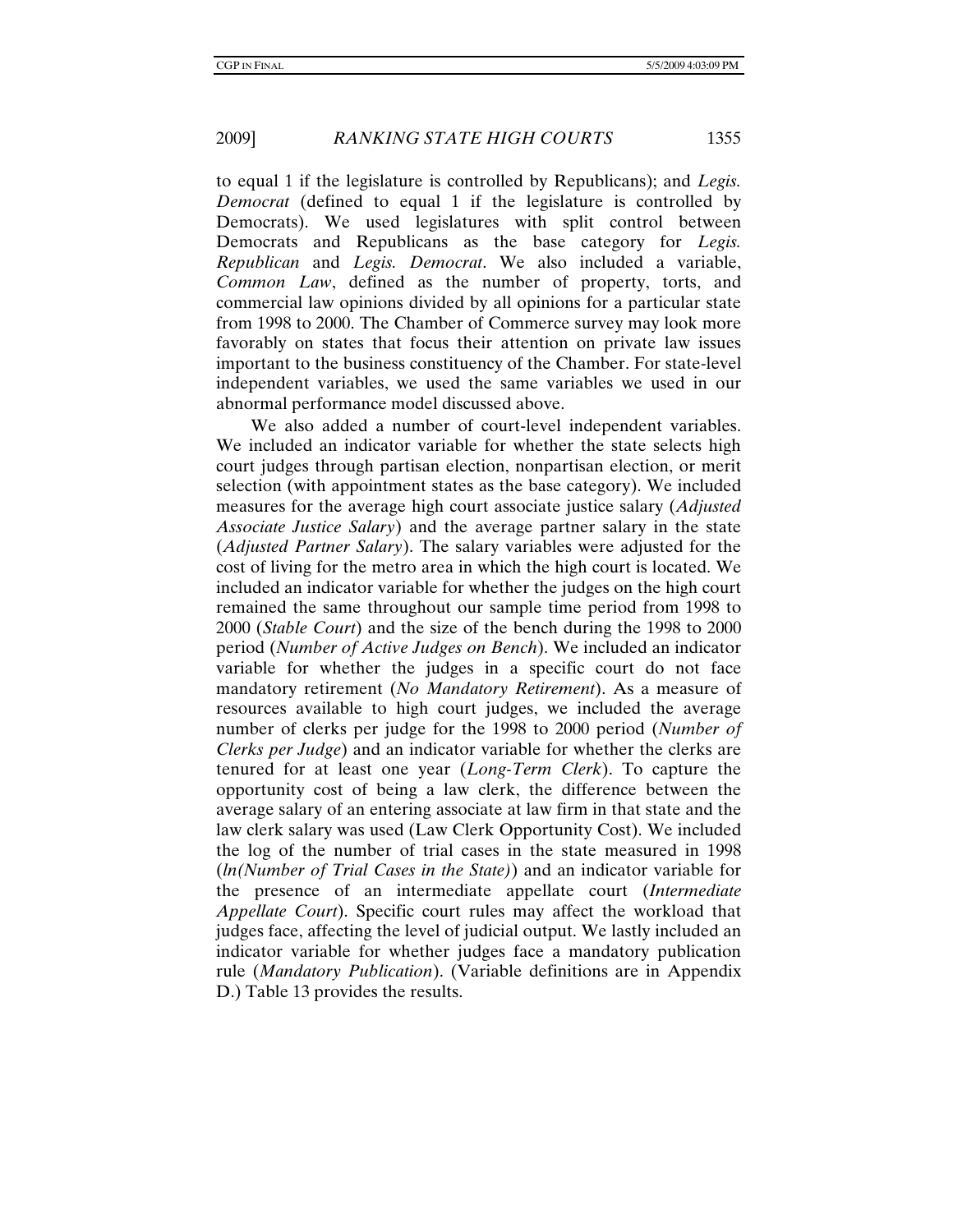to equal 1 if the legislature is controlled by Republicans); and *Legis. Democrat* (defined to equal 1 if the legislature is controlled by Democrats). We used legislatures with split control between Democrats and Republicans as the base category for *Legis. Republican* and *Legis. Democrat*. We also included a variable, *Common Law*, defined as the number of property, torts, and commercial law opinions divided by all opinions for a particular state from 1998 to 2000. The Chamber of Commerce survey may look more favorably on states that focus their attention on private law issues important to the business constituency of the Chamber. For state-level independent variables, we used the same variables we used in our abnormal performance model discussed above.

We also added a number of court-level independent variables. We included an indicator variable for whether the state selects high court judges through partisan election, nonpartisan election, or merit selection (with appointment states as the base category). We included measures for the average high court associate justice salary (*Adjusted Associate Justice Salary*) and the average partner salary in the state (*Adjusted Partner Salary*). The salary variables were adjusted for the cost of living for the metro area in which the high court is located. We included an indicator variable for whether the judges on the high court remained the same throughout our sample time period from 1998 to 2000 (*Stable Court*) and the size of the bench during the 1998 to 2000 period (*Number of Active Judges on Bench*). We included an indicator variable for whether the judges in a specific court do not face mandatory retirement (*No Mandatory Retirement*). As a measure of resources available to high court judges, we included the average number of clerks per judge for the 1998 to 2000 period (*Number of Clerks per Judge*) and an indicator variable for whether the clerks are tenured for at least one year (*Long-Term Clerk*). To capture the opportunity cost of being a law clerk, the difference between the average salary of an entering associate at law firm in that state and the law clerk salary was used (Law Clerk Opportunity Cost). We included the log of the number of trial cases in the state measured in 1998 (*ln(Number of Trial Cases in the State)*) and an indicator variable for the presence of an intermediate appellate court (*Intermediate Appellate Court*). Specific court rules may affect the workload that judges face, affecting the level of judicial output. We lastly included an indicator variable for whether judges face a mandatory publication rule (*Mandatory Publication*). (Variable definitions are in Appendix D.) Table 13 provides the results.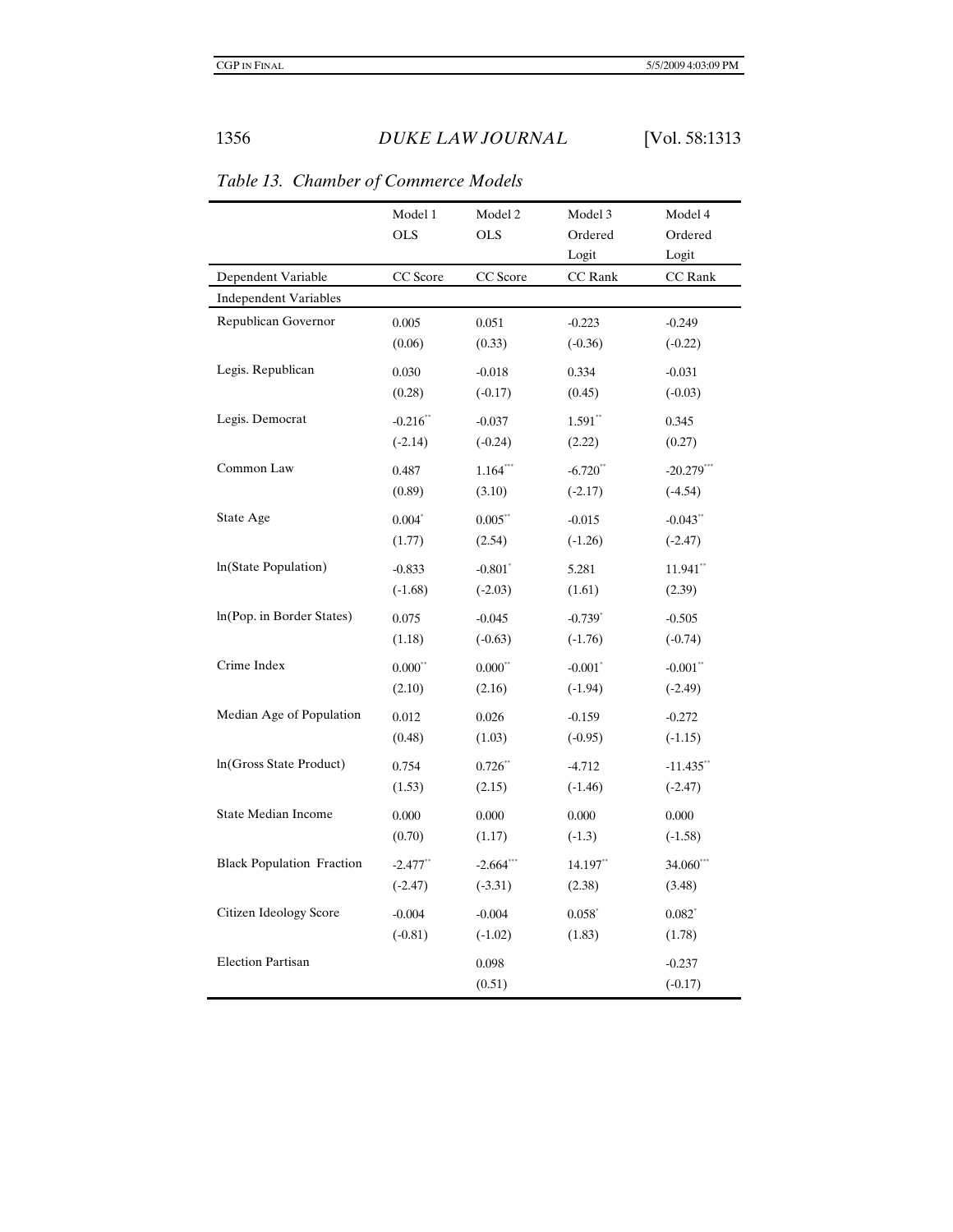*Table 13. Chamber of Commerce Models*

| | Model 1 OLS | Model 2 OLS | Model 3 Ordered Logit | Model 4 Ordered Logit |
|---|---|---|---|---|
| Dependent Variable | CC Score | CC Score | CC Rank | CC Rank |
| Independent Variables | | | | |
| Republican Governor | 0.005 | 0.051 | -0.223 | -0.249 |
| | (0.06) | (0.33) | (-0.36) | (-0.22) |
| Legis. Republican | 0.030 | -0.018 | 0.334 | -0.031 |
| | (0.28) | (-0.17) | (0.45) | (-0.03) |
| Legis. Democrat | -0.216** | -0.037 | 1.591** | 0.345 |
| | (-2.14) | (-0.24) | (2.22) | (0.27) |
| Common Law | 0.487 | 1.164*** | -6.720** | -20.279*** |
| | (0.89) | (3.10) | (-2.17) | (-4.54) |
| State Age | 0.004* | 0.005** | -0.015 | -0.043** |
| | (1.77) | (2.54) | (-1.26) | (-2.47) |
| ln(State Population) | -0.833 | -0.801* | 5.281 | 11.941** |
| | (-1.68) | (-2.03) | (1.61) | (2.39) |
| ln(Pop. in Border States) | 0.075 | -0.045 | -0.739* | -0.505 |
| | (1.18) | (-0.63) | (-1.76) | (-0.74) |
| Crime Index | 0.000** | 0.000** | -0.001* | -0.001** |
| | (2.10) | (2.16) | (-1.94) | (-2.49) |
| Median Age of Population | 0.012 | 0.026 | -0.159 | -0.272 |
| | (0.48) | (1.03) | (-0.95) | (-1.15) |
| ln(Gross State Product) | 0.754 | 0.726** | -4.712 | -11.435** |
| | (1.53) | (2.15) | (-1.46) | (-2.47) |
| State Median Income | 0.000 | 0.000 | 0.000 | 0.000 |
| | (0.70) | (1.17) | (-1.3) | (-1.58) |
| Black Population Fraction | -2.477** | -2.664*** | 14.197** | 34.060*** |
| | (-2.47) | (-3.31) | (2.38) | (3.48) |
| Citizen Ideology Score | -0.004 | -0.004 | 0.058* | 0.082* |
| | (-0.81) | (-1.02) | (1.83) | (1.78) |
| Election Partisan | | 0.098 | | -0.237 |
| | | (0.51) | | (-0.17) |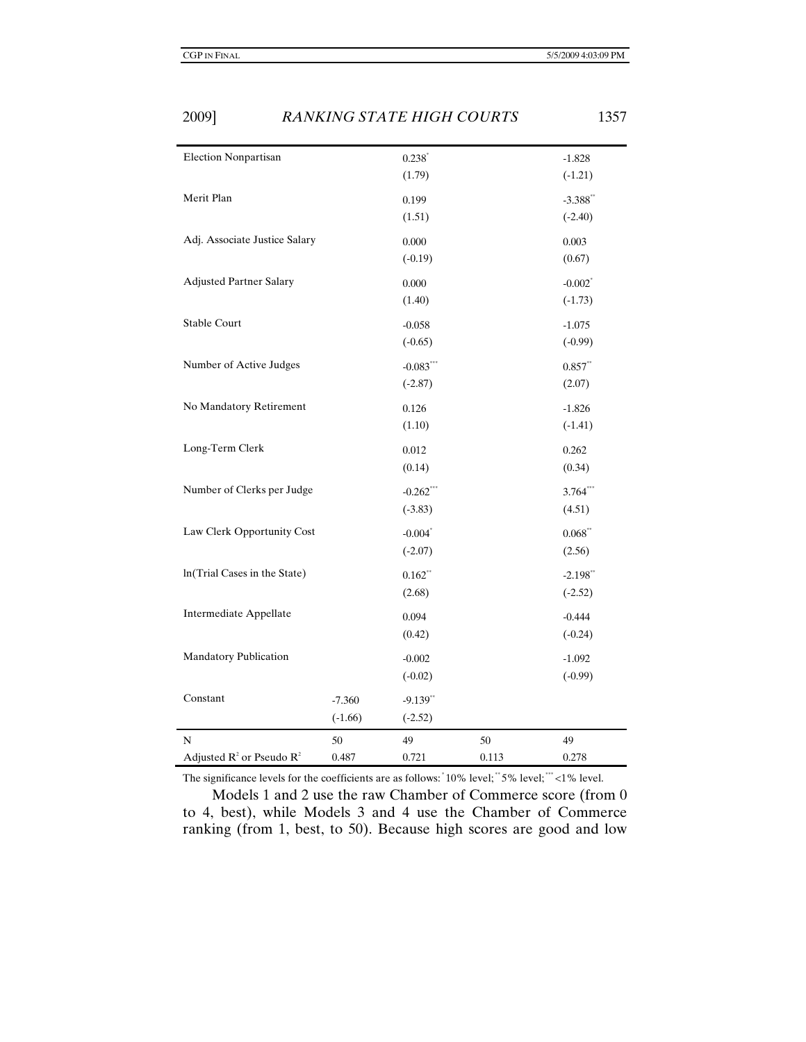| | | | | |
|---|---|---|---|---|
| Election Nonpartisan | | 0.238* | | -1.828 |
| | | (1.79) | | (-1.21) |
| Merit Plan | | 0.199 | | -3.388** |
| | | (1.51) | | (-2.40) |
| Adj. Associate Justice Salary | | 0.000 | | 0.003 |
| | | (-0.19) | | (0.67) |
| Adjusted Partner Salary | | 0.000 | | -0.002* |
| | | (1.40) | | (-1.73) |
| Stable Court | | -0.058 | | -1.075 |
| | | (-0.65) | | (-0.99) |
| Number of Active Judges | | -0.083*** | | 0.857** |
| | | (-2.87) | | (2.07) |
| No Mandatory Retirement | | 0.126 | | -1.826 |
| | | (1.10) | | (-1.41) |
| Long-Term Clerk | | 0.012 | | 0.262 |
| | | (0.14) | | (0.34) |
| Number of Clerks per Judge | | -0.262*** | | 3.764*** |
| | | (-3.83) | | (4.51) |
| Law Clerk Opportunity Cost | | -0.004* | | 0.068** |
| | | (-2.07) | | (2.56) |
| ln(Trial Cases in the State) | | 0.162** | | -2.198** |
| | | (2.68) | | (-2.52) |
| Intermediate Appellate | | 0.094 | | -0.444 |
| | | (0.42) | | (-0.24) |
| Mandatory Publication | | -0.002 | | -1.092 |
| | | (-0.02) | | (-0.99) |
| Constant | -7.360 | -9.139** | | |
| | (-1.66) | (-2.52) | | |
| N | 50 | 49 | 50 | 49 |
| Adjusted $R^2$ or Pseudo $R^2$ | 0.487 | 0.721 | 0.113 | 0.278 |

The significance levels for the coefficients are as follows: * 10% level; ** 5% level; *** <1% level.

Models 1 and 2 use the raw Chamber of Commerce score (from 0 to 4, best), while Models 3 and 4 use the Chamber of Commerce ranking (from 1, best, to 50). Because high scores are good and low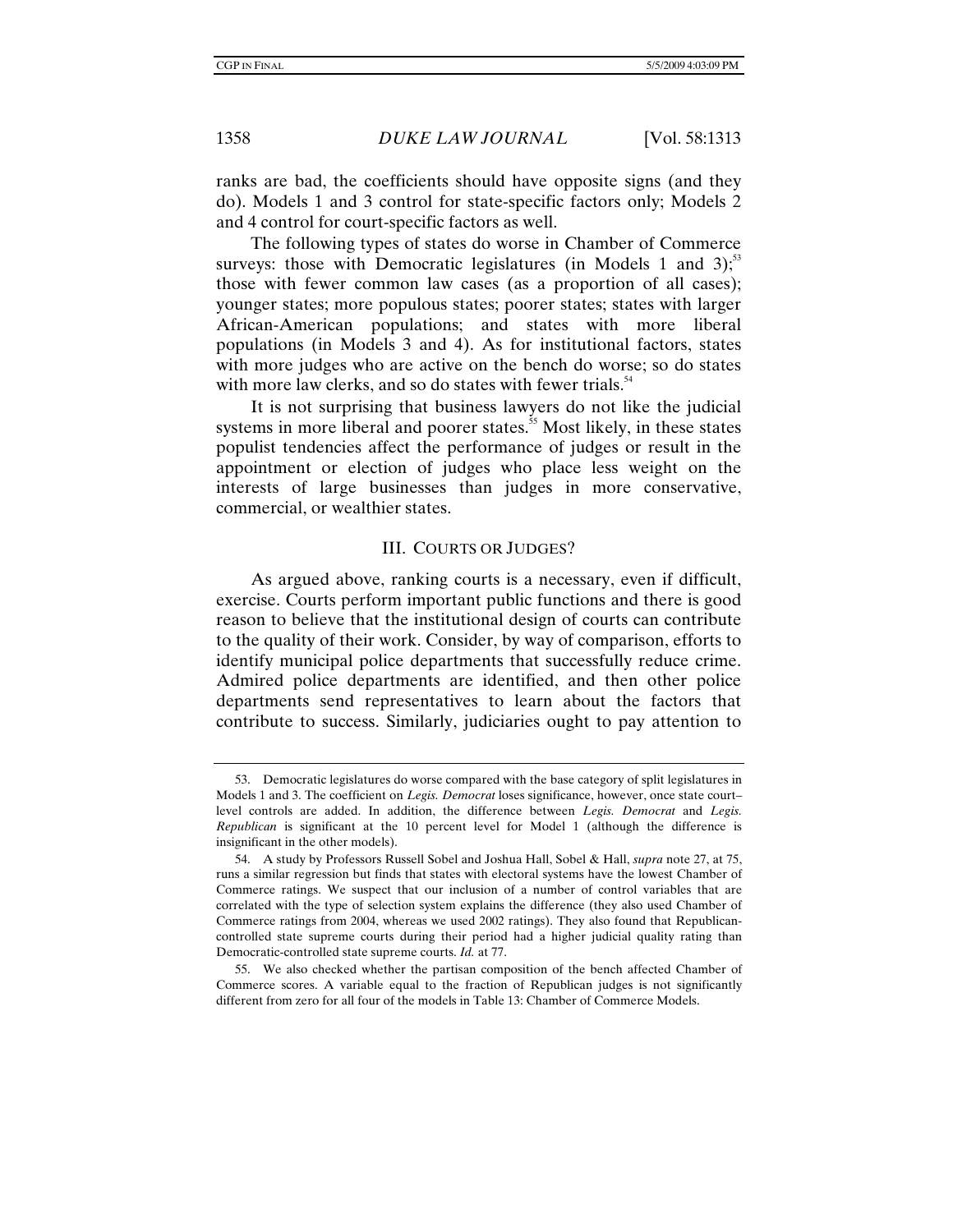ranks are bad, the coefficients should have opposite signs (and they do). Models 1 and 3 control for state-specific factors only; Models 2 and 4 control for court-specific factors as well.

The following types of states do worse in Chamber of Commerce surveys: those with Democratic legislatures (in Models 1 and 3);[53] those with fewer common law cases (as a proportion of all cases); younger states; more populous states; poorer states; states with larger African-American populations; and states with more liberal populations (in Models 3 and 4). As for institutional factors, states with more judges who are active on the bench do worse; so do states with more law clerks, and so do states with fewer trials.[54]

It is not surprising that business lawyers do not like the judicial systems in more liberal and poorer states.[55] Most likely, in these states populist tendencies affect the performance of judges or result in the appointment or election of judges who place less weight on the interests of large businesses than judges in more conservative, commercial, or wealthier states.

## III. COURTS OR JUDGES?

As argued above, ranking courts is a necessary, even if difficult, exercise. Courts perform important public functions and there is good reason to believe that the institutional design of courts can contribute to the quality of their work. Consider, by way of comparison, efforts to identify municipal police departments that successfully reduce crime. Admired police departments are identified, and then other police departments send representatives to learn about the factors that contribute to success. Similarly, judiciaries ought to pay attention to

---

53. Democratic legislatures do worse compared with the base category of split legislatures in Models 1 and 3. The coefficient on *Legis. Democrat* loses significance, however, once state court–level controls are added. In addition, the difference between *Legis. Democrat* and *Legis. Republican* is significant at the 10 percent level for Model 1 (although the difference is insignificant in the other models).

54. A study by Professors Russell Sobel and Joshua Hall, Sobel & Hall, *supra* note 27, at 75, runs a similar regression but finds that states with electoral systems have the lowest Chamber of Commerce ratings. We suspect that our inclusion of a number of control variables that are correlated with the type of selection system explains the difference (they also used Chamber of Commerce ratings from 2004, whereas we used 2002 ratings). They also found that Republican-controlled state supreme courts during their period had a higher judicial quality rating than Democratic-controlled state supreme courts. *Id.* at 77.

55. We also checked whether the partisan composition of the bench affected Chamber of Commerce scores. A variable equal to the fraction of Republican judges is not significantly different from zero for all four of the models in Table 13: Chamber of Commerce Models.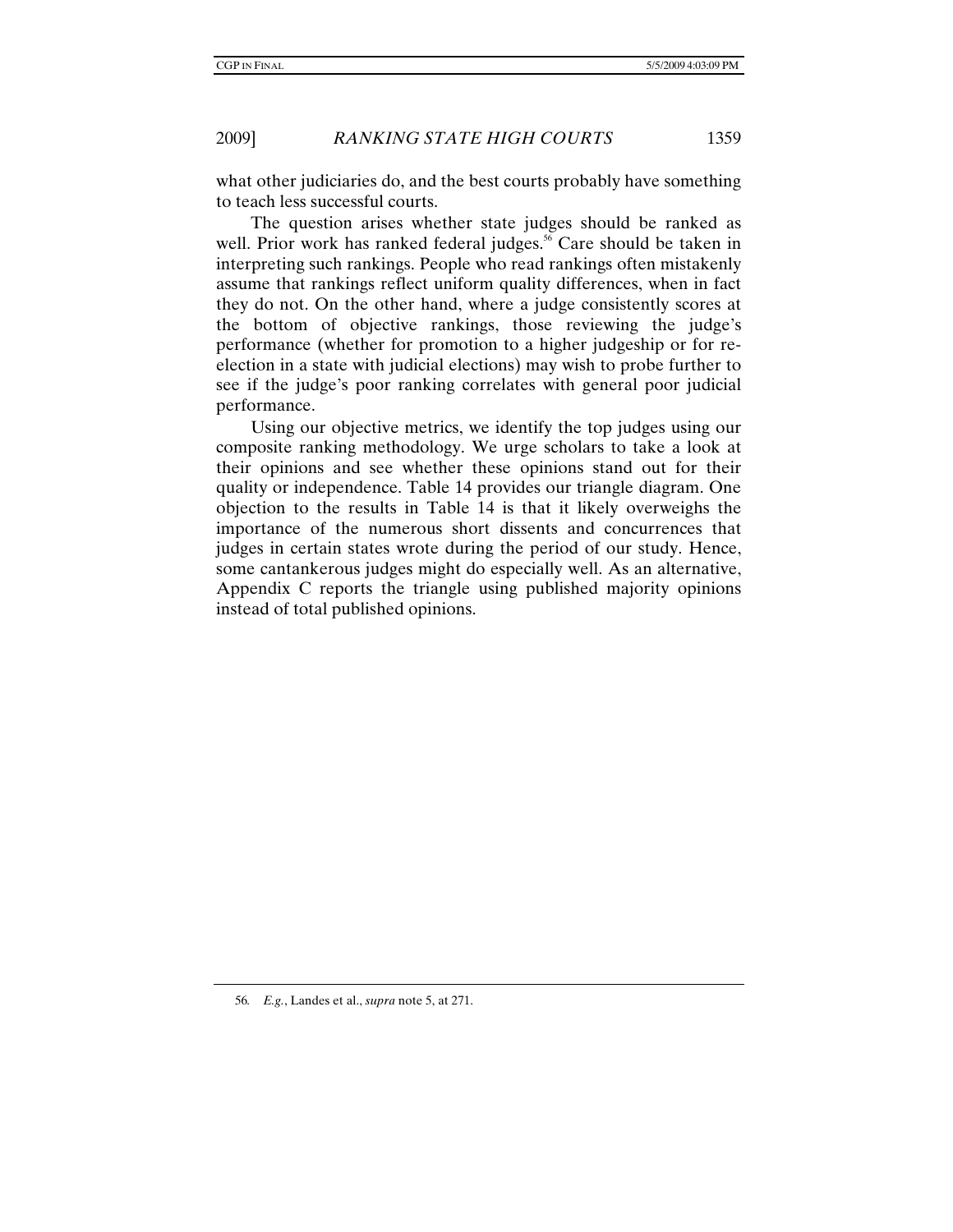what other judiciaries do, and the best courts probably have something to teach less successful courts.

The question arises whether state judges should be ranked as well. Prior work has ranked federal judges.[56] Care should be taken in interpreting such rankings. People who read rankings often mistakenly assume that rankings reflect uniform quality differences, when in fact they do not. On the other hand, where a judge consistently scores at the bottom of objective rankings, those reviewing the judge's performance (whether for promotion to a higher judgeship or for re-election in a state with judicial elections) may wish to probe further to see if the judge's poor ranking correlates with general poor judicial performance.

Using our objective metrics, we identify the top judges using our composite ranking methodology. We urge scholars to take a look at their opinions and see whether these opinions stand out for their quality or independence. Table 14 provides our triangle diagram. One objection to the results in Table 14 is that it likely overweighs the importance of the numerous short dissents and concurrences that judges in certain states wrote during the period of our study. Hence, some cantankerous judges might do especially well. As an alternative, Appendix C reports the triangle using published majority opinions instead of total published opinions.

---

56. *E.g.*, Landes et al., *supra* note 5, at 271.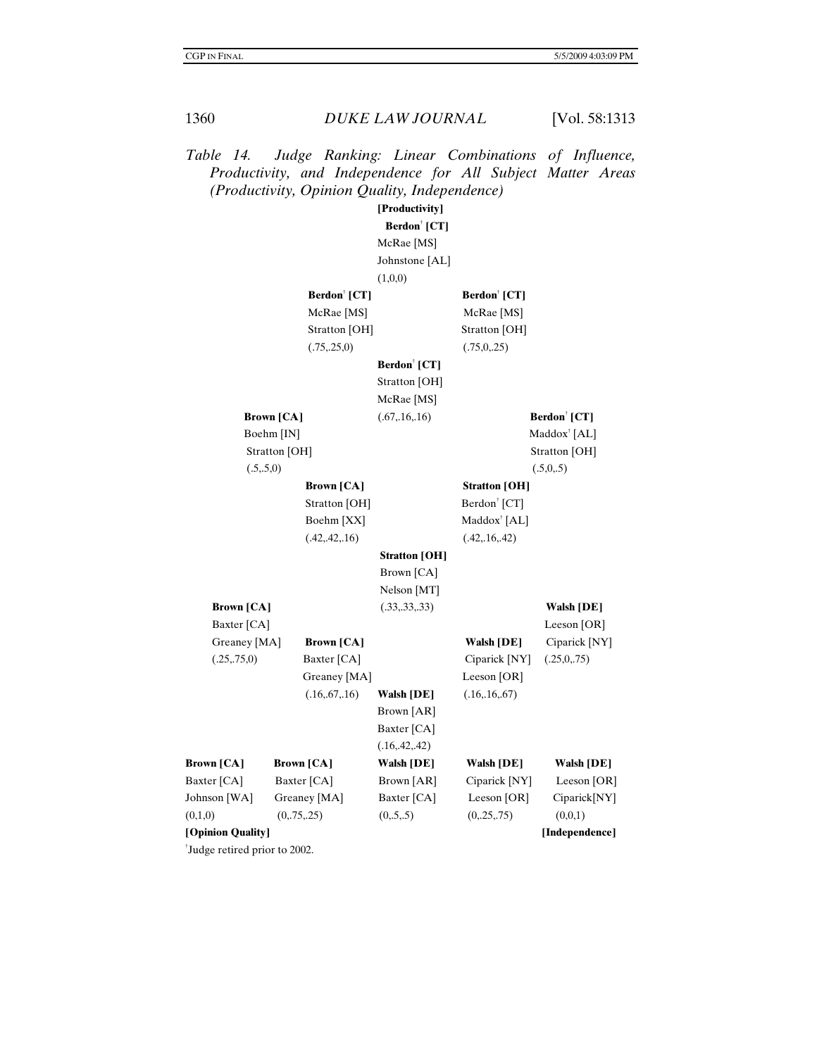*Table 14. Judge Ranking: Linear Combinations of Influence, Productivity, and Independence for All Subject Matter Areas (Productivity, Opinion Quality, Independence)*

| | | **[Productivity]** | | |
|---|---|---|---|---|
| | | **Berdon† [CT]**<br>McRae [MS]<br>Johnstone [AL]<br>(1,0,0) | | |
| | **Berdon† [CT]**<br>McRae [MS]<br>Stratton [OH]<br>(.75,.25,0) | | **Berdon† [CT]**<br>McRae [MS]<br>Stratton [OH]<br>(.75,0,.25) | |
| | | **Berdon† [CT]**<br>Stratton [OH]<br>McRae [MS]<br>(.67,.16,.16) | | |
| **Brown [CA]**<br>Boehm [IN]<br>Stratton [OH]<br>(.5,.5,0) | | | | **Berdon† [CT]**<br>Maddox† [AL]<br>Stratton [OH]<br>(.5,0,.5) |
| | **Brown [CA]**<br>Stratton [OH]<br>Boehm [XX]<br>(.42,.42,.16) | | **Stratton [OH]**<br>Berdon† [CT]<br>Maddox† [AL]<br>(.42,.16,.42) | |
| | | **Stratton [OH]**<br>Brown [CA]<br>Nelson [MT]<br>(.33,.33,.33) | | |
| **Brown [CA]**<br>Baxter [CA]<br>Greaney [MA]<br>(.25,.75,0) | | | | **Walsh [DE]**<br>Leeson [OR]<br>Ciparick [NY]<br>(.25,0,.75) |
| | **Brown [CA]**<br>Baxter [CA]<br>Greaney [MA]<br>(.16,.67,.16) | | **Walsh [DE]**<br>Ciparick [NY]<br>Leeson [OR]<br>(.16,.16,.67) | |
| | | **Walsh [DE]**<br>Brown [AR]<br>Baxter [CA]<br>(.16,.42,.42) | | |
| **Brown [CA]**<br>Baxter [CA]<br>Johnson [WA]<br>(0,1,0) | **Brown [CA]**<br>Baxter [CA]<br>Greaney [MA]<br>(0,.75,.25) | **Walsh [DE]**<br>Brown [AR]<br>Baxter [CA]<br>(0,.5,.5) | **Walsh [DE]**<br>Ciparick [NY]<br>Leeson [OR]<br>(0,.25,.75) | **Walsh [DE]**<br>Leeson [OR]<br>Ciparick[NY]<br>(0,0,1) |
| **[Opinion Quality]** | | | | **[Independence]** |

†Judge retired prior to 2002.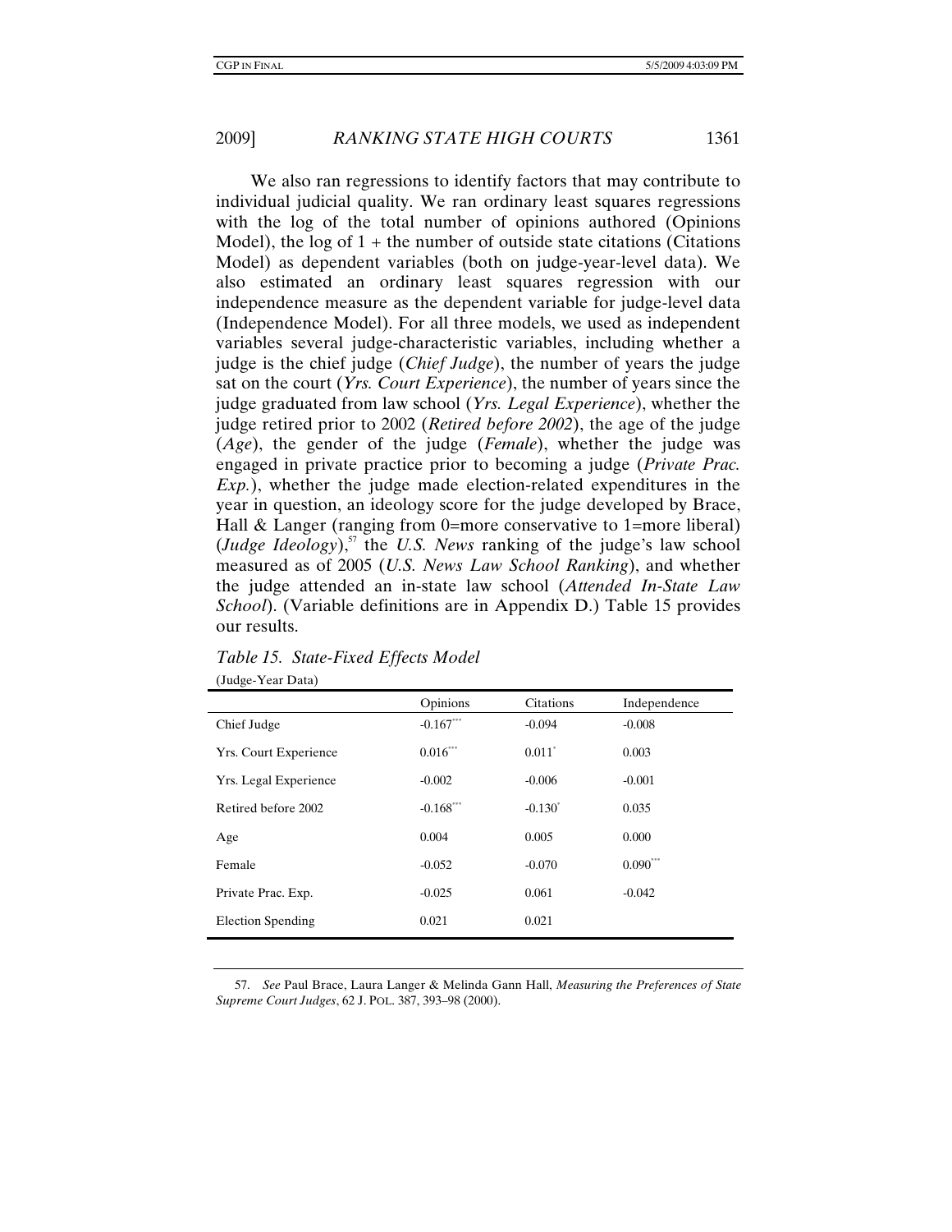We also ran regressions to identify factors that may contribute to individual judicial quality. We ran ordinary least squares regressions with the log of the total number of opinions authored (Opinions Model), the log of 1 + the number of outside state citations (Citations Model) as dependent variables (both on judge-year-level data). We also estimated an ordinary least squares regression with our independence measure as the dependent variable for judge-level data (Independence Model). For all three models, we used as independent variables several judge-characteristic variables, including whether a judge is the chief judge (*Chief Judge*), the number of years the judge sat on the court (*Yrs. Court Experience*), the number of years since the judge graduated from law school (*Yrs. Legal Experience*), whether the judge retired prior to 2002 (*Retired before 2002*), the age of the judge (*Age*), the gender of the judge (*Female*), whether the judge was engaged in private practice prior to becoming a judge (*Private Prac. Exp.*), whether the judge made election-related expenditures in the year in question, an ideology score for the judge developed by Brace, Hall & Langer (ranging from 0=more conservative to 1=more liberal) (*Judge Ideology*),[57] the *U.S. News* ranking of the judge's law school measured as of 2005 (*U.S. News Law School Ranking*), and whether the judge attended an in-state law school (*Attended In-State Law School*). (Variable definitions are in Appendix D.) Table 15 provides our results.

*Table 15. State-Fixed Effects Model*

(Judge-Year Data)

| | Opinions | Citations | Independence |
|---|---|---|---|
| Chief Judge | -0.167*** | -0.094 | -0.008 |
| Yrs. Court Experience | 0.016*** | 0.011* | 0.003 |
| Yrs. Legal Experience | -0.002 | -0.006 | -0.001 |
| Retired before 2002 | -0.168*** | -0.130* | 0.035 |
| Age | 0.004 | 0.005 | 0.000 |
| Female | -0.052 | -0.070 | 0.090*** |
| Private Prac. Exp. | -0.025 | 0.061 | -0.042 |
| Election Spending | 0.021 | 0.021 | |

57. *See* Paul Brace, Laura Langer & Melinda Gann Hall, *Measuring the Preferences of State Supreme Court Judges*, 62 J. POL. 387, 393–98 (2000).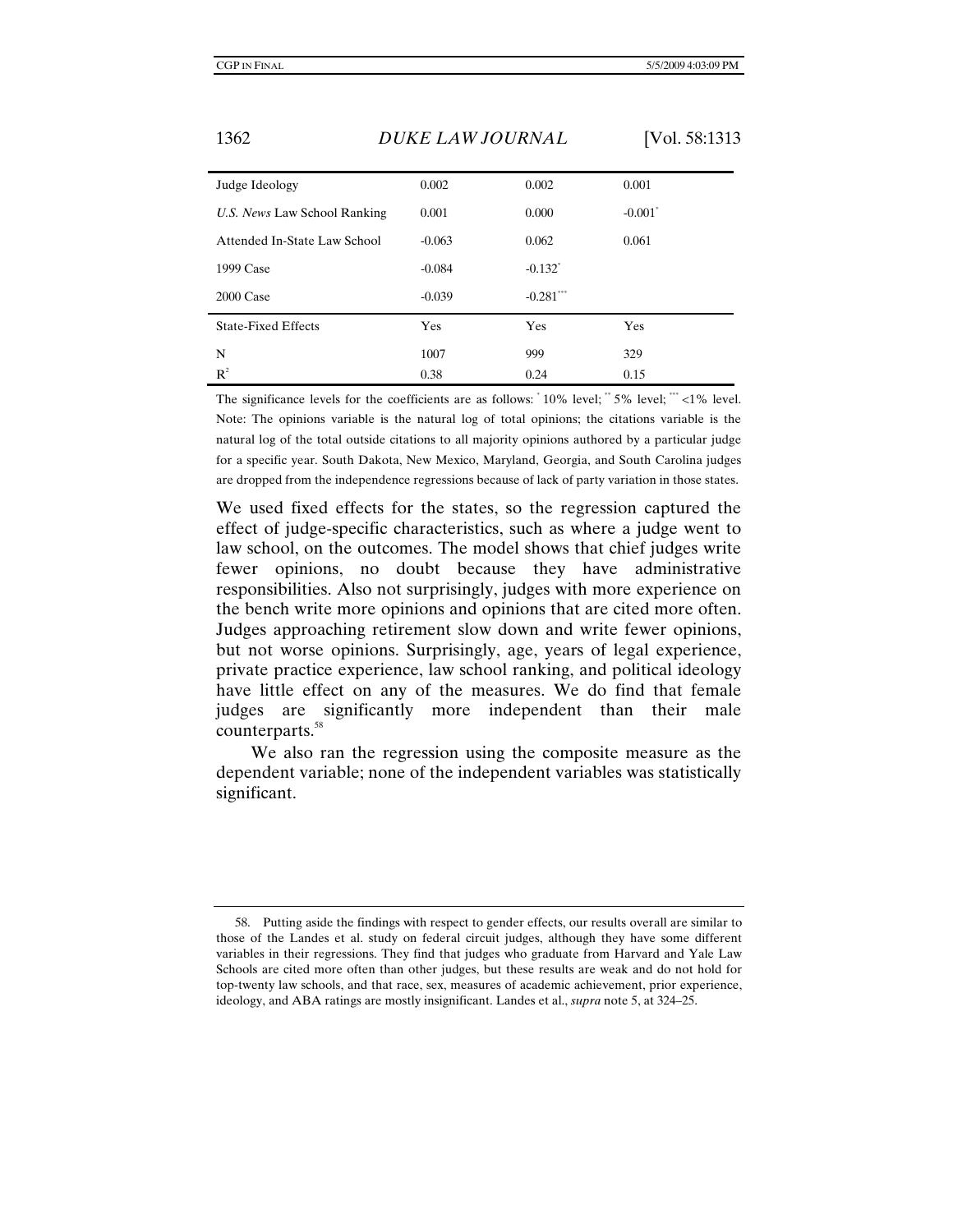| | | | |
|---|---|---|---|
| Judge Ideology | 0.002 | 0.002 | 0.001 |
| *U.S. News* Law School Ranking | 0.001 | 0.000 | -0.001* |
| Attended In-State Law School | -0.063 | 0.062 | 0.061 |
| 1999 Case | -0.084 | -0.132* | |
| 2000 Case | -0.039 | -0.281*** | |
| State-Fixed Effects | Yes | Yes | Yes |
| N | 1007 | 999 | 329 |
| $R^2$ | 0.38 | 0.24 | 0.15 |

The significance levels for the coefficients are as follows: * 10% level; ** 5% level; *** <1% level. Note: The opinions variable is the natural log of total opinions; the citations variable is the natural log of the total outside citations to all majority opinions authored by a particular judge for a specific year. South Dakota, New Mexico, Maryland, Georgia, and South Carolina judges are dropped from the independence regressions because of lack of party variation in those states.

We used fixed effects for the states, so the regression captured the effect of judge-specific characteristics, such as where a judge went to law school, on the outcomes. The model shows that chief judges write fewer opinions, no doubt because they have administrative responsibilities. Also not surprisingly, judges with more experience on the bench write more opinions and opinions that are cited more often. Judges approaching retirement slow down and write fewer opinions, but not worse opinions. Surprisingly, age, years of legal experience, private practice experience, law school ranking, and political ideology have little effect on any of the measures. We do find that female judges are significantly more independent than their male counterparts.[58]

We also ran the regression using the composite measure as the dependent variable; none of the independent variables was statistically significant.

---

58. Putting aside the findings with respect to gender effects, our results overall are similar to those of the Landes et al. study on federal circuit judges, although they have some different variables in their regressions. They find that judges who graduate from Harvard and Yale Law Schools are cited more often than other judges, but these results are weak and do not hold for top-twenty law schools, and that race, sex, measures of academic achievement, prior experience, ideology, and ABA ratings are mostly insignificant. Landes et al., *supra* note 5, at 324–25.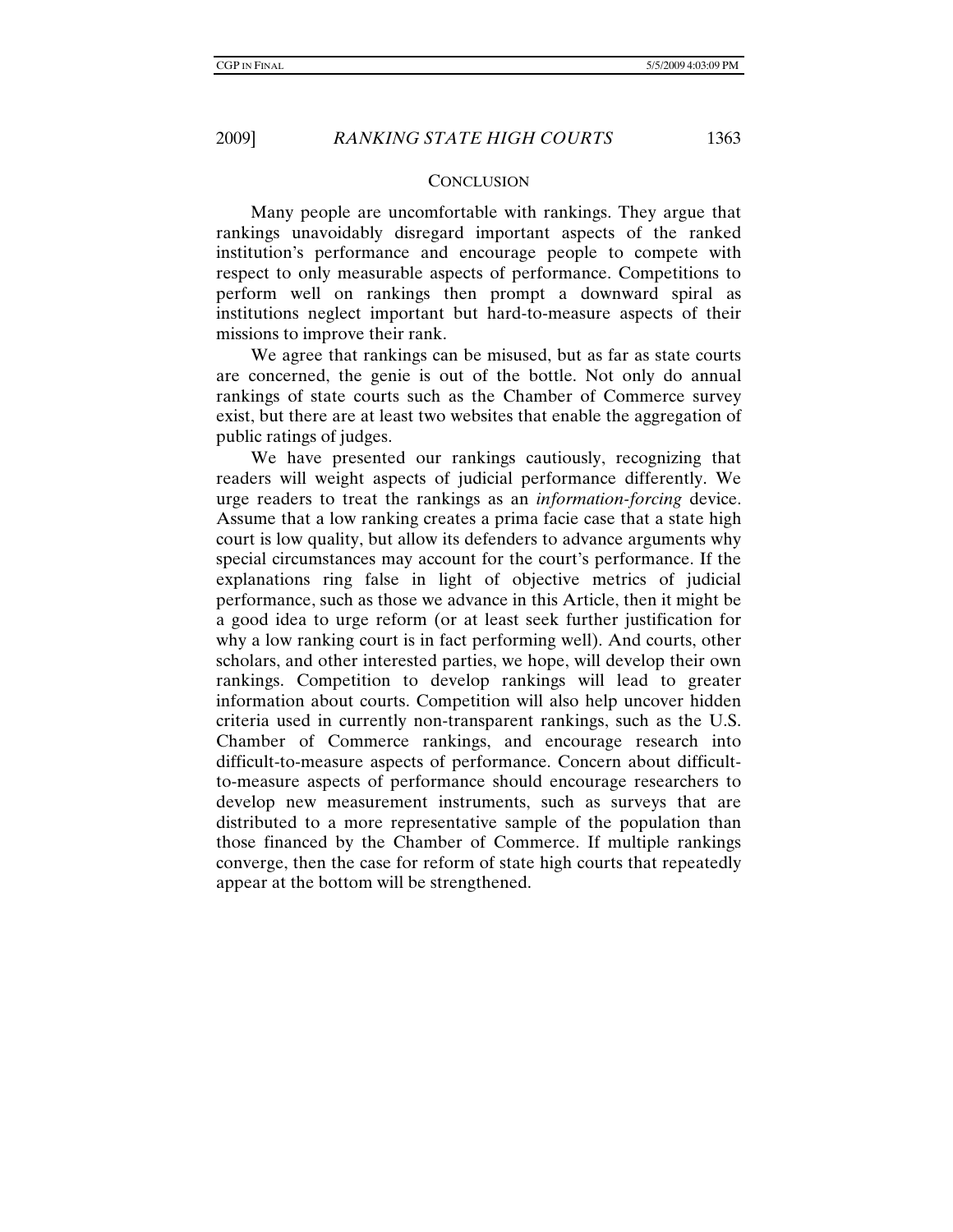## CONCLUSION

Many people are uncomfortable with rankings. They argue that rankings unavoidably disregard important aspects of the ranked institution's performance and encourage people to compete with respect to only measurable aspects of performance. Competitions to perform well on rankings then prompt a downward spiral as institutions neglect important but hard-to-measure aspects of their missions to improve their rank.

We agree that rankings can be misused, but as far as state courts are concerned, the genie is out of the bottle. Not only do annual rankings of state courts such as the Chamber of Commerce survey exist, but there are at least two websites that enable the aggregation of public ratings of judges.

We have presented our rankings cautiously, recognizing that readers will weight aspects of judicial performance differently. We urge readers to treat the rankings as an *information-forcing* device. Assume that a low ranking creates a prima facie case that a state high court is low quality, but allow its defenders to advance arguments why special circumstances may account for the court's performance. If the explanations ring false in light of objective metrics of judicial performance, such as those we advance in this Article, then it might be a good idea to urge reform (or at least seek further justification for why a low ranking court is in fact performing well). And courts, other scholars, and other interested parties, we hope, will develop their own rankings. Competition to develop rankings will lead to greater information about courts. Competition will also help uncover hidden criteria used in currently non-transparent rankings, such as the U.S. Chamber of Commerce rankings, and encourage research into difficult-to-measure aspects of performance. Concern about difficult-to-measure aspects of performance should encourage researchers to develop new measurement instruments, such as surveys that are distributed to a more representative sample of the population than those financed by the Chamber of Commerce. If multiple rankings converge, then the case for reform of state high courts that repeatedly appear at the bottom will be strengthened.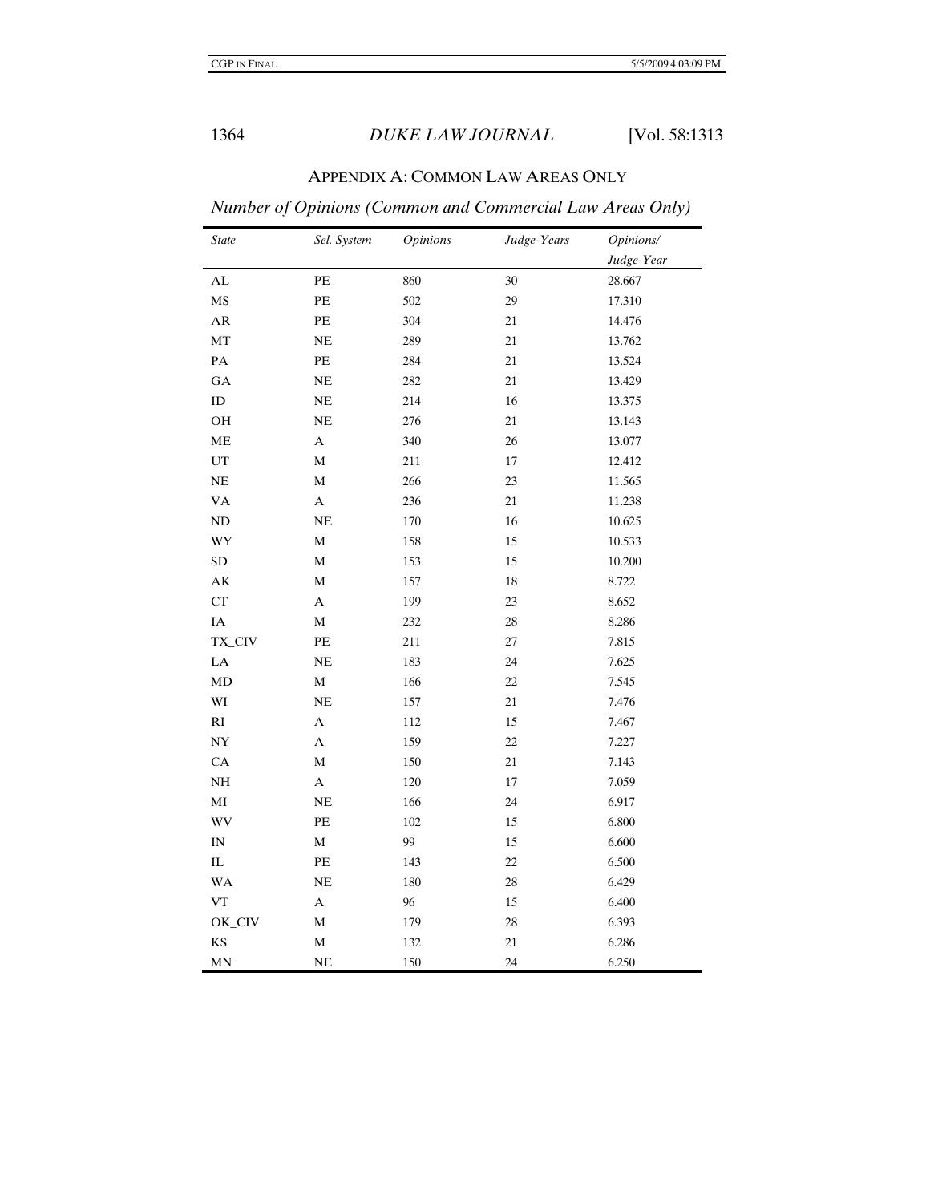## APPENDIX A: COMMON LAW AREAS ONLY

*Number of Opinions (Common and Commercial Law Areas Only)*

| *State* | *Sel. System* | *Opinions* | *Judge-Years* | *Opinions/ Judge-Year* |
|---|---|---|---|---|
| AL | PE | 860 | 30 | 28.667 |
| MS | PE | 502 | 29 | 17.310 |
| AR | PE | 304 | 21 | 14.476 |
| MT | NE | 289 | 21 | 13.762 |
| PA | PE | 284 | 21 | 13.524 |
| GA | NE | 282 | 21 | 13.429 |
| ID | NE | 214 | 16 | 13.375 |
| OH | NE | 276 | 21 | 13.143 |
| ME | A | 340 | 26 | 13.077 |
| UT | M | 211 | 17 | 12.412 |
| NE | M | 266 | 23 | 11.565 |
| VA | A | 236 | 21 | 11.238 |
| ND | NE | 170 | 16 | 10.625 |
| WY | M | 158 | 15 | 10.533 |
| SD | M | 153 | 15 | 10.200 |
| AK | M | 157 | 18 | 8.722 |
| CT | A | 199 | 23 | 8.652 |
| IA | M | 232 | 28 | 8.286 |
| TX_CIV | PE | 211 | 27 | 7.815 |
| LA | NE | 183 | 24 | 7.625 |
| MD | M | 166 | 22 | 7.545 |
| WI | NE | 157 | 21 | 7.476 |
| RI | A | 112 | 15 | 7.467 |
| NY | A | 159 | 22 | 7.227 |
| CA | M | 150 | 21 | 7.143 |
| NH | A | 120 | 17 | 7.059 |
| MI | NE | 166 | 24 | 6.917 |
| WV | PE | 102 | 15 | 6.800 |
| IN | M | 99 | 15 | 6.600 |
| IL | PE | 143 | 22 | 6.500 |
| WA | NE | 180 | 28 | 6.429 |
| VT | A | 96 | 15 | 6.400 |
| OK_CIV | M | 179 | 28 | 6.393 |
| KS | M | 132 | 21 | 6.286 |
| MN | NE | 150 | 24 | 6.250 |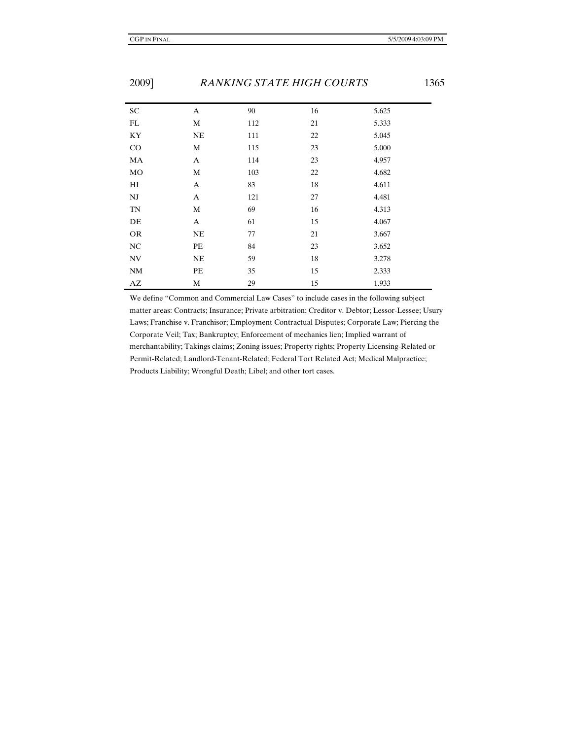| | | | | |
|---|---|---|---|---|
| SC | A | 90 | 16 | 5.625 |
| FL | M | 112 | 21 | 5.333 |
| KY | NE | 111 | 22 | 5.045 |
| CO | M | 115 | 23 | 5.000 |
| MA | A | 114 | 23 | 4.957 |
| MO | M | 103 | 22 | 4.682 |
| HI | A | 83 | 18 | 4.611 |
| NJ | A | 121 | 27 | 4.481 |
| TN | M | 69 | 16 | 4.313 |
| DE | A | 61 | 15 | 4.067 |
| OR | NE | 77 | 21 | 3.667 |
| NC | PE | 84 | 23 | 3.652 |
| NV | NE | 59 | 18 | 3.278 |
| NM | PE | 35 | 15 | 2.333 |
| AZ | M | 29 | 15 | 1.933 |

We define "Common and Commercial Law Cases" to include cases in the following subject matter areas: Contracts; Insurance; Private arbitration; Creditor v. Debtor; Lessor-Lessee; Usury Laws; Franchise v. Franchisor; Employment Contractual Disputes; Corporate Law; Piercing the Corporate Veil; Tax; Bankruptcy; Enforcement of mechanics lien; Implied warrant of merchantability; Takings claims; Zoning issues; Property rights; Property Licensing-Related or Permit-Related; Landlord-Tenant-Related; Federal Tort Related Act; Medical Malpractice; Products Liability; Wrongful Death; Libel; and other tort cases.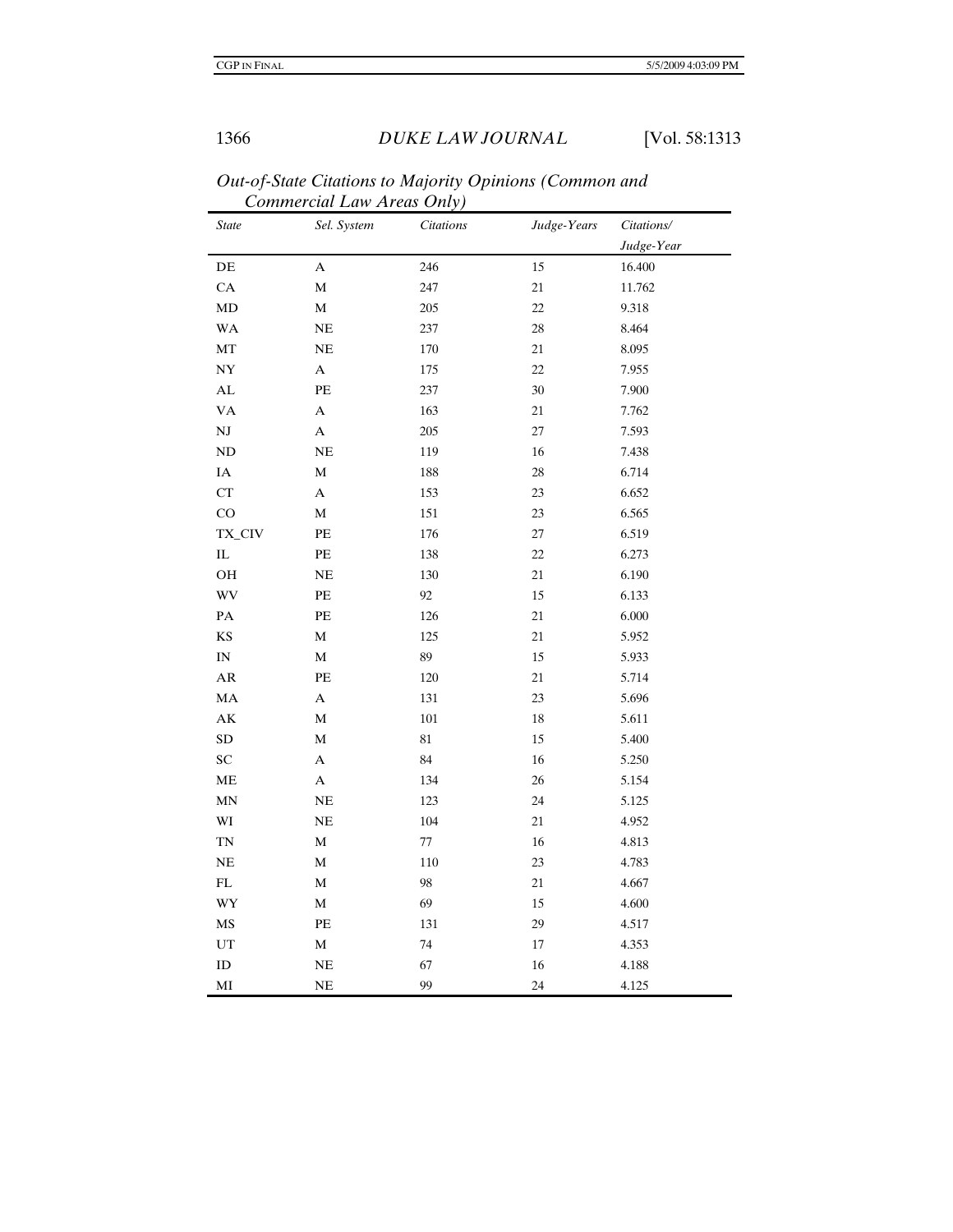*Out-of-State Citations to Majority Opinions (Common and Commercial Law Areas Only)*

| *State* | *Sel. System* | *Citations* | *Judge-Years* | *Citations/ Judge-Year* |
|---|---|---|---|---|
| DE | A | 246 | 15 | 16.400 |
| CA | M | 247 | 21 | 11.762 |
| MD | M | 205 | 22 | 9.318 |
| WA | NE | 237 | 28 | 8.464 |
| MT | NE | 170 | 21 | 8.095 |
| NY | A | 175 | 22 | 7.955 |
| AL | PE | 237 | 30 | 7.900 |
| VA | A | 163 | 21 | 7.762 |
| NJ | A | 205 | 27 | 7.593 |
| ND | NE | 119 | 16 | 7.438 |
| IA | M | 188 | 28 | 6.714 |
| CT | A | 153 | 23 | 6.652 |
| CO | M | 151 | 23 | 6.565 |
| TX_CIV | PE | 176 | 27 | 6.519 |
| IL | PE | 138 | 22 | 6.273 |
| OH | NE | 130 | 21 | 6.190 |
| WV | PE | 92 | 15 | 6.133 |
| PA | PE | 126 | 21 | 6.000 |
| KS | M | 125 | 21 | 5.952 |
| IN | M | 89 | 15 | 5.933 |
| AR | PE | 120 | 21 | 5.714 |
| MA | A | 131 | 23 | 5.696 |
| AK | M | 101 | 18 | 5.611 |
| SD | M | 81 | 15 | 5.400 |
| SC | A | 84 | 16 | 5.250 |
| ME | A | 134 | 26 | 5.154 |
| MN | NE | 123 | 24 | 5.125 |
| WI | NE | 104 | 21 | 4.952 |
| TN | M | 77 | 16 | 4.813 |
| NE | M | 110 | 23 | 4.783 |
| FL | M | 98 | 21 | 4.667 |
| WY | M | 69 | 15 | 4.600 |
| MS | PE | 131 | 29 | 4.517 |
| UT | M | 74 | 17 | 4.353 |
| ID | NE | 67 | 16 | 4.188 |
| MI | NE | 99 | 24 | 4.125 |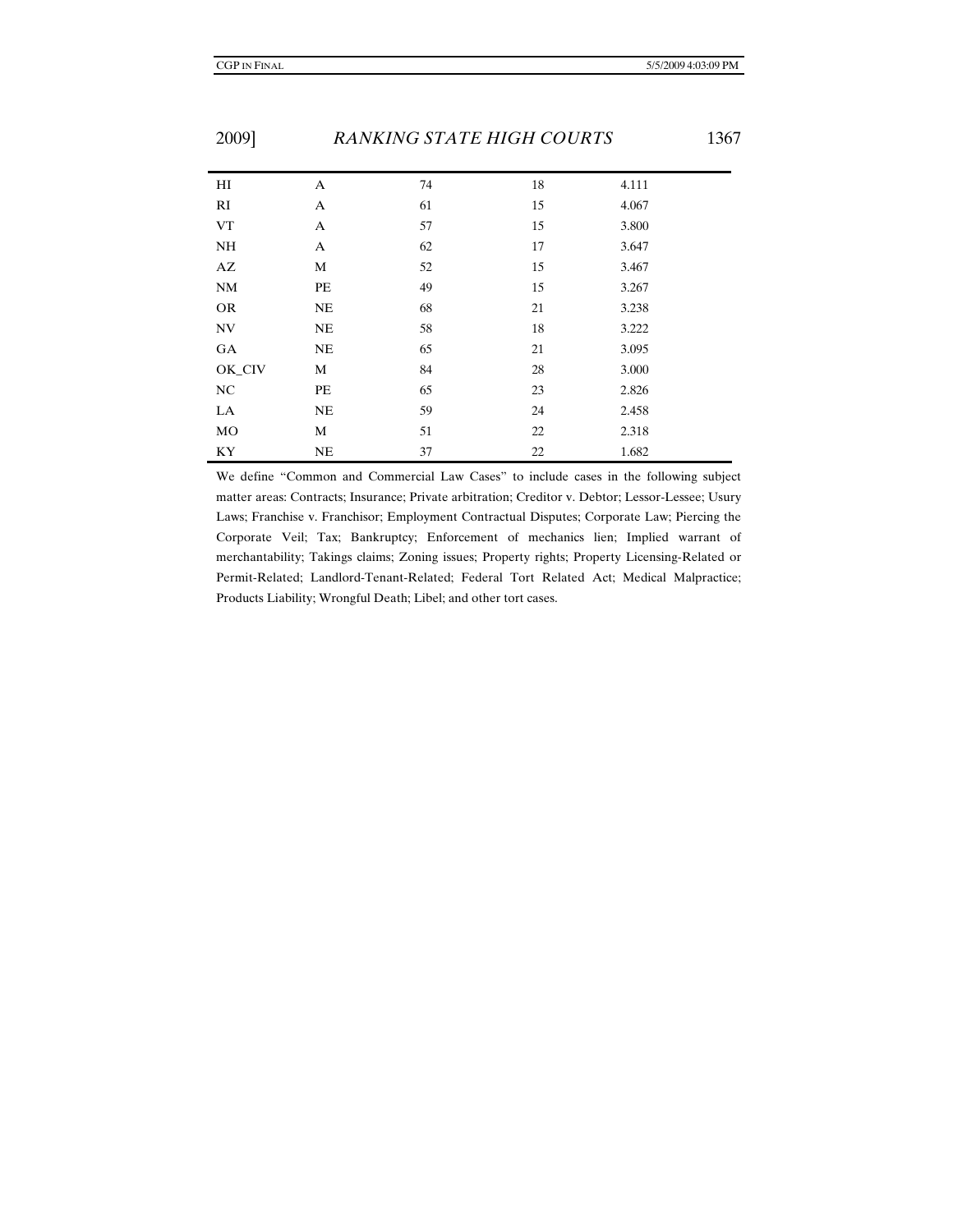| | | | | |
|---|---|---|---|---|
| HI | A | 74 | 18 | 4.111 |
| RI | A | 61 | 15 | 4.067 |
| VT | A | 57 | 15 | 3.800 |
| NH | A | 62 | 17 | 3.647 |
| AZ | M | 52 | 15 | 3.467 |
| NM | PE | 49 | 15 | 3.267 |
| OR | NE | 68 | 21 | 3.238 |
| NV | NE | 58 | 18 | 3.222 |
| GA | NE | 65 | 21 | 3.095 |
| OK_CIV | M | 84 | 28 | 3.000 |
| NC | PE | 65 | 23 | 2.826 |
| LA | NE | 59 | 24 | 2.458 |
| MO | M | 51 | 22 | 2.318 |
| KY | NE | 37 | 22 | 1.682 |

We define "Common and Commercial Law Cases" to include cases in the following subject matter areas: Contracts; Insurance; Private arbitration; Creditor v. Debtor; Lessor-Lessee; Usury Laws; Franchise v. Franchisor; Employment Contractual Disputes; Corporate Law; Piercing the Corporate Veil; Tax; Bankruptcy; Enforcement of mechanics lien; Implied warrant of merchantability; Takings claims; Zoning issues; Property rights; Property Licensing-Related or Permit-Related; Landlord-Tenant-Related; Federal Tort Related Act; Medical Malpractice; Products Liability; Wrongful Death; Libel; and other tort cases.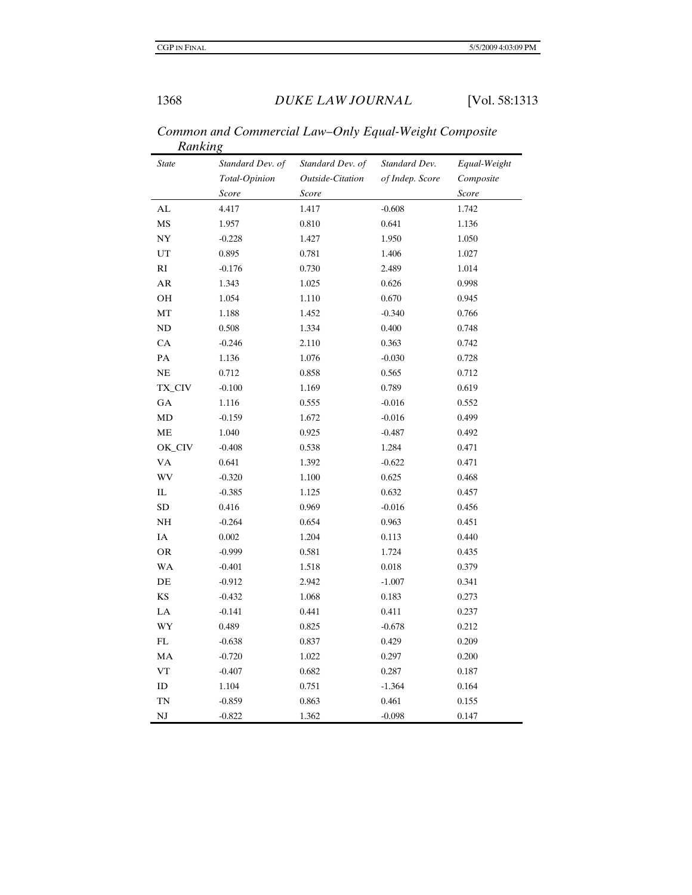*Common and Commercial Law–Only Equal-Weight Composite Ranking*

| *State* | *Standard Dev. of Total-Opinion Score* | *Standard Dev. of Outside-Citation Score* | *Standard Dev. of Indep. Score* | *Equal-Weight Composite Score* |
|---|---|---|---|---|
| AL | 4.417 | 1.417 | -0.608 | 1.742 |
| MS | 1.957 | 0.810 | 0.641 | 1.136 |
| NY | -0.228 | 1.427 | 1.950 | 1.050 |
| UT | 0.895 | 0.781 | 1.406 | 1.027 |
| RI | -0.176 | 0.730 | 2.489 | 1.014 |
| AR | 1.343 | 1.025 | 0.626 | 0.998 |
| OH | 1.054 | 1.110 | 0.670 | 0.945 |
| MT | 1.188 | 1.452 | -0.340 | 0.766 |
| ND | 0.508 | 1.334 | 0.400 | 0.748 |
| CA | -0.246 | 2.110 | 0.363 | 0.742 |
| PA | 1.136 | 1.076 | -0.030 | 0.728 |
| NE | 0.712 | 0.858 | 0.565 | 0.712 |
| TX_CIV | -0.100 | 1.169 | 0.789 | 0.619 |
| GA | 1.116 | 0.555 | -0.016 | 0.552 |
| MD | -0.159 | 1.672 | -0.016 | 0.499 |
| ME | 1.040 | 0.925 | -0.487 | 0.492 |
| OK_CIV | -0.408 | 0.538 | 1.284 | 0.471 |
| VA | 0.641 | 1.392 | -0.622 | 0.471 |
| WV | -0.320 | 1.100 | 0.625 | 0.468 |
| IL | -0.385 | 1.125 | 0.632 | 0.457 |
| SD | 0.416 | 0.969 | -0.016 | 0.456 |
| NH | -0.264 | 0.654 | 0.963 | 0.451 |
| IA | 0.002 | 1.204 | 0.113 | 0.440 |
| OR | -0.999 | 0.581 | 1.724 | 0.435 |
| WA | -0.401 | 1.518 | 0.018 | 0.379 |
| DE | -0.912 | 2.942 | -1.007 | 0.341 |
| KS | -0.432 | 1.068 | 0.183 | 0.273 |
| LA | -0.141 | 0.441 | 0.411 | 0.237 |
| WY | 0.489 | 0.825 | -0.678 | 0.212 |
| FL | -0.638 | 0.837 | 0.429 | 0.209 |
| MA | -0.720 | 1.022 | 0.297 | 0.200 |
| VT | -0.407 | 0.682 | 0.287 | 0.187 |
| ID | 1.104 | 0.751 | -1.364 | 0.164 |
| TN | -0.859 | 0.863 | 0.461 | 0.155 |
| NJ | -0.822 | 1.362 | -0.098 | 0.147 |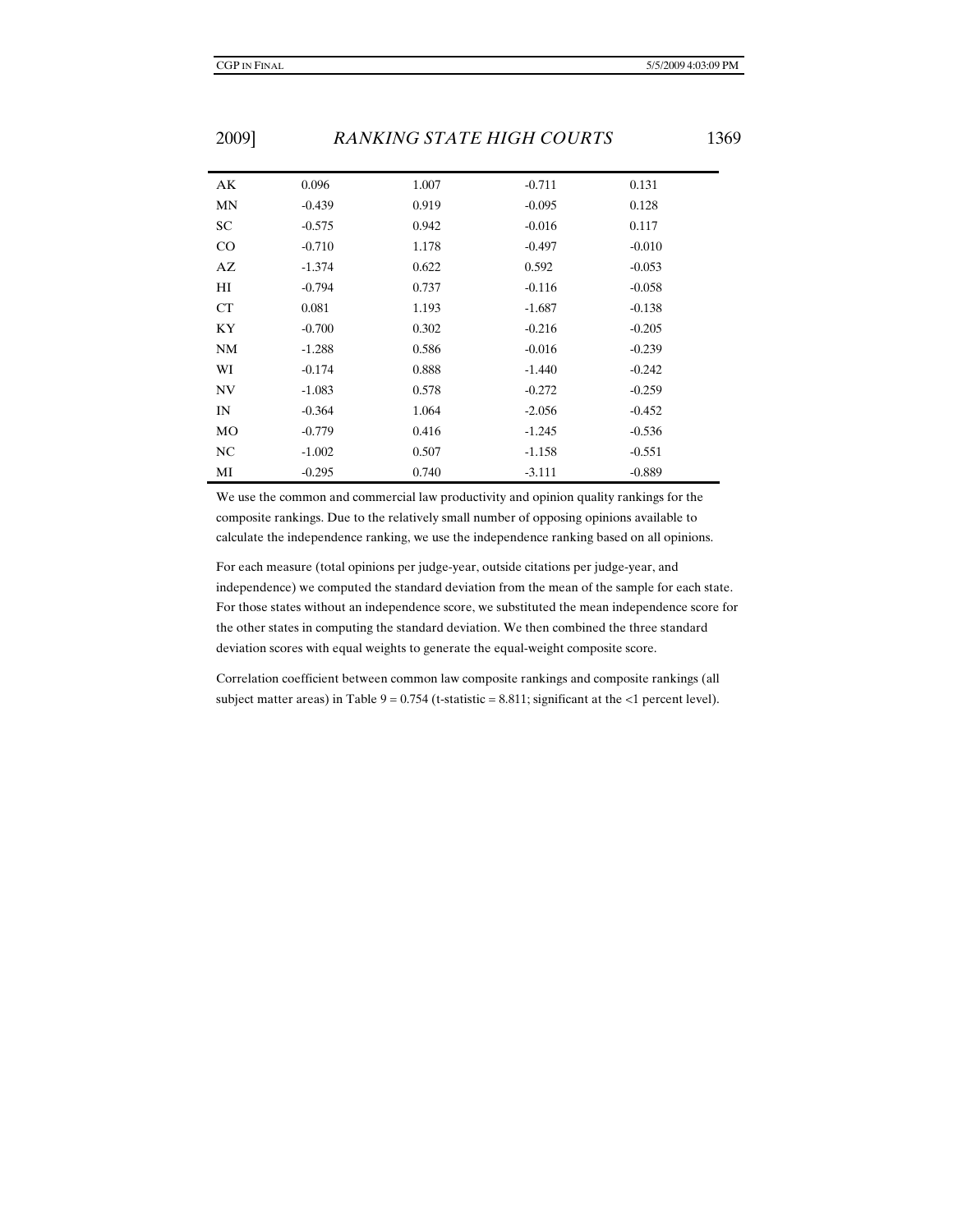| | | | | |
|---|---|---|---|---|
| AK | 0.096 | 1.007 | -0.711 | 0.131 |
| MN | -0.439 | 0.919 | -0.095 | 0.128 |
| SC | -0.575 | 0.942 | -0.016 | 0.117 |
| CO | -0.710 | 1.178 | -0.497 | -0.010 |
| AZ | -1.374 | 0.622 | 0.592 | -0.053 |
| HI | -0.794 | 0.737 | -0.116 | -0.058 |
| CT | 0.081 | 1.193 | -1.687 | -0.138 |
| KY | -0.700 | 0.302 | -0.216 | -0.205 |
| NM | -1.288 | 0.586 | -0.016 | -0.239 |
| WI | -0.174 | 0.888 | -1.440 | -0.242 |
| NV | -1.083 | 0.578 | -0.272 | -0.259 |
| IN | -0.364 | 1.064 | -2.056 | -0.452 |
| MO | -0.779 | 0.416 | -1.245 | -0.536 |
| NC | -1.002 | 0.507 | -1.158 | -0.551 |
| MI | -0.295 | 0.740 | -3.111 | -0.889 |

We use the common and commercial law productivity and opinion quality rankings for the composite rankings. Due to the relatively small number of opposing opinions available to calculate the independence ranking, we use the independence ranking based on all opinions.

For each measure (total opinions per judge-year, outside citations per judge-year, and independence) we computed the standard deviation from the mean of the sample for each state. For those states without an independence score, we substituted the mean independence score for the other states in computing the standard deviation. We then combined the three standard deviation scores with equal weights to generate the equal-weight composite score.

Correlation coefficient between common law composite rankings and composite rankings (all subject matter areas) in Table 9 = 0.754 (t-statistic = 8.811; significant at the <1 percent level).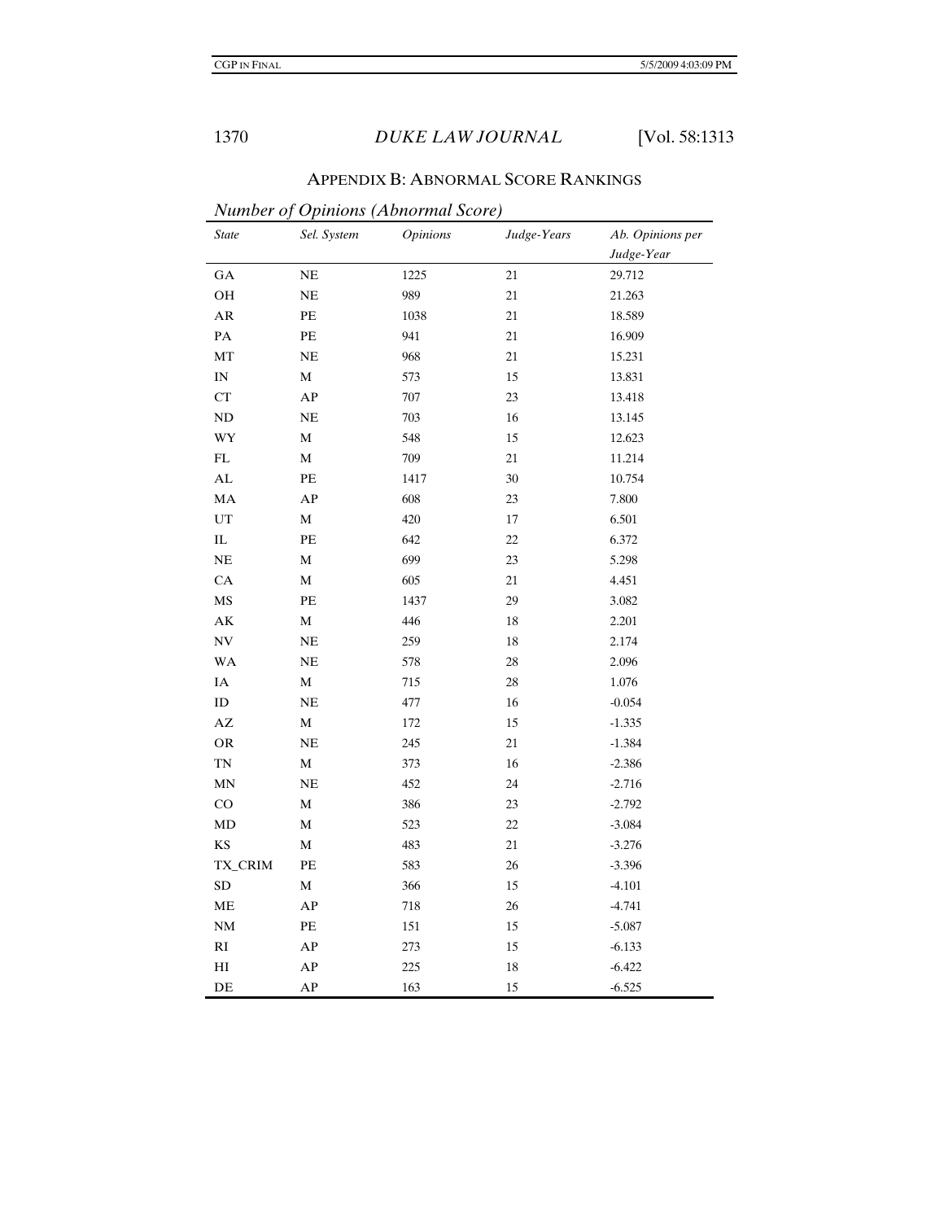## APPENDIX B: ABNORMAL SCORE RANKINGS

*Number of Opinions (Abnormal Score)*

| *State* | *Sel. System* | *Opinions* | *Judge-Years* | *Ab. Opinions per Judge-Year* |
|---|---|---|---|---|
| GA | NE | 1225 | 21 | 29.712 |
| OH | NE | 989 | 21 | 21.263 |
| AR | PE | 1038 | 21 | 18.589 |
| PA | PE | 941 | 21 | 16.909 |
| MT | NE | 968 | 21 | 15.231 |
| IN | M | 573 | 15 | 13.831 |
| CT | AP | 707 | 23 | 13.418 |
| ND | NE | 703 | 16 | 13.145 |
| WY | M | 548 | 15 | 12.623 |
| FL | M | 709 | 21 | 11.214 |
| AL | PE | 1417 | 30 | 10.754 |
| MA | AP | 608 | 23 | 7.800 |
| UT | M | 420 | 17 | 6.501 |
| IL | PE | 642 | 22 | 6.372 |
| NE | M | 699 | 23 | 5.298 |
| CA | M | 605 | 21 | 4.451 |
| MS | PE | 1437 | 29 | 3.082 |
| AK | M | 446 | 18 | 2.201 |
| NV | NE | 259 | 18 | 2.174 |
| WA | NE | 578 | 28 | 2.096 |
| IA | M | 715 | 28 | 1.076 |
| ID | NE | 477 | 16 | -0.054 |
| AZ | M | 172 | 15 | -1.335 |
| OR | NE | 245 | 21 | -1.384 |
| TN | M | 373 | 16 | -2.386 |
| MN | NE | 452 | 24 | -2.716 |
| CO | M | 386 | 23 | -2.792 |
| MD | M | 523 | 22 | -3.084 |
| KS | M | 483 | 21 | -3.276 |
| TX_CRIM | PE | 583 | 26 | -3.396 |
| SD | M | 366 | 15 | -4.101 |
| ME | AP | 718 | 26 | -4.741 |
| NM | PE | 151 | 15 | -5.087 |
| RI | AP | 273 | 15 | -6.133 |
| HI | AP | 225 | 18 | -6.422 |
| DE | AP | 163 | 15 | -6.525 |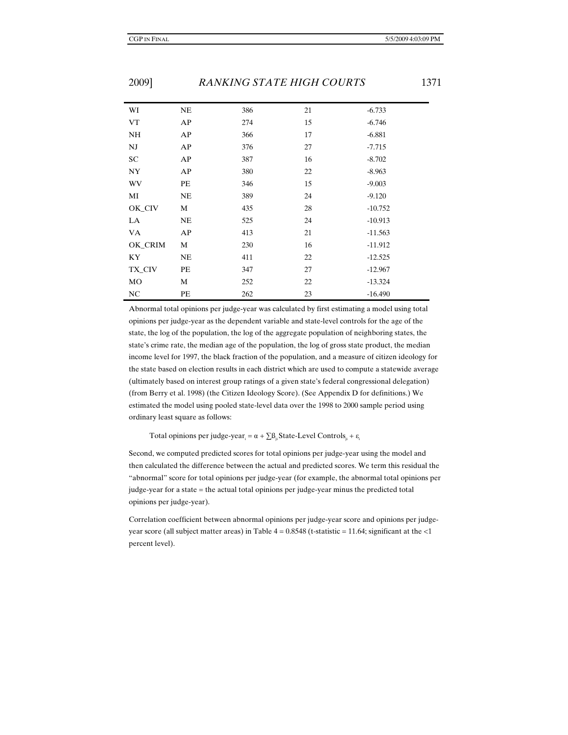| | | | | |
|---|---|---|---|---|
| WI | NE | 386 | 21 | -6.733 |
| VT | AP | 274 | 15 | -6.746 |
| NH | AP | 366 | 17 | -6.881 |
| NJ | AP | 376 | 27 | -7.715 |
| SC | AP | 387 | 16 | -8.702 |
| NY | AP | 380 | 22 | -8.963 |
| WV | PE | 346 | 15 | -9.003 |
| MI | NE | 389 | 24 | -9.120 |
| OK_CIV | M | 435 | 28 | -10.752 |
| LA | NE | 525 | 24 | -10.913 |
| VA | AP | 413 | 21 | -11.563 |
| OK_CRIM | M | 230 | 16 | -11.912 |
| KY | NE | 411 | 22 | -12.525 |
| TX_CIV | PE | 347 | 27 | -12.967 |
| MO | M | 252 | 22 | -13.324 |
| NC | PE | 262 | 23 | -16.490 |

Abnormal total opinions per judge-year was calculated by first estimating a model using total opinions per judge-year as the dependent variable and state-level controls for the age of the state, the log of the population, the log of the aggregate population of neighboring states, the state's crime rate, the median age of the population, the log of gross state product, the median income level for 1997, the black fraction of the population, and a measure of citizen ideology for the state based on election results in each district which are used to compute a statewide average (ultimately based on interest group ratings of a given state's federal congressional delegation) (from Berry et al. 1998) (the Citizen Ideology Score). (See Appendix D for definitions.) We estimated the model using pooled state-level data over the 1998 to 2000 sample period using ordinary least square as follows:

$$\text{Total opinions per judge-year}_i = \alpha + \sum \beta_{ji} \text{ State-Level Controls}_{ji} + \varepsilon_i$$

Second, we computed predicted scores for total opinions per judge-year using the model and then calculated the difference between the actual and predicted scores. We term this residual the "abnormal" score for total opinions per judge-year (for example, the abnormal total opinions per judge-year for a state = the actual total opinions per judge-year minus the predicted total opinions per judge-year).

Correlation coefficient between abnormal opinions per judge-year score and opinions per judge-year score (all subject matter areas) in Table 4 = 0.8548 (t-statistic = 11.64; significant at the <1 percent level).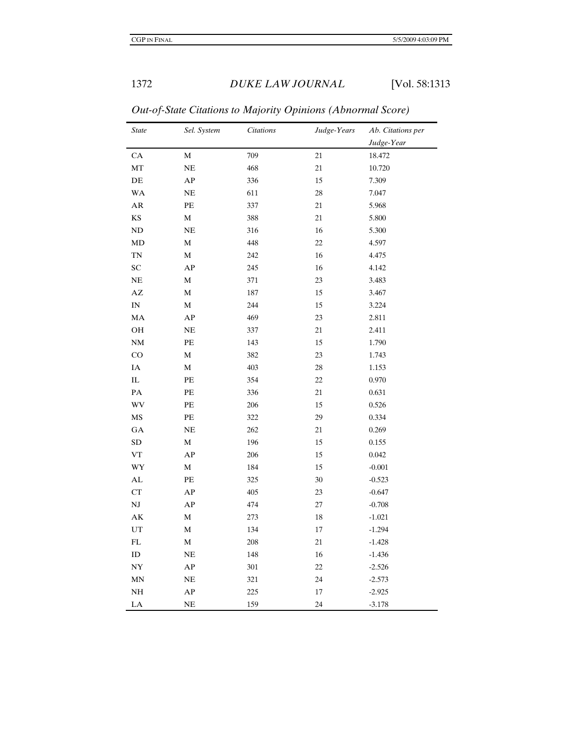*Out-of-State Citations to Majority Opinions (Abnormal Score)*

| *State* | *Sel. System* | *Citations* | *Judge-Years* | *Ab. Citations per Judge-Year* |
|---|---|---|---|---|
| CA | M | 709 | 21 | 18.472 |
| MT | NE | 468 | 21 | 10.720 |
| DE | AP | 336 | 15 | 7.309 |
| WA | NE | 611 | 28 | 7.047 |
| AR | PE | 337 | 21 | 5.968 |
| KS | M | 388 | 21 | 5.800 |
| ND | NE | 316 | 16 | 5.300 |
| MD | M | 448 | 22 | 4.597 |
| TN | M | 242 | 16 | 4.475 |
| SC | AP | 245 | 16 | 4.142 |
| NE | M | 371 | 23 | 3.483 |
| AZ | M | 187 | 15 | 3.467 |
| IN | M | 244 | 15 | 3.224 |
| MA | AP | 469 | 23 | 2.811 |
| OH | NE | 337 | 21 | 2.411 |
| NM | PE | 143 | 15 | 1.790 |
| CO | M | 382 | 23 | 1.743 |
| IA | M | 403 | 28 | 1.153 |
| IL | PE | 354 | 22 | 0.970 |
| PA | PE | 336 | 21 | 0.631 |
| WV | PE | 206 | 15 | 0.526 |
| MS | PE | 322 | 29 | 0.334 |
| GA | NE | 262 | 21 | 0.269 |
| SD | M | 196 | 15 | 0.155 |
| VT | AP | 206 | 15 | 0.042 |
| WY | M | 184 | 15 | -0.001 |
| AL | PE | 325 | 30 | -0.523 |
| CT | AP | 405 | 23 | -0.647 |
| NJ | AP | 474 | 27 | -0.708 |
| AK | M | 273 | 18 | -1.021 |
| UT | M | 134 | 17 | -1.294 |
| FL | M | 208 | 21 | -1.428 |
| ID | NE | 148 | 16 | -1.436 |
| NY | AP | 301 | 22 | -2.526 |
| MN | NE | 321 | 24 | -2.573 |
| NH | AP | 225 | 17 | -2.925 |
| LA | NE | 159 | 24 | -3.178 |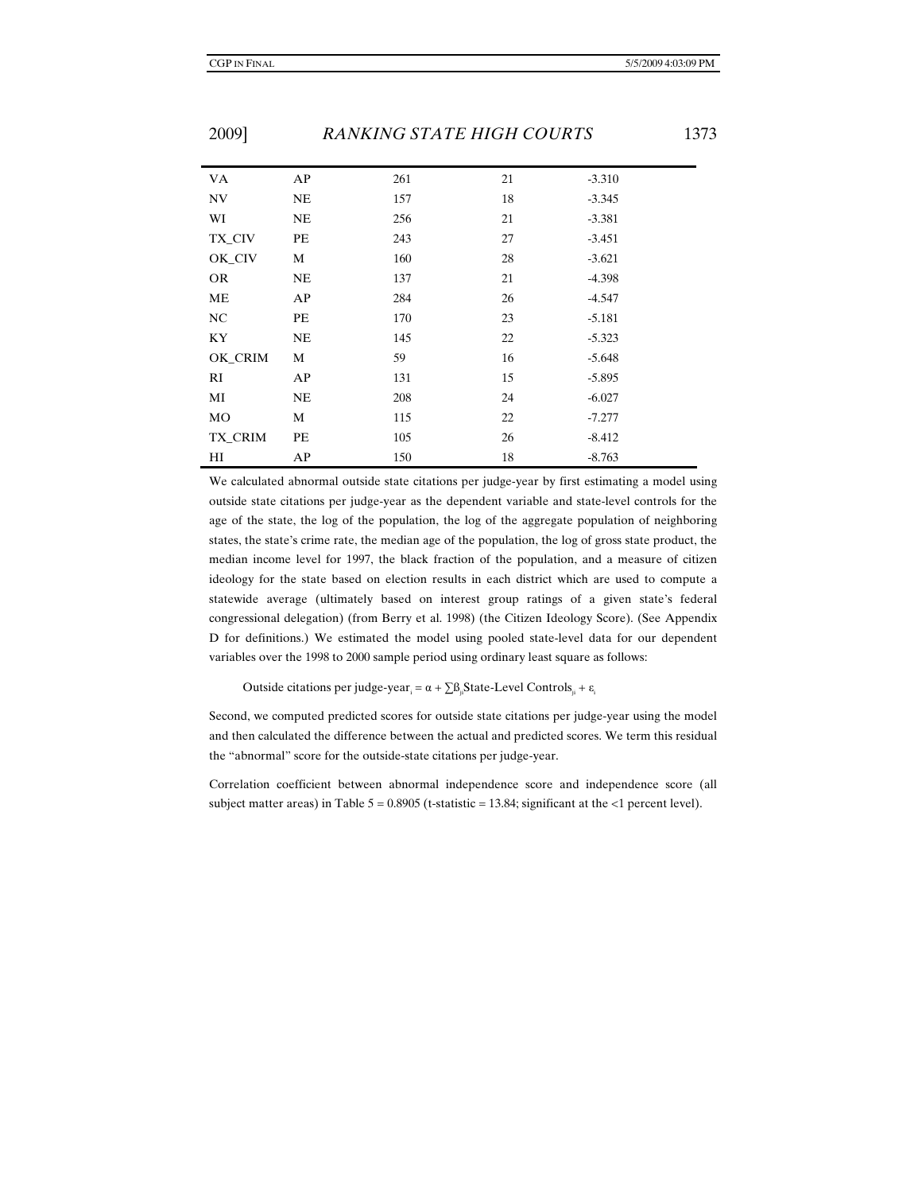| | | | | |
|---|---|---|---|---|
| VA | AP | 261 | 21 | -3.310 |
| NV | NE | 157 | 18 | -3.345 |
| WI | NE | 256 | 21 | -3.381 |
| TX_CIV | PE | 243 | 27 | -3.451 |
| OK_CIV | M | 160 | 28 | -3.621 |
| OR | NE | 137 | 21 | -4.398 |
| ME | AP | 284 | 26 | -4.547 |
| NC | PE | 170 | 23 | -5.181 |
| KY | NE | 145 | 22 | -5.323 |
| OK_CRIM | M | 59 | 16 | -5.648 |
| RI | AP | 131 | 15 | -5.895 |
| MI | NE | 208 | 24 | -6.027 |
| MO | M | 115 | 22 | -7.277 |
| TX_CRIM | PE | 105 | 26 | -8.412 |
| HI | AP | 150 | 18 | -8.763 |

We calculated abnormal outside state citations per judge-year by first estimating a model using outside state citations per judge-year as the dependent variable and state-level controls for the age of the state, the log of the population, the log of the aggregate population of neighboring states, the state's crime rate, the median age of the population, the log of gross state product, the median income level for 1997, the black fraction of the population, and a measure of citizen ideology for the state based on election results in each district which are used to compute a statewide average (ultimately based on interest group ratings of a given state's federal congressional delegation) (from Berry et al. 1998) (the Citizen Ideology Score). (See Appendix D for definitions.) We estimated the model using pooled state-level data for our dependent variables over the 1998 to 2000 sample period using ordinary least square as follows:

$$\text{Outside citations per judge-year}_i = \alpha + \sum \beta_{ji}\text{State-Level Controls}_{ji} + \varepsilon_i$$

Second, we computed predicted scores for outside state citations per judge-year using the model and then calculated the difference between the actual and predicted scores. We term this residual the "abnormal" score for the outside-state citations per judge-year.

Correlation coefficient between abnormal independence score and independence score (all subject matter areas) in Table 5 = 0.8905 (t-statistic = 13.84; significant at the <1 percent level).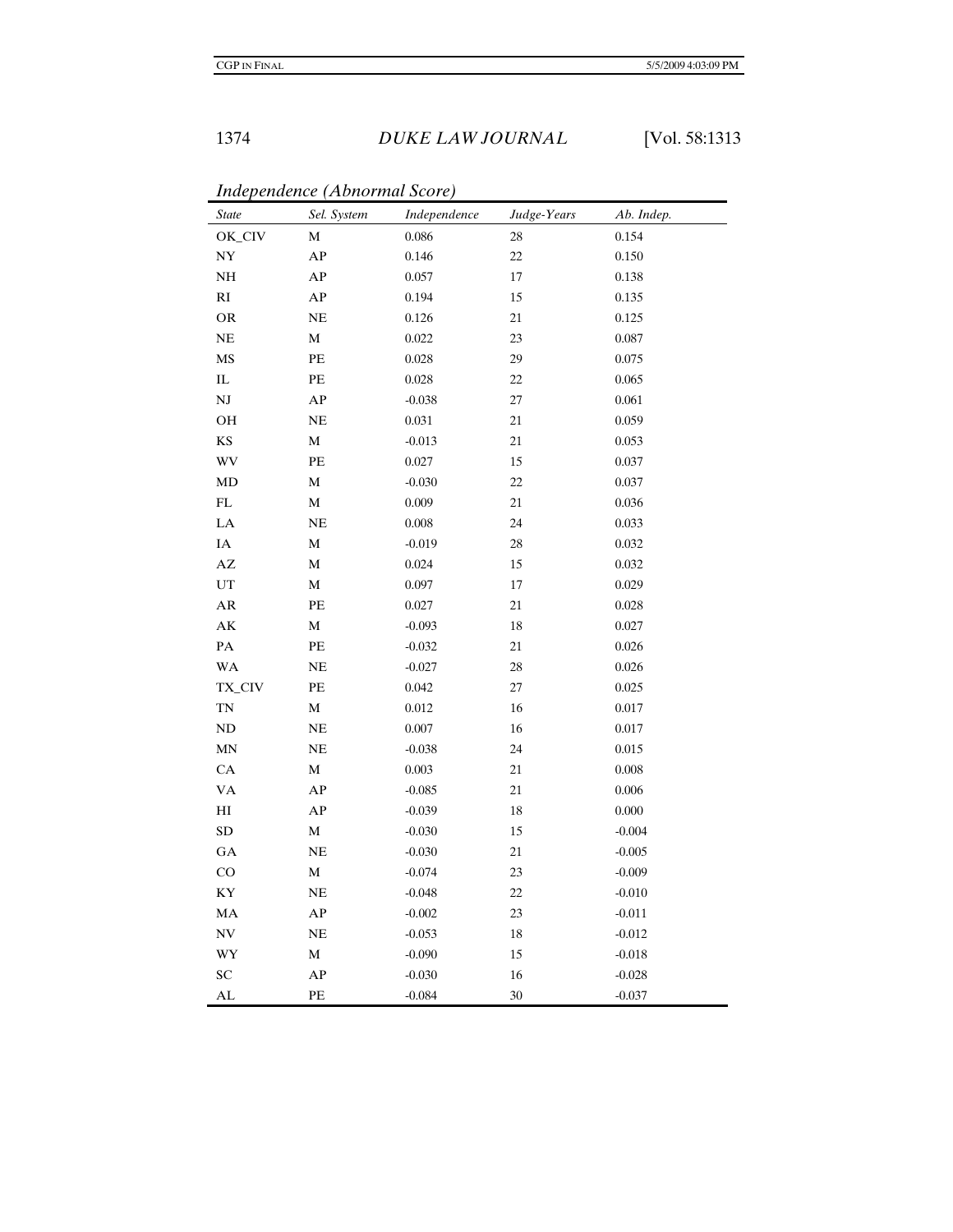*Independence (Abnormal Score)*

| *State* | *Sel. System* | *Independence* | *Judge-Years* | *Ab. Indep.* |
|---|---|---|---|---|
| OK_CIV | M | 0.086 | 28 | 0.154 |
| NY | AP | 0.146 | 22 | 0.150 |
| NH | AP | 0.057 | 17 | 0.138 |
| RI | AP | 0.194 | 15 | 0.135 |
| OR | NE | 0.126 | 21 | 0.125 |
| NE | M | 0.022 | 23 | 0.087 |
| MS | PE | 0.028 | 29 | 0.075 |
| IL | PE | 0.028 | 22 | 0.065 |
| NJ | AP | -0.038 | 27 | 0.061 |
| OH | NE | 0.031 | 21 | 0.059 |
| KS | M | -0.013 | 21 | 0.053 |
| WV | PE | 0.027 | 15 | 0.037 |
| MD | M | -0.030 | 22 | 0.037 |
| FL | M | 0.009 | 21 | 0.036 |
| LA | NE | 0.008 | 24 | 0.033 |
| IA | M | -0.019 | 28 | 0.032 |
| AZ | M | 0.024 | 15 | 0.032 |
| UT | M | 0.097 | 17 | 0.029 |
| AR | PE | 0.027 | 21 | 0.028 |
| AK | M | -0.093 | 18 | 0.027 |
| PA | PE | -0.032 | 21 | 0.026 |
| WA | NE | -0.027 | 28 | 0.026 |
| TX_CIV | PE | 0.042 | 27 | 0.025 |
| TN | M | 0.012 | 16 | 0.017 |
| ND | NE | 0.007 | 16 | 0.017 |
| MN | NE | -0.038 | 24 | 0.015 |
| CA | M | 0.003 | 21 | 0.008 |
| VA | AP | -0.085 | 21 | 0.006 |
| HI | AP | -0.039 | 18 | 0.000 |
| SD | M | -0.030 | 15 | -0.004 |
| GA | NE | -0.030 | 21 | -0.005 |
| CO | M | -0.074 | 23 | -0.009 |
| KY | NE | -0.048 | 22 | -0.010 |
| MA | AP | -0.002 | 23 | -0.011 |
| NV | NE | -0.053 | 18 | -0.012 |
| WY | M | -0.090 | 15 | -0.018 |
| SC | AP | -0.030 | 16 | -0.028 |
| AL | PE | -0.084 | 30 | -0.037 |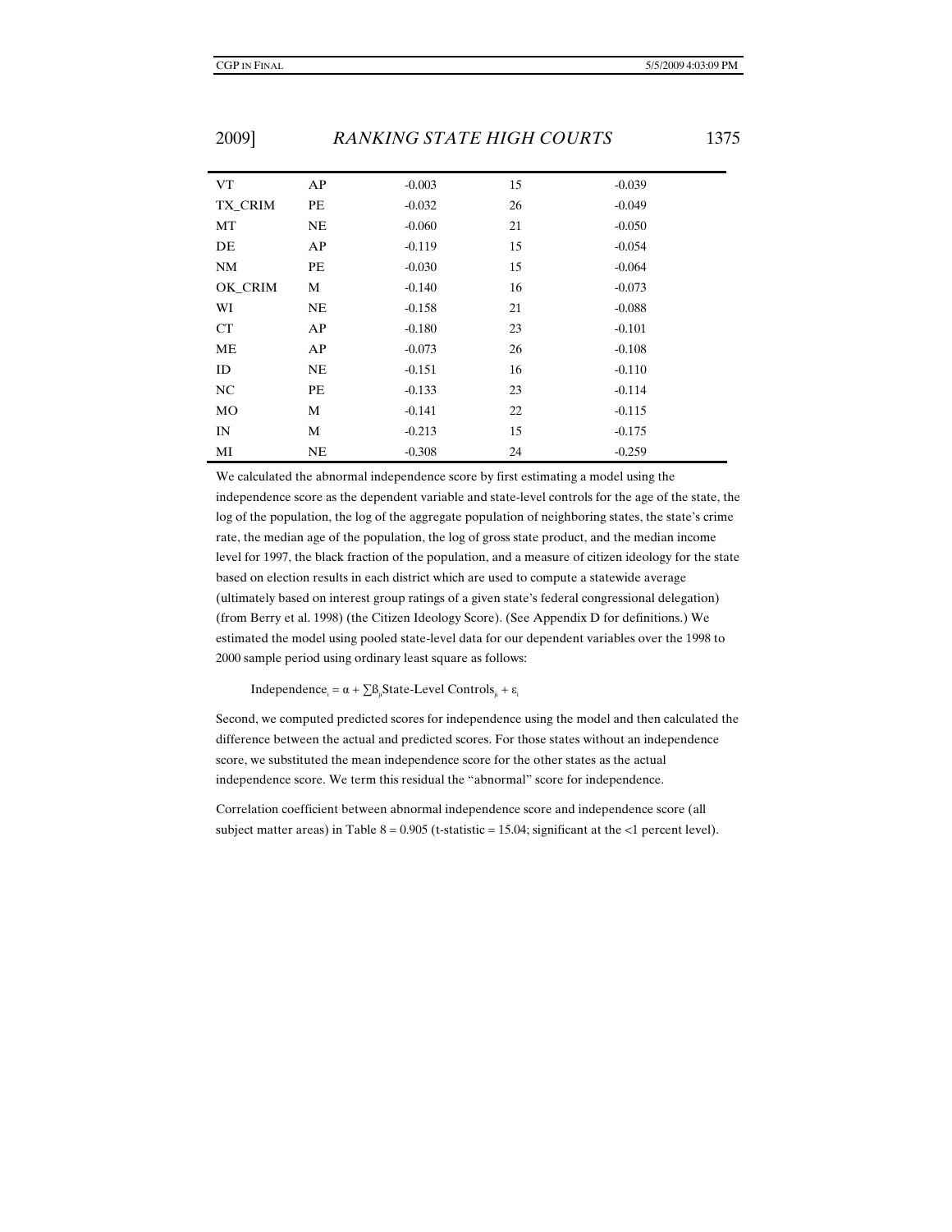| | | | | |
|---|---|---|---|---|
| VT | AP | -0.003 | 15 | -0.039 |
| TX_CRIM | PE | -0.032 | 26 | -0.049 |
| MT | NE | -0.060 | 21 | -0.050 |
| DE | AP | -0.119 | 15 | -0.054 |
| NM | PE | -0.030 | 15 | -0.064 |
| OK_CRIM | M | -0.140 | 16 | -0.073 |
| WI | NE | -0.158 | 21 | -0.088 |
| CT | AP | -0.180 | 23 | -0.101 |
| ME | AP | -0.073 | 26 | -0.108 |
| ID | NE | -0.151 | 16 | -0.110 |
| NC | PE | -0.133 | 23 | -0.114 |
| MO | M | -0.141 | 22 | -0.115 |
| IN | M | -0.213 | 15 | -0.175 |
| MI | NE | -0.308 | 24 | -0.259 |

We calculated the abnormal independence score by first estimating a model using the independence score as the dependent variable and state-level controls for the age of the state, the log of the population, the log of the aggregate population of neighboring states, the state's crime rate, the median age of the population, the log of gross state product, and the median income level for 1997, the black fraction of the population, and a measure of citizen ideology for the state based on election results in each district which are used to compute a statewide average (ultimately based on interest group ratings of a given state's federal congressional delegation) (from Berry et al. 1998) (the Citizen Ideology Score). (See Appendix D for definitions.) We estimated the model using pooled state-level data for our dependent variables over the 1998 to 2000 sample period using ordinary least square as follows:

$$\text{Independence}_i = \alpha + \sum \beta_{ji} \text{State-Level Controls}_{ji} + \varepsilon_i$$

Second, we computed predicted scores for independence using the model and then calculated the difference between the actual and predicted scores. For those states without an independence score, we substituted the mean independence score for the other states as the actual independence score. We term this residual the "abnormal" score for independence.

Correlation coefficient between abnormal independence score and independence score (all subject matter areas) in Table 8 = 0.905 (t-statistic = 15.04; significant at the <1 percent level).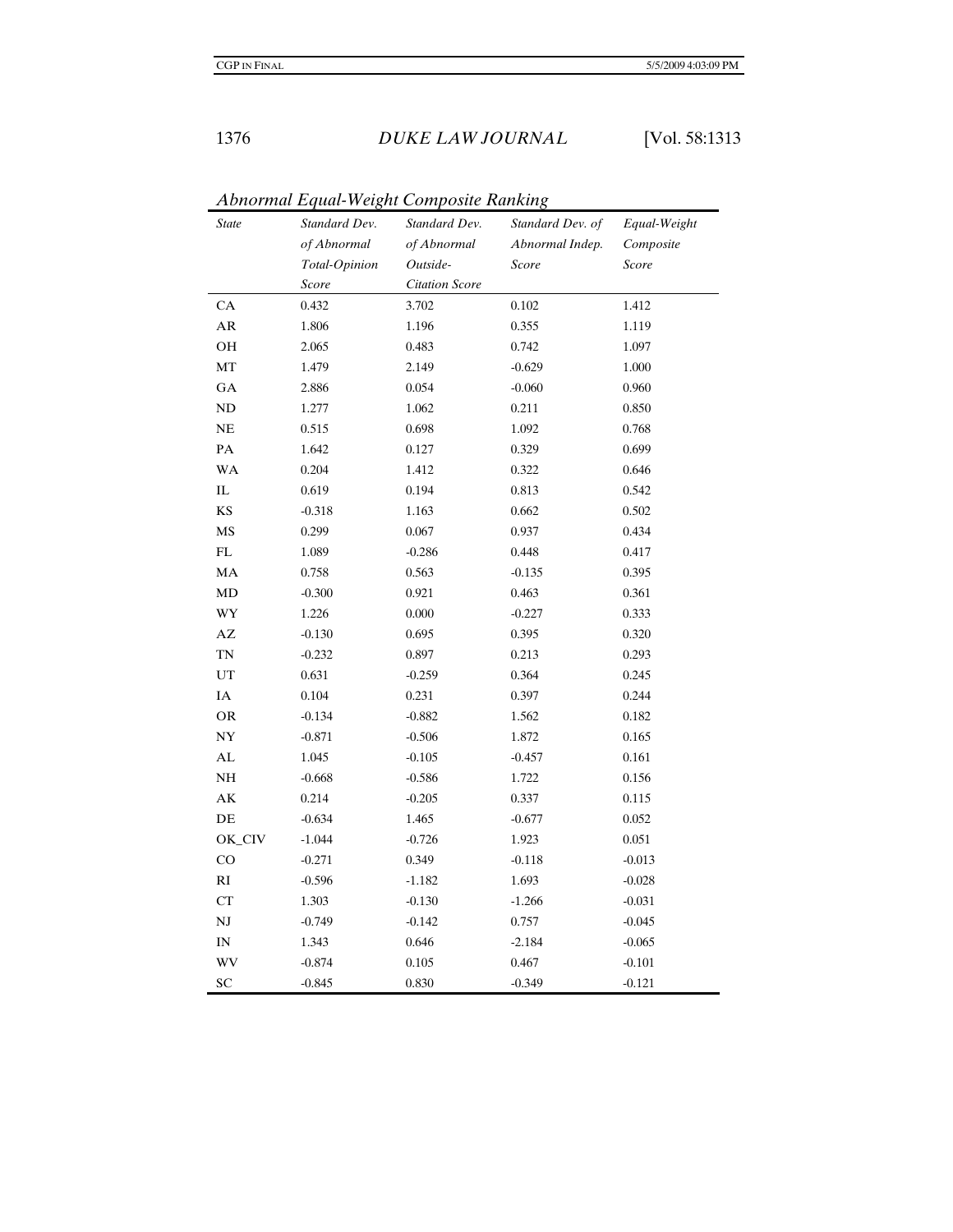*Abnormal Equal-Weight Composite Ranking*

| *State* | *Standard Dev. of Abnormal Total-Opinion Score* | *Standard Dev. of Abnormal Outside-Citation Score* | *Standard Dev. of Abnormal Indep. Score* | *Equal-Weight Composite Score* |
|---|---|---|---|---|
| CA | 0.432 | 3.702 | 0.102 | 1.412 |
| AR | 1.806 | 1.196 | 0.355 | 1.119 |
| OH | 2.065 | 0.483 | 0.742 | 1.097 |
| MT | 1.479 | 2.149 | -0.629 | 1.000 |
| GA | 2.886 | 0.054 | -0.060 | 0.960 |
| ND | 1.277 | 1.062 | 0.211 | 0.850 |
| NE | 0.515 | 0.698 | 1.092 | 0.768 |
| PA | 1.642 | 0.127 | 0.329 | 0.699 |
| WA | 0.204 | 1.412 | 0.322 | 0.646 |
| IL | 0.619 | 0.194 | 0.813 | 0.542 |
| KS | -0.318 | 1.163 | 0.662 | 0.502 |
| MS | 0.299 | 0.067 | 0.937 | 0.434 |
| FL | 1.089 | -0.286 | 0.448 | 0.417 |
| MA | 0.758 | 0.563 | -0.135 | 0.395 |
| MD | -0.300 | 0.921 | 0.463 | 0.361 |
| WY | 1.226 | 0.000 | -0.227 | 0.333 |
| AZ | -0.130 | 0.695 | 0.395 | 0.320 |
| TN | -0.232 | 0.897 | 0.213 | 0.293 |
| UT | 0.631 | -0.259 | 0.364 | 0.245 |
| IA | 0.104 | 0.231 | 0.397 | 0.244 |
| OR | -0.134 | -0.882 | 1.562 | 0.182 |
| NY | -0.871 | -0.506 | 1.872 | 0.165 |
| AL | 1.045 | -0.105 | -0.457 | 0.161 |
| NH | -0.668 | -0.586 | 1.722 | 0.156 |
| AK | 0.214 | -0.205 | 0.337 | 0.115 |
| DE | -0.634 | 1.465 | -0.677 | 0.052 |
| OK_CIV | -1.044 | -0.726 | 1.923 | 0.051 |
| CO | -0.271 | 0.349 | -0.118 | -0.013 |
| RI | -0.596 | -1.182 | 1.693 | -0.028 |
| CT | 1.303 | -0.130 | -1.266 | -0.031 |
| NJ | -0.749 | -0.142 | 0.757 | -0.045 |
| IN | 1.343 | 0.646 | -2.184 | -0.065 |
| WV | -0.874 | 0.105 | 0.467 | -0.101 |
| SC | -0.845 | 0.830 | -0.349 | -0.121 |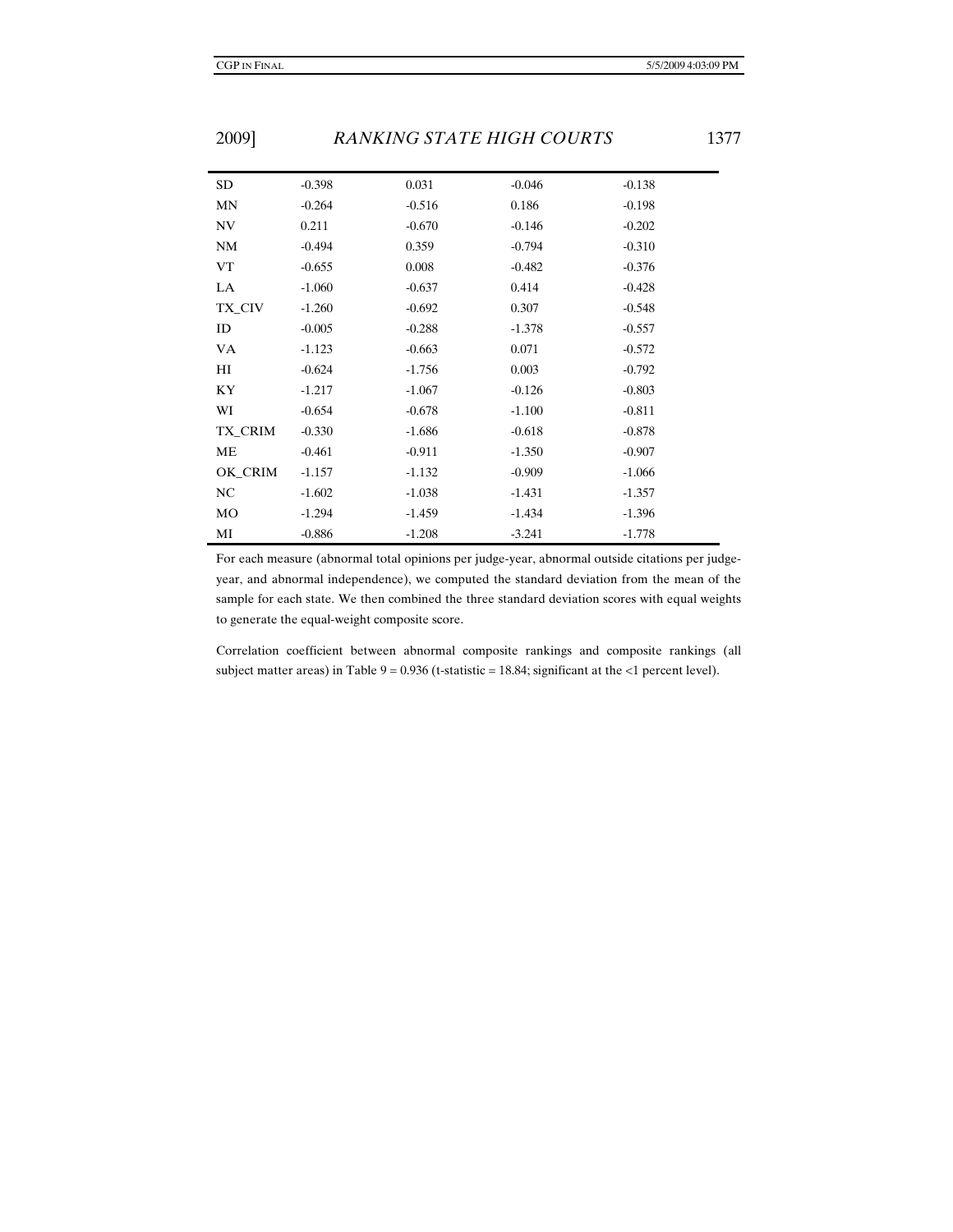| | | | | |
|---|---|---|---|---|
| SD | -0.398 | 0.031 | -0.046 | -0.138 |
| MN | -0.264 | -0.516 | 0.186 | -0.198 |
| NV | 0.211 | -0.670 | -0.146 | -0.202 |
| NM | -0.494 | 0.359 | -0.794 | -0.310 |
| VT | -0.655 | 0.008 | -0.482 | -0.376 |
| LA | -1.060 | -0.637 | 0.414 | -0.428 |
| TX_CIV | -1.260 | -0.692 | 0.307 | -0.548 |
| ID | -0.005 | -0.288 | -1.378 | -0.557 |
| VA | -1.123 | -0.663 | 0.071 | -0.572 |
| HI | -0.624 | -1.756 | 0.003 | -0.792 |
| KY | -1.217 | -1.067 | -0.126 | -0.803 |
| WI | -0.654 | -0.678 | -1.100 | -0.811 |
| TX_CRIM | -0.330 | -1.686 | -0.618 | -0.878 |
| ME | -0.461 | -0.911 | -1.350 | -0.907 |
| OK_CRIM | -1.157 | -1.132 | -0.909 | -1.066 |
| NC | -1.602 | -1.038 | -1.431 | -1.357 |
| MO | -1.294 | -1.459 | -1.434 | -1.396 |
| MI | -0.886 | -1.208 | -3.241 | -1.778 |

For each measure (abnormal total opinions per judge-year, abnormal outside citations per judge-year, and abnormal independence), we computed the standard deviation from the mean of the sample for each state. We then combined the three standard deviation scores with equal weights to generate the equal-weight composite score.

Correlation coefficient between abnormal composite rankings and composite rankings (all subject matter areas) in Table 9 = 0.936 (t-statistic = 18.84; significant at the <1 percent level).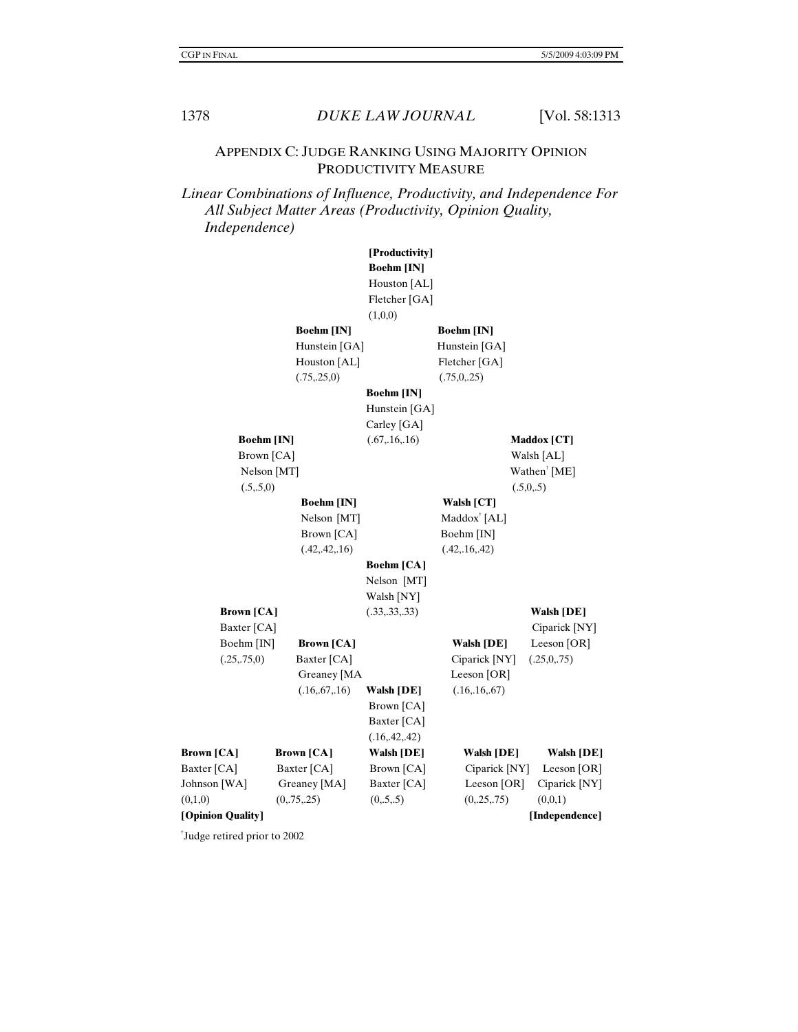## APPENDIX C: JUDGE RANKING USING MAJORITY OPINION PRODUCTIVITY MEASURE

*Linear Combinations of Influence, Productivity, and Independence For All Subject Matter Areas (Productivity, Opinion Quality, Independence)*

**[Productivity]**

**Boehm [IN]**
Houston [AL]
Fletcher [GA]
(1,0,0)

**Boehm [IN]**
Hunstein [GA]
Houston [AL]
(.75,.25,0)

**Boehm [IN]**
Hunstein [GA]
Fletcher [GA]
(.75,0,.25)

**Boehm [IN]**
Hunstein [GA]
Carley [GA]
(.67,.16,.16)

**Boehm [IN]**
Brown [CA]
Nelson [MT]
(.5,.5,0)

**Maddox [CT]**
Walsh [AL]
Wathen[†] [ME]
(.5,0,.5)

**Boehm [IN]**
Nelson [MT]
Brown [CA]
(.42,.42,.16)

**Walsh [CT]**
Maddox[†] [AL]
Boehm [IN]
(.42,.16,.42)

**Boehm [CA]**
Nelson [MT]
Walsh [NY]
(.33,.33,.33)

**Brown [CA]**
Baxter [CA]
Boehm [IN]
(.25,.75,0)

**Walsh [DE]**
Ciparick [NY]
Leeson [OR]
(.25,0,.75)

**Brown [CA]**
Baxter [CA]
Greaney [MA
(.16,.67,.16)

**Walsh [DE]**
Ciparick [NY]
Leeson [OR]
(.16,.16,.67)

**Walsh [DE]**
Brown [CA]
Baxter [CA]
(.16,.42,.42)

**Brown [CA]**
Baxter [CA]
Johnson [WA]
(0,1,0)

**Brown [CA]**
Baxter [CA]
Greaney [MA]
(0,.75,.25)

**Walsh [DE]**
Brown [CA]
Baxter [CA]
(0,.5,.5)

**Walsh [DE]**
Ciparick [NY]
Leeson [OR]
(0,.25,.75)

**Walsh [DE]**
Leeson [OR]
Ciparick [NY]
(0,0,1)

**[Opinion Quality]** **[Independence]**

[†]Judge retired prior to 2002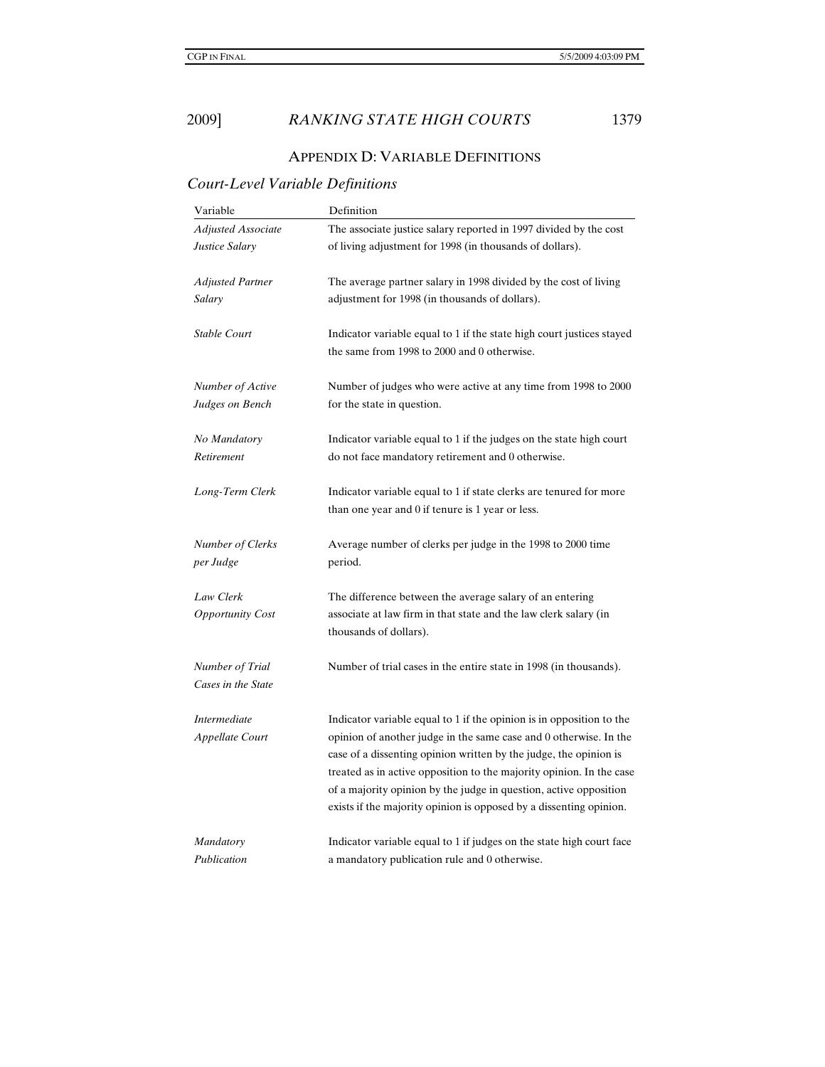## Appendix D: Variable Definitions

### *Court-Level Variable Definitions*

| Variable | Definition |
|---|---|
| *Adjusted Associate Justice Salary* | The associate justice salary reported in 1997 divided by the cost of living adjustment for 1998 (in thousands of dollars). |
| *Adjusted Partner Salary* | The average partner salary in 1998 divided by the cost of living adjustment for 1998 (in thousands of dollars). |
| *Stable Court* | Indicator variable equal to 1 if the state high court justices stayed the same from 1998 to 2000 and 0 otherwise. |
| *Number of Active Judges on Bench* | Number of judges who were active at any time from 1998 to 2000 for the state in question. |
| *No Mandatory Retirement* | Indicator variable equal to 1 if the judges on the state high court do not face mandatory retirement and 0 otherwise. |
| *Long-Term Clerk* | Indicator variable equal to 1 if state clerks are tenured for more than one year and 0 if tenure is 1 year or less. |
| *Number of Clerks per Judge* | Average number of clerks per judge in the 1998 to 2000 time period. |
| *Law Clerk Opportunity Cost* | The difference between the average salary of an entering associate at law firm in that state and the law clerk salary (in thousands of dollars). |
| *Number of Trial Cases in the State* | Number of trial cases in the entire state in 1998 (in thousands). |
| *Intermediate Appellate Court* | Indicator variable equal to 1 if the opinion is in opposition to the opinion of another judge in the same case and 0 otherwise. In the case of a dissenting opinion written by the judge, the opinion is treated as in active opposition to the majority opinion. In the case of a majority opinion by the judge in question, active opposition exists if the majority opinion is opposed by a dissenting opinion. |
| *Mandatory Publication* | Indicator variable equal to 1 if judges on the state high court face a mandatory publication rule and 0 otherwise. |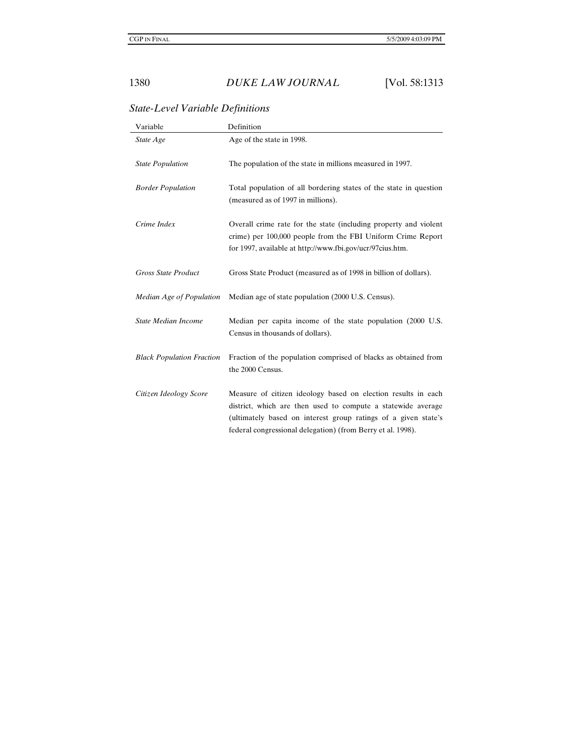*State-Level Variable Definitions*

| Variable | Definition |
|---|---|
| *State Age* | Age of the state in 1998. |
| *State Population* | The population of the state in millions measured in 1997. |
| *Border Population* | Total population of all bordering states of the state in question (measured as of 1997 in millions). |
| *Crime Index* | Overall crime rate for the state (including property and violent crime) per 100,000 people from the FBI Uniform Crime Report for 1997, available at http://www.fbi.gov/ucr/97cius.htm. |
| *Gross State Product* | Gross State Product (measured as of 1998 in billion of dollars). |
| *Median Age of Population* | Median age of state population (2000 U.S. Census). |
| *State Median Income* | Median per capita income of the state population (2000 U.S. Census in thousands of dollars). |
| *Black Population Fraction* | Fraction of the population comprised of blacks as obtained from the 2000 Census. |
| *Citizen Ideology Score* | Measure of citizen ideology based on election results in each district, which are then used to compute a statewide average (ultimately based on interest group ratings of a given state's federal congressional delegation) (from Berry et al. 1998). |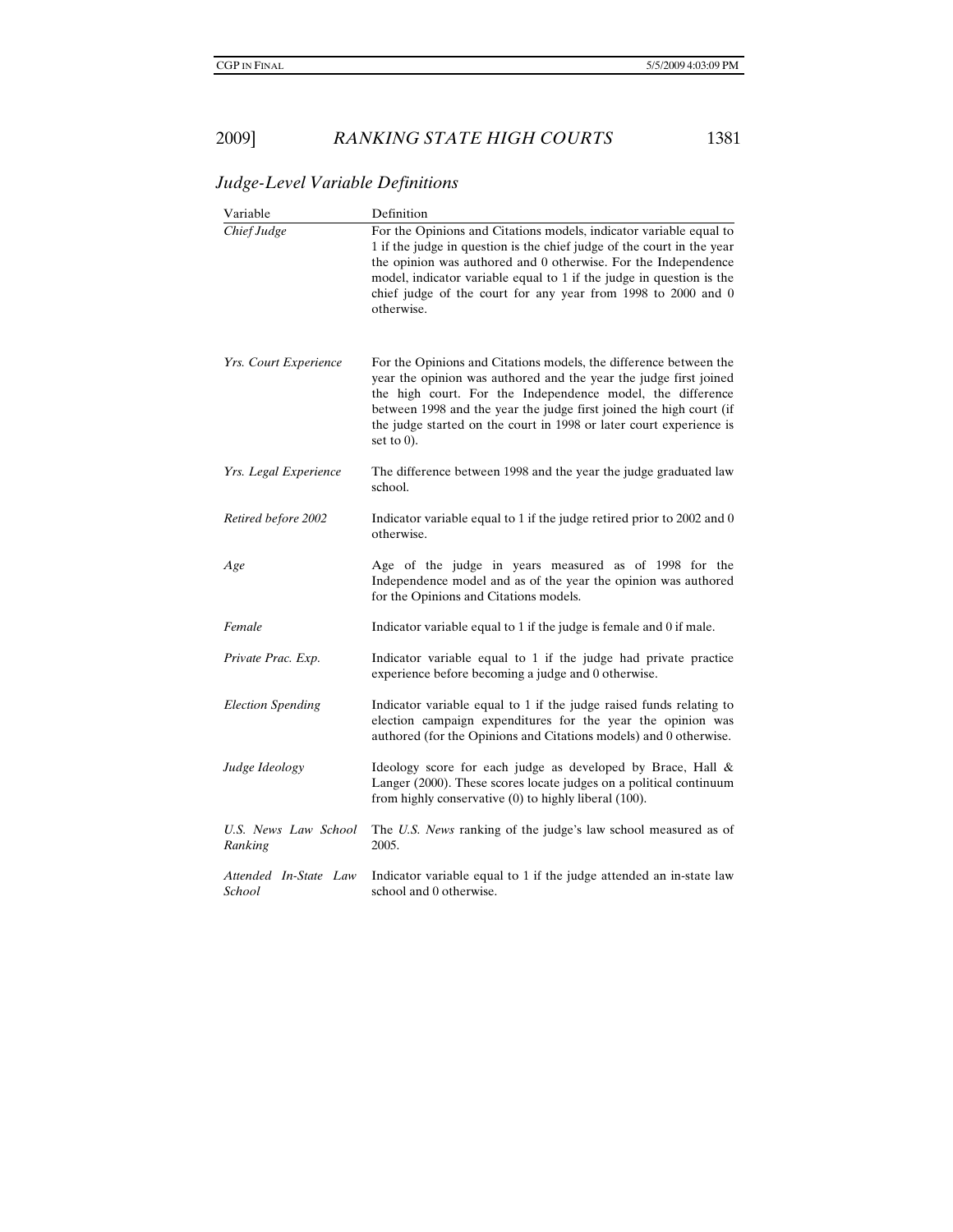## *Judge-Level Variable Definitions*

| Variable | Definition |
|---|---|
| *Chief Judge* | For the Opinions and Citations models, indicator variable equal to 1 if the judge in question is the chief judge of the court in the year the opinion was authored and 0 otherwise. For the Independence model, indicator variable equal to 1 if the judge in question is the chief judge of the court for any year from 1998 to 2000 and 0 otherwise. |
| *Yrs. Court Experience* | For the Opinions and Citations models, the difference between the year the opinion was authored and the year the judge first joined the high court. For the Independence model, the difference between 1998 and the year the judge first joined the high court (if the judge started on the court in 1998 or later court experience is set to 0). |
| *Yrs. Legal Experience* | The difference between 1998 and the year the judge graduated law school. |
| *Retired before 2002* | Indicator variable equal to 1 if the judge retired prior to 2002 and 0 otherwise. |
| *Age* | Age of the judge in years measured as of 1998 for the Independence model and as of the year the opinion was authored for the Opinions and Citations models. |
| *Female* | Indicator variable equal to 1 if the judge is female and 0 if male. |
| *Private Prac. Exp.* | Indicator variable equal to 1 if the judge had private practice experience before becoming a judge and 0 otherwise. |
| *Election Spending* | Indicator variable equal to 1 if the judge raised funds relating to election campaign expenditures for the year the opinion was authored (for the Opinions and Citations models) and 0 otherwise. |
| *Judge Ideology* | Ideology score for each judge as developed by Brace, Hall & Langer (2000). These scores locate judges on a political continuum from highly conservative (0) to highly liberal (100). |
| *U.S. News Law School Ranking* | The *U.S. News* ranking of the judge's law school measured as of 2005. |
| *Attended In-State Law School* | Indicator variable equal to 1 if the judge attended an in-state law school and 0 otherwise. |